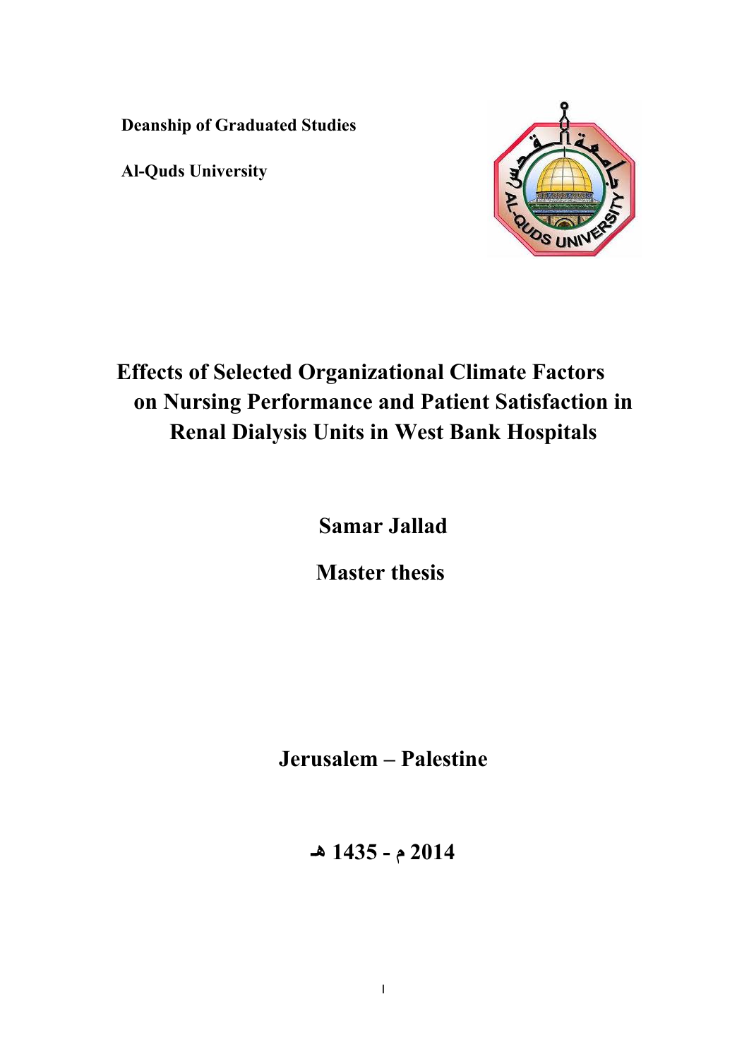**Deanship of Graduated Studies**

**Al-Quds University**

# Effects of Selected Organizational Climate Factors on Nursing Performance and Patient Satisfaction in Renal Dialysis Units in West Bank Hospitals

**Samar Jallad**

**Master thesis**

**Jerusalem – Palestine**

**2014 م - 1435 هـ**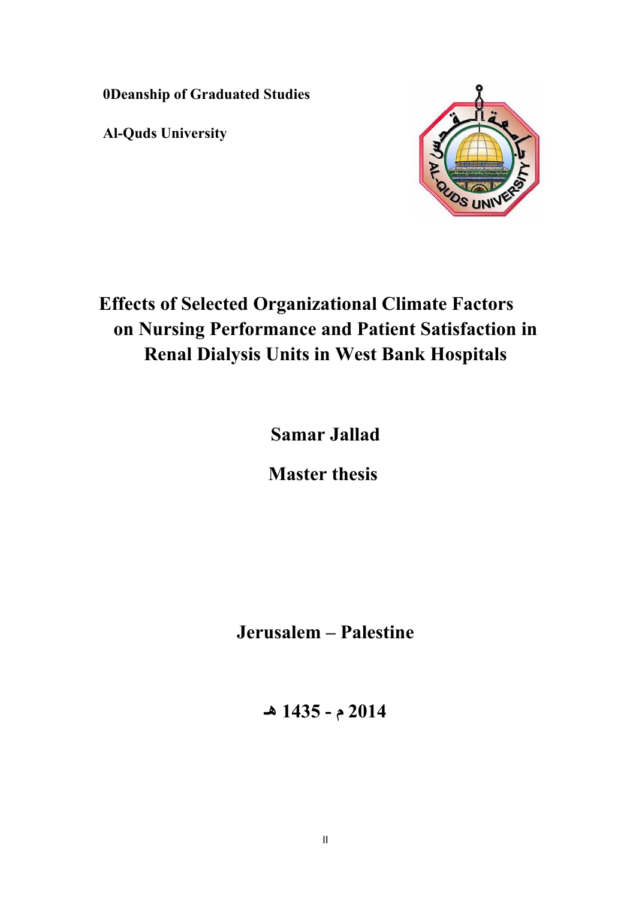**0Deanship of Graduated Studies**

**Al-Quds University**

# Effects of Selected Organizational Climate Factors on Nursing Performance and Patient Satisfaction in Renal Dialysis Units in West Bank Hospitals

**Samar Jallad**

**Master thesis**

**Jerusalem – Palestine**

**1435 هـ - 2014 م**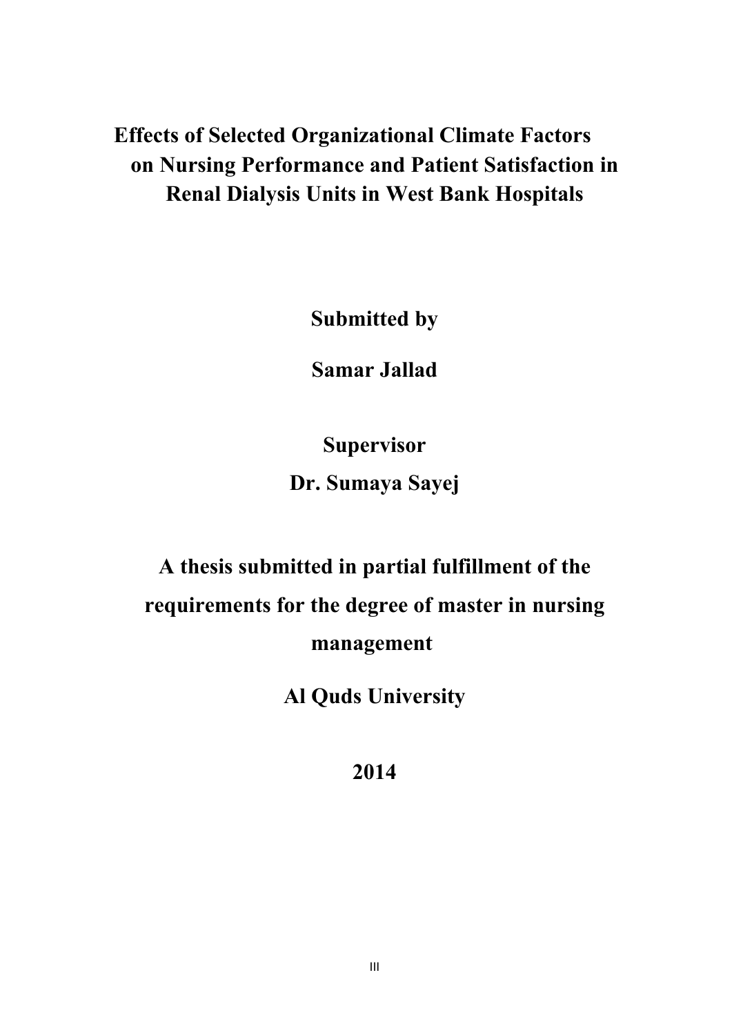# Effects of Selected Organizational Climate Factors on Nursing Performance and Patient Satisfaction in Renal Dialysis Units in West Bank Hospitals

**Submitted by**

**Samar Jallad**

**Supervisor**

**Dr. Sumaya Sayej**

**A thesis submitted in partial fulfillment of the requirements for the degree of master in nursing management**

**Al Quds University**

**2014**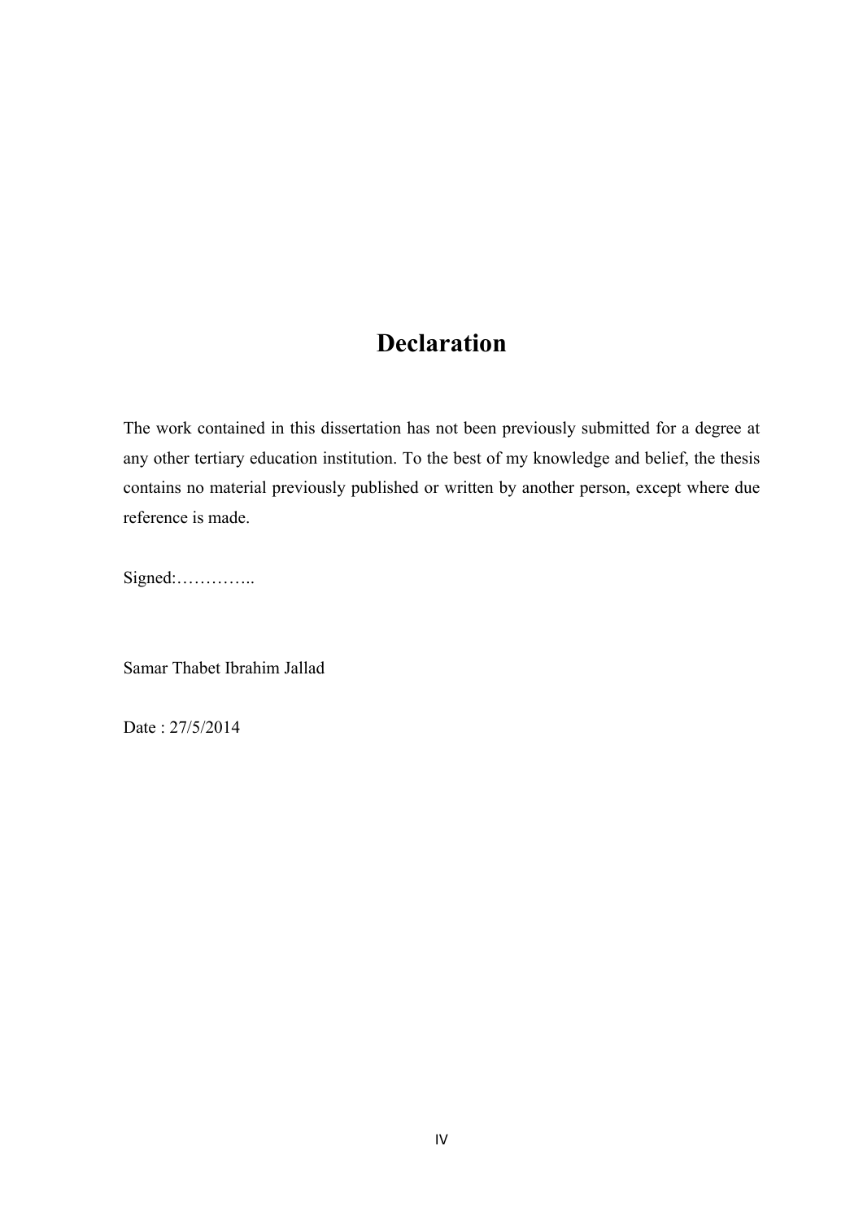# Declaration

The work contained in this dissertation has not been previously submitted for a degree at any other tertiary education institution. To the best of my knowledge and belief, the thesis contains no material previously published or written by another person, except where due reference is made.

Signed:…………..

Samar Thabet Ibrahim Jallad

Date : 27/5/2014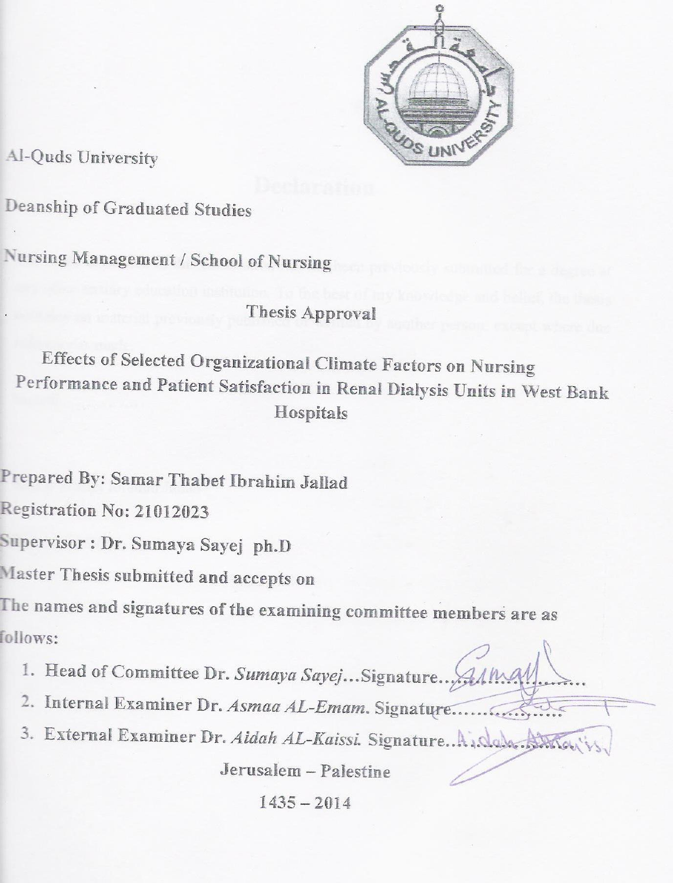Al-Quds University

Deanship of Graduated Studies

Nursing Management / School of Nursing

## Thesis Approval

# Effects of Selected Organizational Climate Factors on Nursing Performance and Patient Satisfaction in Renal Dialysis Units in West Bank Hospitals

Prepared By: Samar Thabet Ibrahim Jallad

Registration No: 21012023

Supervisor : Dr. Sumaya Sayej ph.D

Master Thesis submitted and accepts on

The names and signatures of the examining committee members are as follows:

1. Head of Committee Dr. *Sumaya Sayej*...Signature......................
2. Internal Examiner Dr. *Asmaa AL-Emam*. Signature.................
3. External Examiner Dr. *Aidah AL-Kaissi*. Signature..................

Jerusalem – Palestine

1435 – 2014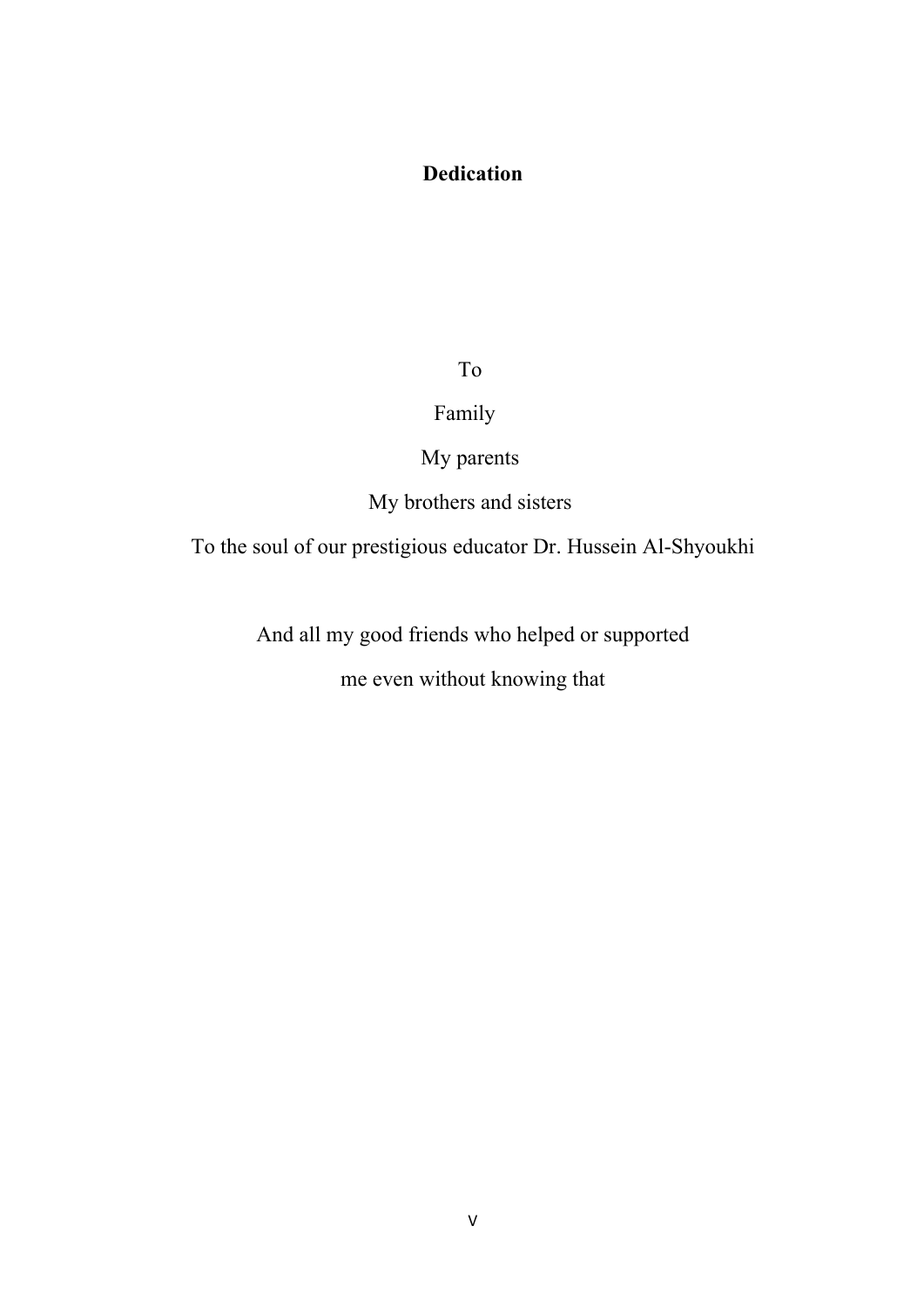# Dedication

To

Family

My parents

My brothers and sisters

To the soul of our prestigious educator Dr. Hussein Al-Shyoukhi

And all my good friends who helped or supported

me even without knowing that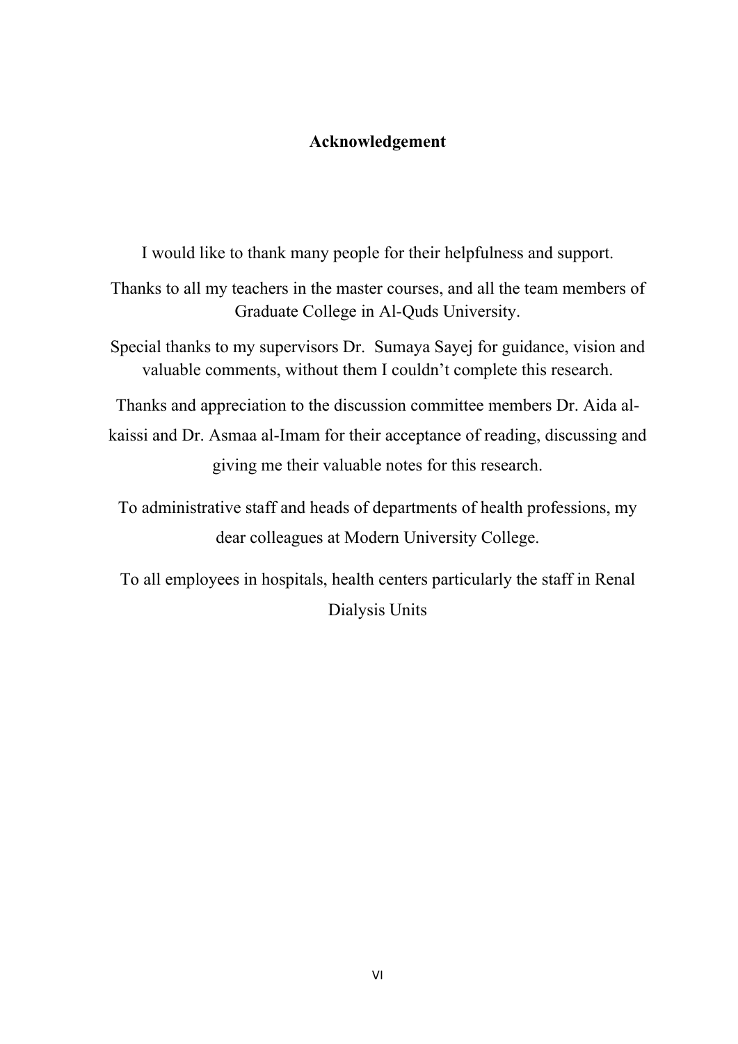# Acknowledgement

I would like to thank many people for their helpfulness and support.

Thanks to all my teachers in the master courses, and all the team members of Graduate College in Al-Quds University.

Special thanks to my supervisors Dr. Sumaya Sayej for guidance, vision and valuable comments, without them I couldn't complete this research.

Thanks and appreciation to the discussion committee members Dr. Aida al-kaissi and Dr. Asmaa al-Imam for their acceptance of reading, discussing and giving me their valuable notes for this research.

To administrative staff and heads of departments of health professions, my dear colleagues at Modern University College.

To all employees in hospitals, health centers particularly the staff in Renal Dialysis Units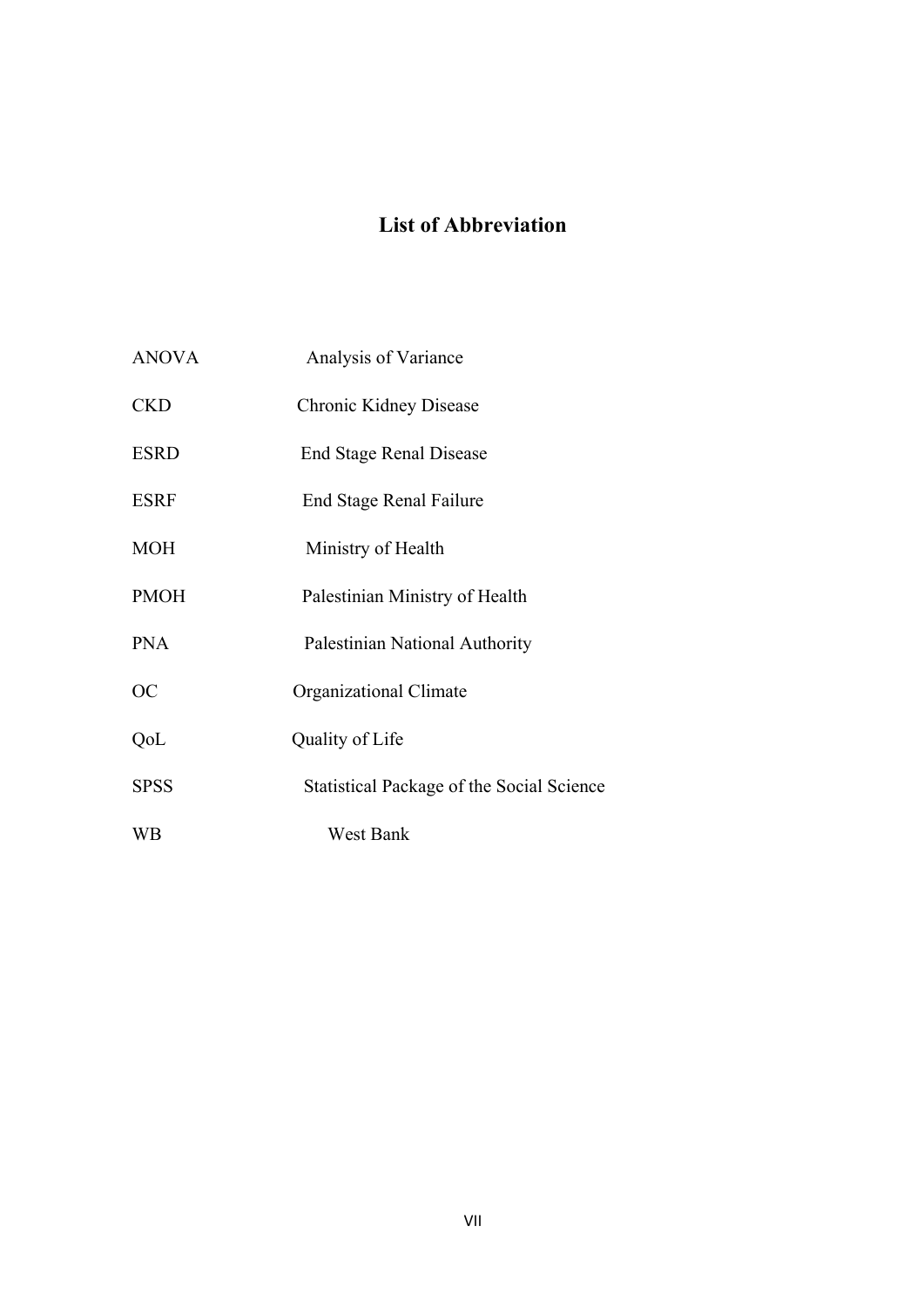# List of Abbreviation

| | |
|---|---|
| ANOVA | Analysis of Variance |
| CKD | Chronic Kidney Disease |
| ESRD | End Stage Renal Disease |
| ESRF | End Stage Renal Failure |
| MOH | Ministry of Health |
| PMOH | Palestinian Ministry of Health |
| PNA | Palestinian National Authority |
| OC | Organizational Climate |
| QoL | Quality of Life |
| SPSS | Statistical Package of the Social Science |
| WB | West Bank |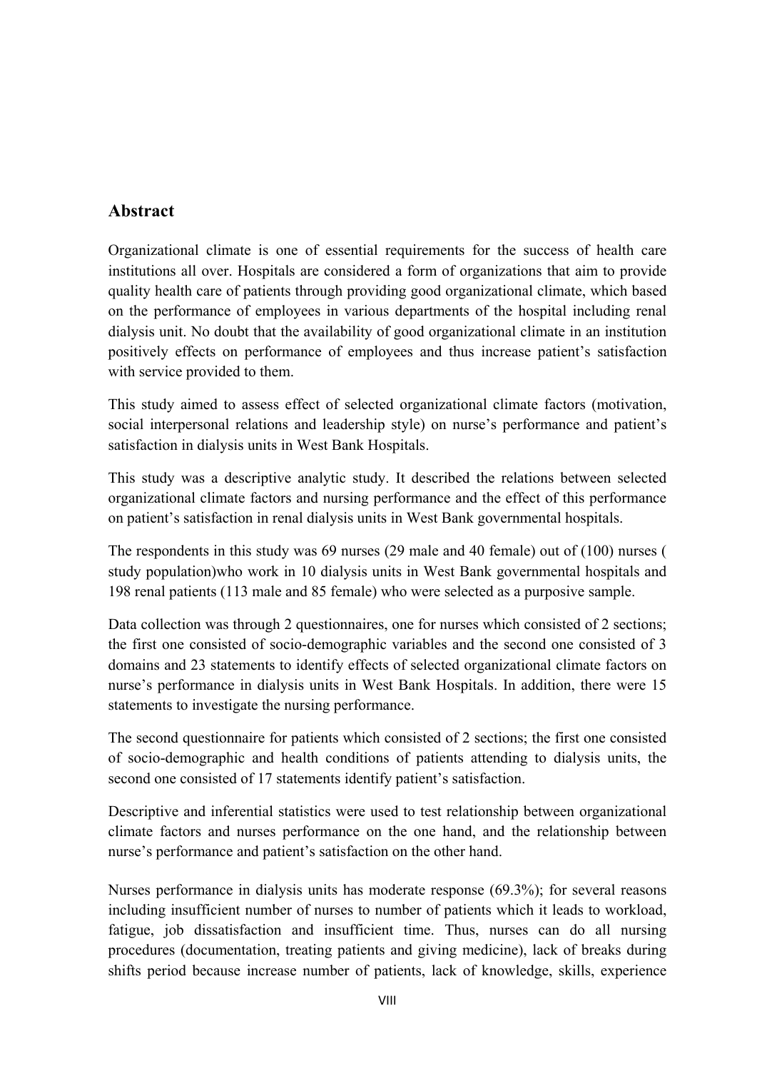## Abstract

Organizational climate is one of essential requirements for the success of health care institutions all over. Hospitals are considered a form of organizations that aim to provide quality health care of patients through providing good organizational climate, which based on the performance of employees in various departments of the hospital including renal dialysis unit. No doubt that the availability of good organizational climate in an institution positively effects on performance of employees and thus increase patient's satisfaction with service provided to them.

This study aimed to assess effect of selected organizational climate factors (motivation, social interpersonal relations and leadership style) on nurse's performance and patient's satisfaction in dialysis units in West Bank Hospitals.

This study was a descriptive analytic study. It described the relations between selected organizational climate factors and nursing performance and the effect of this performance on patient's satisfaction in renal dialysis units in West Bank governmental hospitals.

The respondents in this study was 69 nurses (29 male and 40 female) out of (100) nurses ( study population)who work in 10 dialysis units in West Bank governmental hospitals and 198 renal patients (113 male and 85 female) who were selected as a purposive sample.

Data collection was through 2 questionnaires, one for nurses which consisted of 2 sections; the first one consisted of socio-demographic variables and the second one consisted of 3 domains and 23 statements to identify effects of selected organizational climate factors on nurse's performance in dialysis units in West Bank Hospitals. In addition, there were 15 statements to investigate the nursing performance.

The second questionnaire for patients which consisted of 2 sections; the first one consisted of socio-demographic and health conditions of patients attending to dialysis units, the second one consisted of 17 statements identify patient's satisfaction.

Descriptive and inferential statistics were used to test relationship between organizational climate factors and nurses performance on the one hand, and the relationship between nurse's performance and patient's satisfaction on the other hand.

Nurses performance in dialysis units has moderate response (69.3%); for several reasons including insufficient number of nurses to number of patients which it leads to workload, fatigue, job dissatisfaction and insufficient time. Thus, nurses can do all nursing procedures (documentation, treating patients and giving medicine), lack of breaks during shifts period because increase number of patients, lack of knowledge, skills, experience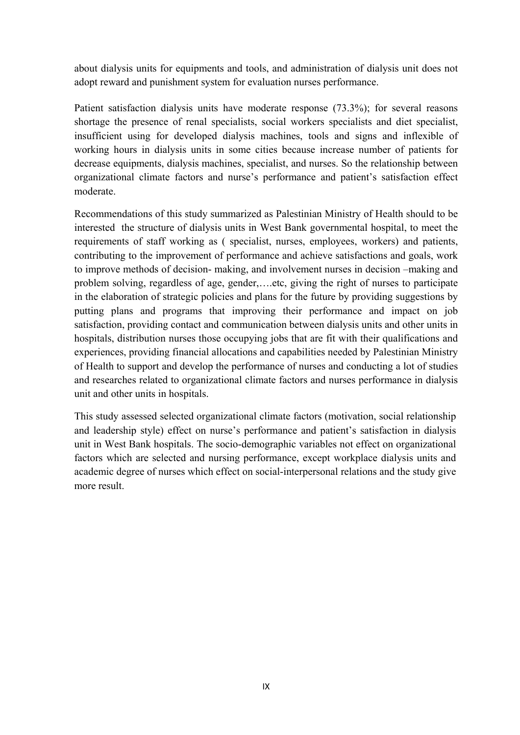about dialysis units for equipments and tools, and administration of dialysis unit does not adopt reward and punishment system for evaluation nurses performance.

Patient satisfaction dialysis units have moderate response (73.3%); for several reasons shortage the presence of renal specialists, social workers specialists and diet specialist, insufficient using for developed dialysis machines, tools and signs and inflexible of working hours in dialysis units in some cities because increase number of patients for decrease equipments, dialysis machines, specialist, and nurses. So the relationship between organizational climate factors and nurse's performance and patient's satisfaction effect moderate.

Recommendations of this study summarized as Palestinian Ministry of Health should to be interested the structure of dialysis units in West Bank governmental hospital, to meet the requirements of staff working as ( specialist, nurses, employees, workers) and patients, contributing to the improvement of performance and achieve satisfactions and goals, work to improve methods of decision- making, and involvement nurses in decision –making and problem solving, regardless of age, gender,….etc, giving the right of nurses to participate in the elaboration of strategic policies and plans for the future by providing suggestions by putting plans and programs that improving their performance and impact on job satisfaction, providing contact and communication between dialysis units and other units in hospitals, distribution nurses those occupying jobs that are fit with their qualifications and experiences, providing financial allocations and capabilities needed by Palestinian Ministry of Health to support and develop the performance of nurses and conducting a lot of studies and researches related to organizational climate factors and nurses performance in dialysis unit and other units in hospitals.

This study assessed selected organizational climate factors (motivation, social relationship and leadership style) effect on nurse's performance and patient's satisfaction in dialysis unit in West Bank hospitals. The socio-demographic variables not effect on organizational factors which are selected and nursing performance, except workplace dialysis units and academic degree of nurses which effect on social-interpersonal relations and the study give more result.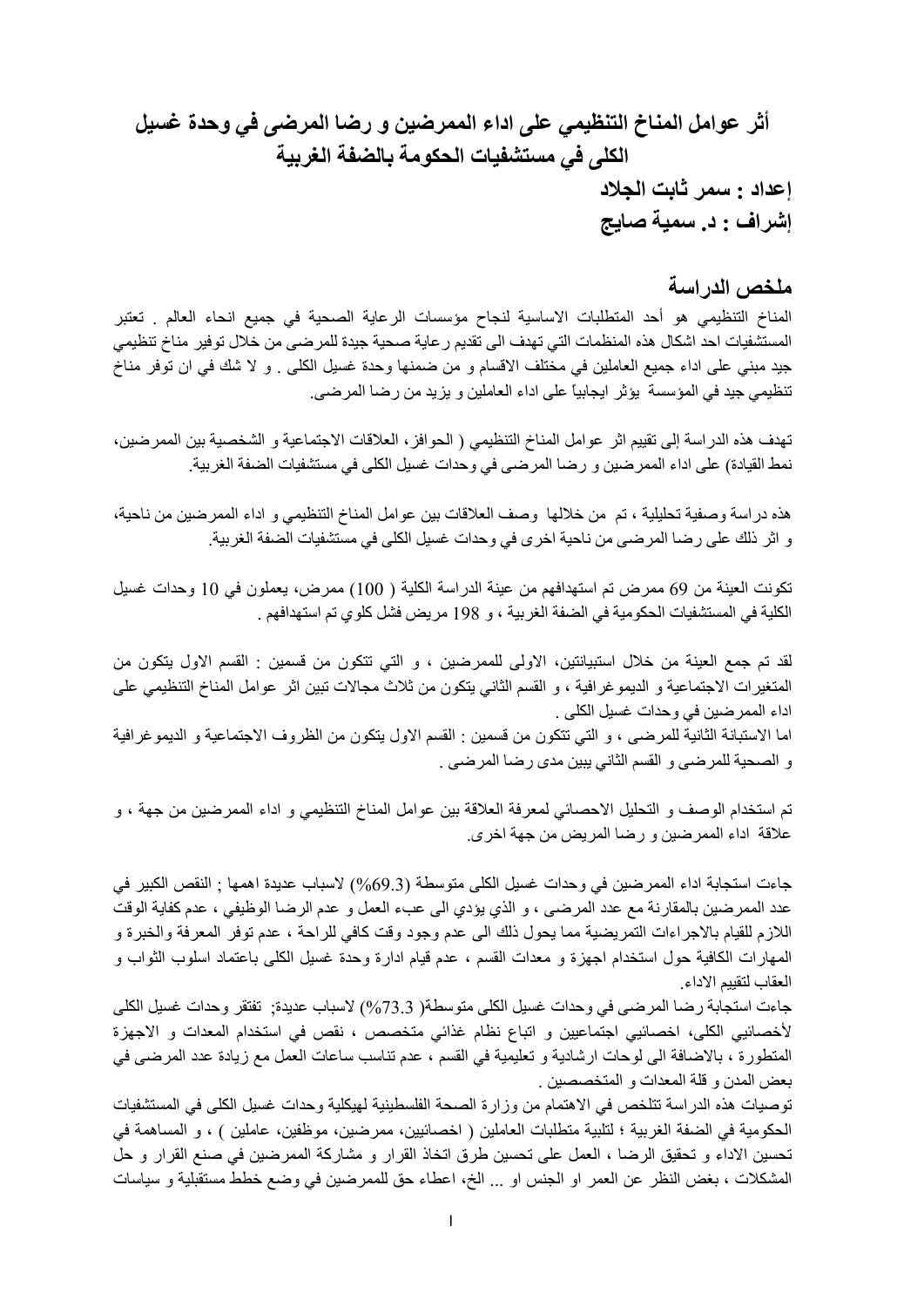# أثر عوامل المناخ التنظيمي على اداء الممرضين و رضا المرضى في وحدة غسيل الكلى في مستشفيات الحكومة بالضفة الغربية

**إعداد : سمر ثابت الجلاد**

**إشراف : د. سمية صايج**

## ملخص الدراسة

المناخ التنظيمي هو أحد المتطلبات الاساسية لنجاح مؤسسات الرعاية الصحية في جميع انحاء العالم . تعتبر المستشفيات احد اشكال هذه المنظمات التي تهدف الى تقديم رعاية صحية جيدة للمرضى من خلال توفير مناخ تنظيمي جيد مبني على اداء جميع العاملين في مختلف الاقسام و من ضمنها وحدة غسيل الكلى . و لا شك في ان توفر مناخ تنظيمي جيد في المؤسسة يؤثر ايجابياً على اداء العاملين و يزيد من رضا المرضى.

تهدف هذه الدراسة إلى تقييم اثر عوامل المناخ التنظيمي ( الحوافز، العلاقات الاجتماعية و الشخصية بين الممرضين، نمط القيادة) على اداء الممرضين و رضا المرضى في وحدات غسيل الكلى في مستشفيات الضفة الغربية.

هذه دراسة وصفية تحليلية ، تم من خلالها وصف العلاقات بين عوامل المناخ التنظيمي و اداء الممرضين من ناحية، و اثر ذلك على رضا المرضى من ناحية اخرى في وحدات غسيل الكلى في مستشفيات الضفة الغربية.

تكونت العينة من 69 ممرض تم استهدافهم من عينة الدراسة الكلية ( 100) ممرض، يعملون في 10 وحدات غسيل الكلية في المستشفيات الحكومية في الضفة الغربية ، و 198 مريض فشل كلوي تم استهدافهم .

لقد تم جمع العينة من خلال استبيانتين، الاولى للممرضين ، و التي تتكون من قسمين : القسم الاول يتكون من المتغيرات الاجتماعية و الديموغرافية ، و القسم الثاني يتكون من ثلاث مجالات تبين اثر عوامل المناخ التنظيمي على اداء الممرضين في وحدات غسيل الكلى .
اما الاستبانة الثانية للمرضى ، و التي تتكون من قسمين : القسم الاول يتكون من الظروف الاجتماعية و الديموغرافية و الصحية للمرضى و القسم الثاني يبين مدى رضا المرضى .

تم استخدام الوصف و التحليل الاحصائي لمعرفة العلاقة بين عوامل المناخ التنظيمي و اداء الممرضين من جهة ، و علاقة اداء الممرضين و رضا المريض من جهة اخرى.

جاءت استجابة اداء الممرضين في وحدات غسيل الكلى متوسطة (69.3%) لاسباب عديدة اهمها ; النقص الكبير في عدد الممرضين بالمقارنة مع عدد المرضى ، و الذي يؤدي الى عبء العمل و عدم الرضا الوظيفي ، عدم كفاية الوقت اللازم للقيام بالاجراءات التمريضية مما يحول ذلك الى عدم وجود وقت كافي للراحة ، عدم توفر المعرفة والخبرة و المهارات الكافية حول استخدام اجهزة و معدات القسم ، عدم قيام ادارة وحدة غسيل الكلى باعتماد اسلوب الثواب و العقاب لتقييم الاداء.
جاءت استجابة رضا المرضى في وحدات غسيل الكلى متوسطة( 73.3%) لاسباب عديدة; تفتقر وحدات غسيل الكلى لأخصائيي الكلى، اخصائيي اجتماعيين و اتباع نظام غذائي متخصص ، نقص في استخدام المعدات و الاجهزة المتطورة ، بالاضافة الى لوحات ارشادية و تعليمية في القسم ، عدم تناسب ساعات العمل مع زيادة عدد المرضى في بعض المدن و قلة المعدات و المتخصصين .
توصيات هذه الدراسة تتلخص في الاهتمام من وزارة الصحة الفلسطينية لهيكلية وحدات غسيل الكلى في المستشفيات الحكومية في الضفة الغربية ؛ لتلبية متطلبات العاملين ( اخصائيين، ممرضين، موظفين، عاملين ) ، و المساهمة في تحسين الاداء و تحقيق الرضا ، العمل على تحسين طرق اتخاذ القرار و مشاركة الممرضين في صنع القرار و حل المشكلات ، بغض النظر عن العمر او الجنس او ... الخ، اعطاء حق للممرضين في وضع خطط مستقبلية و سياسات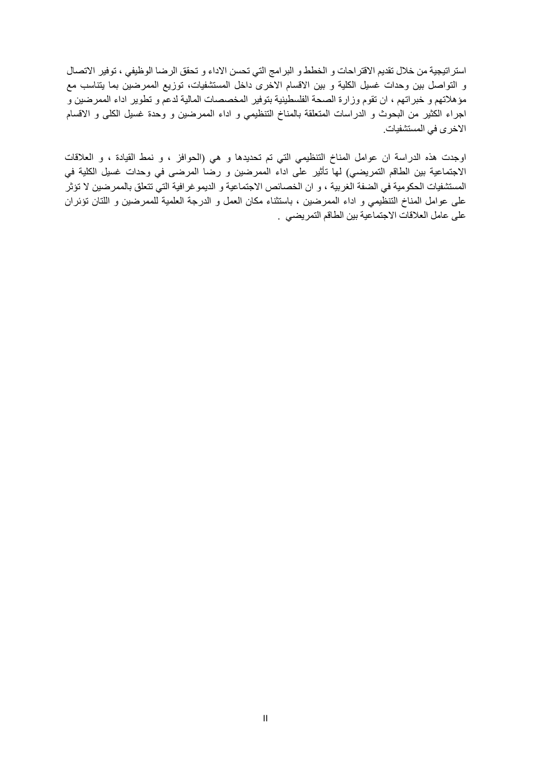استراتيجية من خلال تقديم الاقتراحات و الخطط و البرامج التي تحسن الاداء و تحقق الرضا الوظيفي ، توفير الاتصال و التواصل بين وحدات غسيل الكلية و بين الاقسام الاخرى داخل المستشفيات، توزيع الممرضين بما يتناسب مع مؤهلاتهم و خبراتهم ، ان تقوم وزارة الصحة الفلسطينية بتوفير المخصصات المالية لدعم و تطوير اداء الممرضين و اجراء الكثير من البحوث و الدراسات المتعلقة بالمناخ التنظيمي و اداء الممرضين و وحدة غسيل الكلى و الاقسام الاخرى في المستشفيات.

اوجدت هذه الدراسة ان عوامل المناخ التنظيمي التي تم تحديدها و هي (الحوافز ، و نمط القيادة ، و العلاقات الاجتماعية بين الطاقم التمريضي) لها تأثير على اداء الممرضين و رضا المرضى في وحدات غسيل الكلية في المستشفيات الحكومية في الضفة الغربية ، و ان الخصائص الاجتماعية و الديموغرافية التي تتعلق بالممرضين لا تؤثر على عوامل المناخ التنظيمي و اداء الممرضين ، باستثناء مكان العمل و الدرجة العلمية للممرضين و اللتان تؤثران على عامل العلاقات الاجتماعية بين الطاقم التمريضي .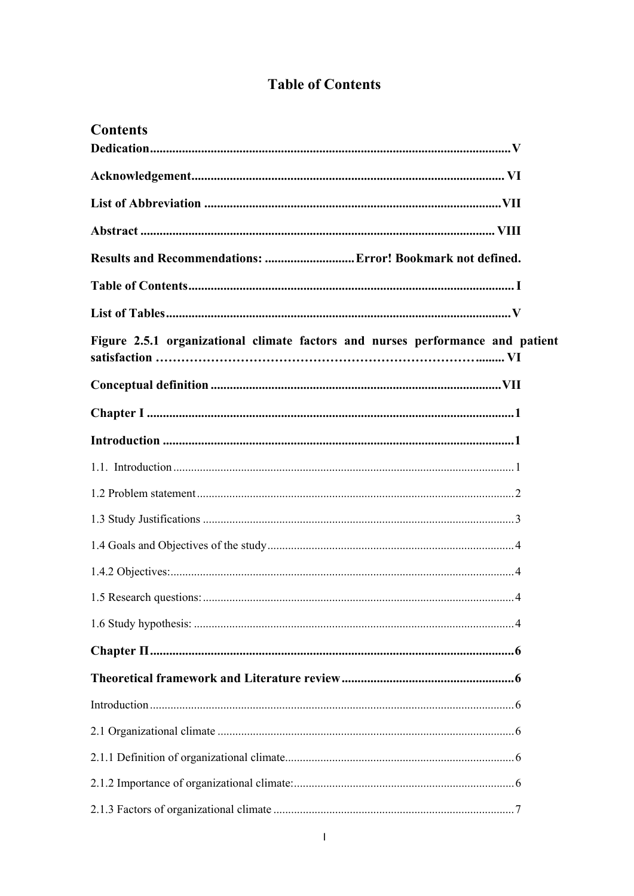# Table of Contents

## Contents

**Dedication** ........ V

**Acknowledgement** ........ VI

**List of Abbreviation** ........ VII

**Abstract** ........ VIII

**Results and Recommendations:** ........ **Error! Bookmark not defined.**

**Table of Contents** ........ I

**List of Tables** ........ V

**Figure 2.5.1 organizational climate factors and nurses performance and patient satisfaction** ........ VI

**Conceptual definition** ........ VII

**Chapter I** ........ 1

**Introduction** ........ 1

1.1. Introduction ........ 1

1.2 Problem statement ........ 2

1.3 Study Justifications ........ 3

1.4 Goals and Objectives of the study ........ 4

1.4.2 Objectives: ........ 4

1.5 Research questions: ........ 4

1.6 Study hypothesis: ........ 4

**Chapter Π** ........ 6

**Theoretical framework and Literature review** ........ 6

Introduction ........ 6

2.1 Organizational climate ........ 6

2.1.1 Definition of organizational climate ........ 6

2.1.2 Importance of organizational climate: ........ 6

2.1.3 Factors of organizational climate ........ 7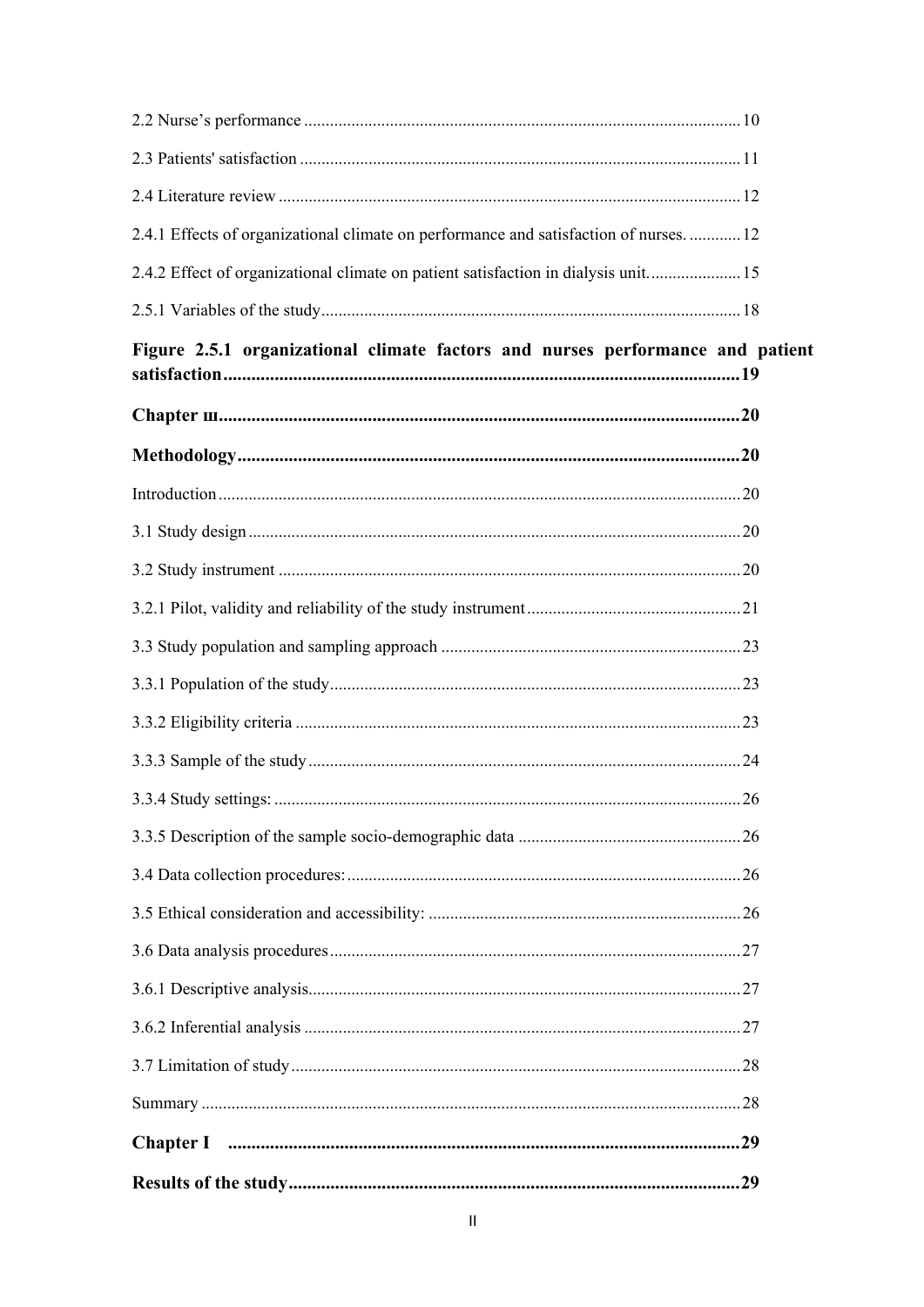2.2 Nurse's performance .......................................................................................................10

2.3 Patients' satisfaction .......................................................................................................11

2.4 Literature review ...........................................................................................................12

2.4.1 Effects of organizational climate on performance and satisfaction of nurses. ............12

2.4.2 Effect of organizational climate on patient satisfaction in dialysis unit......................15

2.5.1 Variables of the study.................................................................................................18

**Figure 2.5.1 organizational climate factors and nurses performance and patient satisfaction..............................................................................................................19**

**Chapter ш..............................................................................................................20**

**Methodology...........................................................................................................20**

Introduction .........................................................................................................................20

3.1 Study design ..................................................................................................................20

3.2 Study instrument ...........................................................................................................20

3.2.1 Pilot, validity and reliability of the study instrument.................................................21

3.3 Study population and sampling approach .....................................................................23

3.3.1 Population of the study...............................................................................................23

3.3.2 Eligibility criteria .......................................................................................................23

3.3.3 Sample of the study....................................................................................................24

3.3.4 Study settings: ............................................................................................................26

3.3.5 Description of the sample socio-demographic data ....................................................26

3.4 Data collection procedures: ...........................................................................................26

3.5 Ethical consideration and accessibility: ........................................................................26

3.6 Data analysis procedures ...............................................................................................27

3.6.1 Descriptive analysis....................................................................................................27

3.6.2 Inferential analysis .....................................................................................................27

3.7 Limitation of study........................................................................................................28

Summary .............................................................................................................................28

**Chapter I ..............................................................................................................29**

**Results of the study................................................................................................29**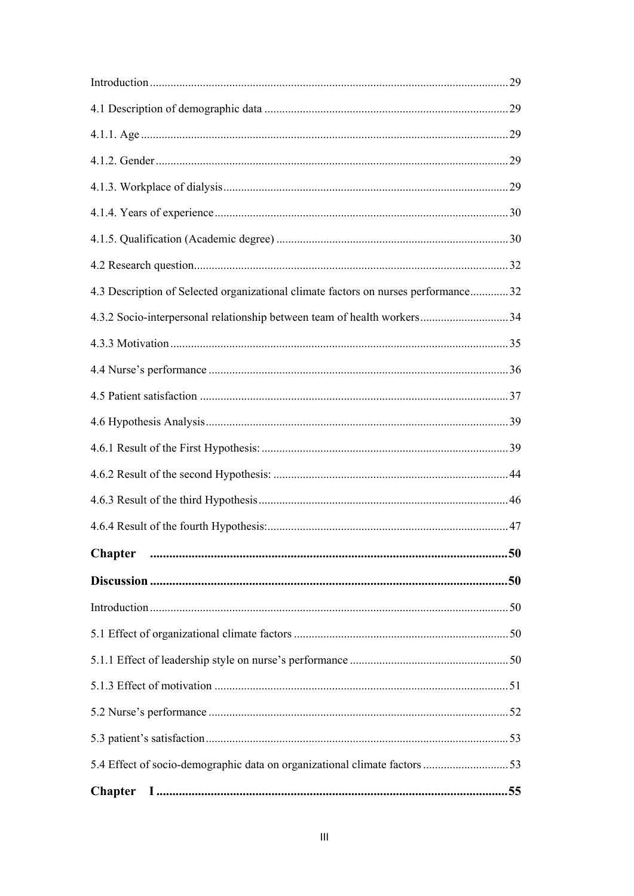Introduction ........................................................................................................................ 29

4.1 Description of demographic data .................................................................................. 29

4.1.1. Age ............................................................................................................................ 29

4.1.2. Gender ....................................................................................................................... 29

4.1.3. Workplace of dialysis ................................................................................................ 29

4.1.4. Years of experience ................................................................................................... 30

4.1.5. Qualification (Academic degree) .............................................................................. 30

4.2 Research question........................................................................................................... 32

4.3 Description of Selected organizational climate factors on nurses performance............. 32

4.3.2 Socio-interpersonal relationship between team of health workers.............................. 34

4.3.3 Motivation .................................................................................................................. 35

4.4 Nurse's performance ..................................................................................................... 36

4.5 Patient satisfaction ........................................................................................................ 37

4.6 Hypothesis Analysis...................................................................................................... 39

4.6.1 Result of the First Hypothesis: ................................................................................... 39

4.6.2 Result of the second Hypothesis: ............................................................................... 44

4.6.3 Result of the third Hypothesis .................................................................................... 46

4.6.4 Result of the fourth Hypothesis:................................................................................. 47

**Chapter ...............................................................................................................50**

**Discussion ...............................................................................................................50**

Introduction ........................................................................................................................ 50

5.1 Effect of organizational climate factors ........................................................................ 50

5.1.1 Effect of leadership style on nurse's performance ...................................................... 50

5.1.3 Effect of motivation ................................................................................................... 51

5.2 Nurse's performance ..................................................................................................... 52

5.3 patient's satisfaction...................................................................................................... 53

5.4 Effect of socio-demographic data on organizational climate factors ............................ 53

**Chapter I .............................................................................................................55**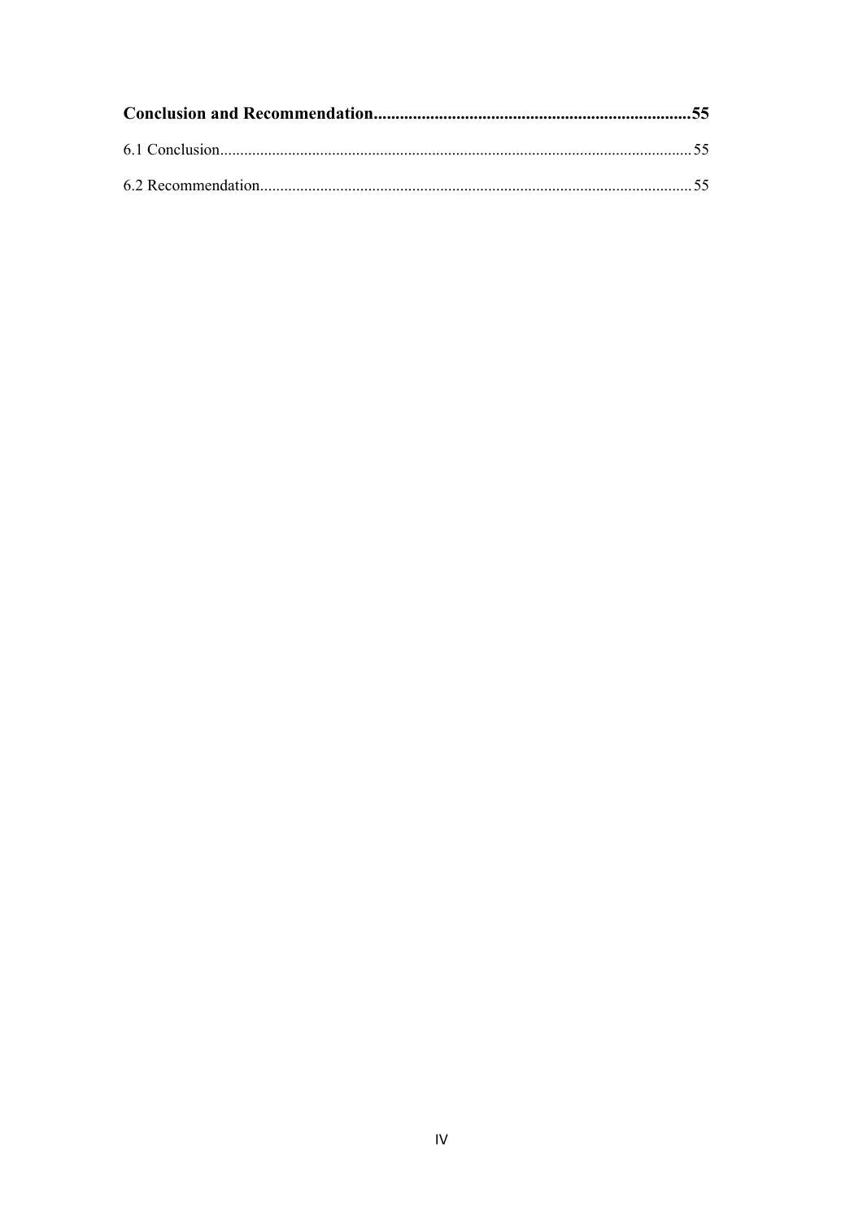**Conclusion and Recommendation........................................................................55**

6.1 Conclusion..................................................................................................................55

6.2 Recommendation.........................................................................................................55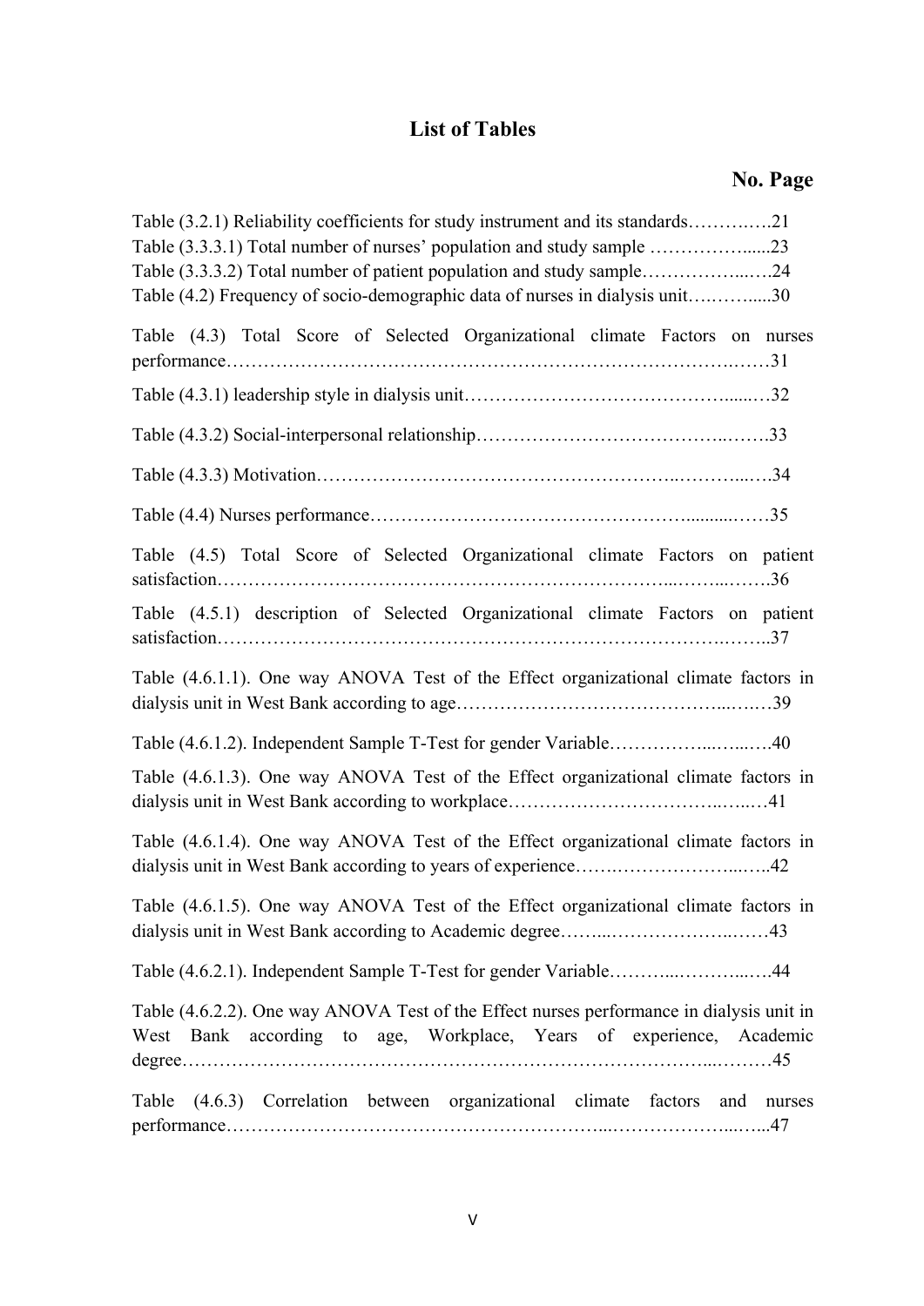## List of Tables

**No. Page**

Table (3.2.1) Reliability coefficients for study instrument and its standards…………….21

Table (3.3.3.1) Total number of nurses' population and study sample ……………......23

Table (3.3.3.2) Total number of patient population and study sample……………...….24

Table (4.2) Frequency of socio-demographic data of nurses in dialysis unit….……....30

Table (4.3) Total Score of Selected Organizational climate Factors on nurses performance……………………………………………………………………….……31

Table (4.3.1) leadership style in dialysis unit……………………………………......…32

Table (4.3.2) Social-interpersonal relationship…………………………………..…….33

Table (4.3.3) Motivation……………………………………………………..………...…34

Table (4.4) Nurses performance………………………………………….........……35

Table (4.5) Total Score of Selected Organizational climate Factors on patient satisfaction……………………………………………………………...……...…….36

Table (4.5.1) description of Selected Organizational climate Factors on patient satisfaction…………………………………………………………………….……..37

Table (4.6.1.1). One way ANOVA Test of the Effect organizational climate factors in dialysis unit in West Bank according to age……………………………………...…..…39

Table (4.6.1.2). Independent Sample T-Test for gender Variable……………...…...….40

Table (4.6.1.3). One way ANOVA Test of the Effect organizational climate factors in dialysis unit in West Bank according to workplace……………………………..…...…41

Table (4.6.1.4). One way ANOVA Test of the Effect organizational climate factors in dialysis unit in West Bank according to years of experience…….…………………...…..42

Table (4.6.1.5). One way ANOVA Test of the Effect organizational climate factors in dialysis unit in West Bank according to Academic degree……...………………..……43

Table (4.6.2.1). Independent Sample T-Test for gender Variable………...………...….44

Table (4.6.2.2). One way ANOVA Test of the Effect nurses performance in dialysis unit in West Bank according to age, Workplace, Years of experience, Academic degree……………………………………………………………………………...………45

Table (4.6.3) Correlation between organizational climate factors and nurses performance…………………………………………………...…………………...…...47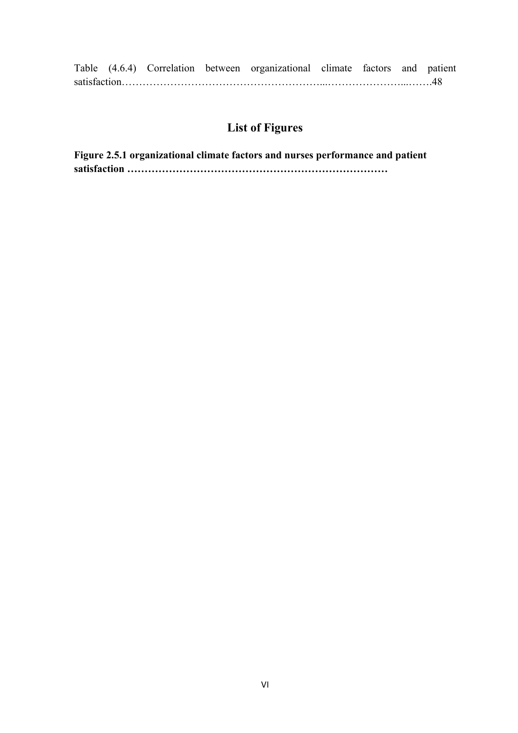Table (4.6.4) Correlation between organizational climate factors and patient satisfaction……………………………………………………...…………………...…….48

## List of Figures

**Figure 2.5.1 organizational climate factors and nurses performance and patient satisfaction …………………………………………………………………**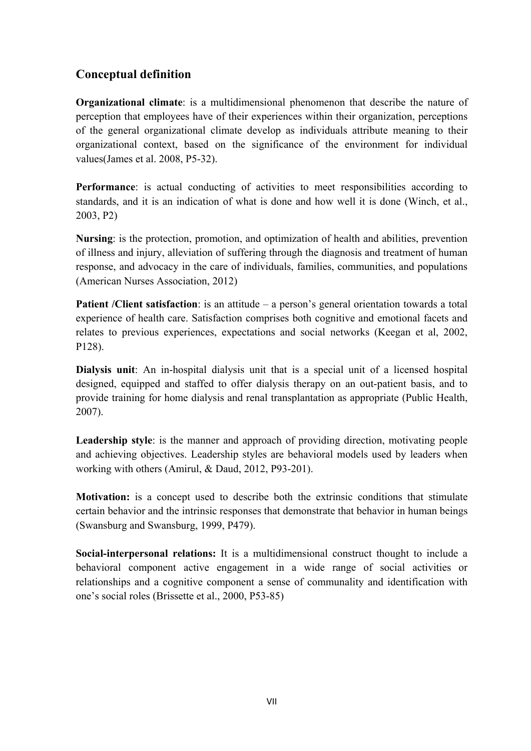## Conceptual definition

**Organizational climate**: is a multidimensional phenomenon that describe the nature of perception that employees have of their experiences within their organization, perceptions of the general organizational climate develop as individuals attribute meaning to their organizational context, based on the significance of the environment for individual values(James et al. 2008, P5-32).

**Performance**: is actual conducting of activities to meet responsibilities according to standards, and it is an indication of what is done and how well it is done (Winch, et al., 2003, P2)

**Nursing**: is the protection, promotion, and optimization of health and abilities, prevention of illness and injury, alleviation of suffering through the diagnosis and treatment of human response, and advocacy in the care of individuals, families, communities, and populations (American Nurses Association, 2012)

**Patient /Client satisfaction**: is an attitude – a person's general orientation towards a total experience of health care. Satisfaction comprises both cognitive and emotional facets and relates to previous experiences, expectations and social networks (Keegan et al, 2002, P128).

**Dialysis unit**: An in-hospital dialysis unit that is a special unit of a licensed hospital designed, equipped and staffed to offer dialysis therapy on an out-patient basis, and to provide training for home dialysis and renal transplantation as appropriate (Public Health, 2007).

**Leadership style**: is the manner and approach of providing direction, motivating people and achieving objectives. Leadership styles are behavioral models used by leaders when working with others (Amirul, & Daud, 2012, P93-201).

**Motivation:** is a concept used to describe both the extrinsic conditions that stimulate certain behavior and the intrinsic responses that demonstrate that behavior in human beings (Swansburg and Swansburg, 1999, P479).

**Social-interpersonal relations:** It is a multidimensional construct thought to include a behavioral component active engagement in a wide range of social activities or relationships and a cognitive component a sense of communality and identification with one's social roles (Brissette et al., 2000, P53-85)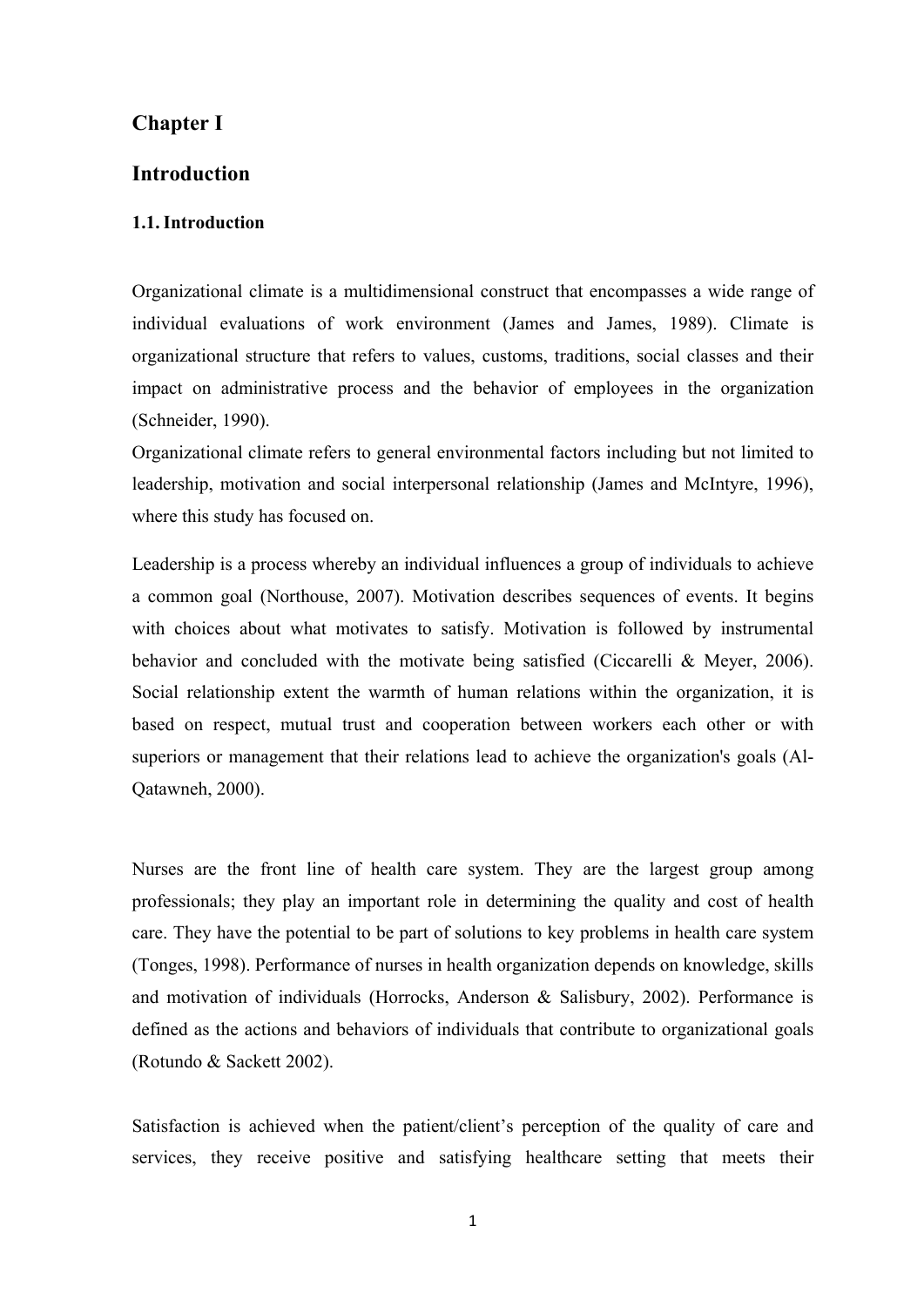# Chapter I

# Introduction

### 1.1. Introduction

Organizational climate is a multidimensional construct that encompasses a wide range of individual evaluations of work environment (James and James, 1989). Climate is organizational structure that refers to values, customs, traditions, social classes and their impact on administrative process and the behavior of employees in the organization (Schneider, 1990).

Organizational climate refers to general environmental factors including but not limited to leadership, motivation and social interpersonal relationship (James and McIntyre, 1996), where this study has focused on.

Leadership is a process whereby an individual influences a group of individuals to achieve a common goal (Northouse, 2007). Motivation describes sequences of events. It begins with choices about what motivates to satisfy. Motivation is followed by instrumental behavior and concluded with the motivate being satisfied (Ciccarelli & Meyer, 2006). Social relationship extent the warmth of human relations within the organization, it is based on respect, mutual trust and cooperation between workers each other or with superiors or management that their relations lead to achieve the organization's goals (Al-Qatawneh, 2000).

Nurses are the front line of health care system. They are the largest group among professionals; they play an important role in determining the quality and cost of health care. They have the potential to be part of solutions to key problems in health care system (Tonges, 1998). Performance of nurses in health organization depends on knowledge, skills and motivation of individuals (Horrocks, Anderson & Salisbury, 2002). Performance is defined as the actions and behaviors of individuals that contribute to organizational goals (Rotundo & Sackett 2002).

Satisfaction is achieved when the patient/client's perception of the quality of care and services, they receive positive and satisfying healthcare setting that meets their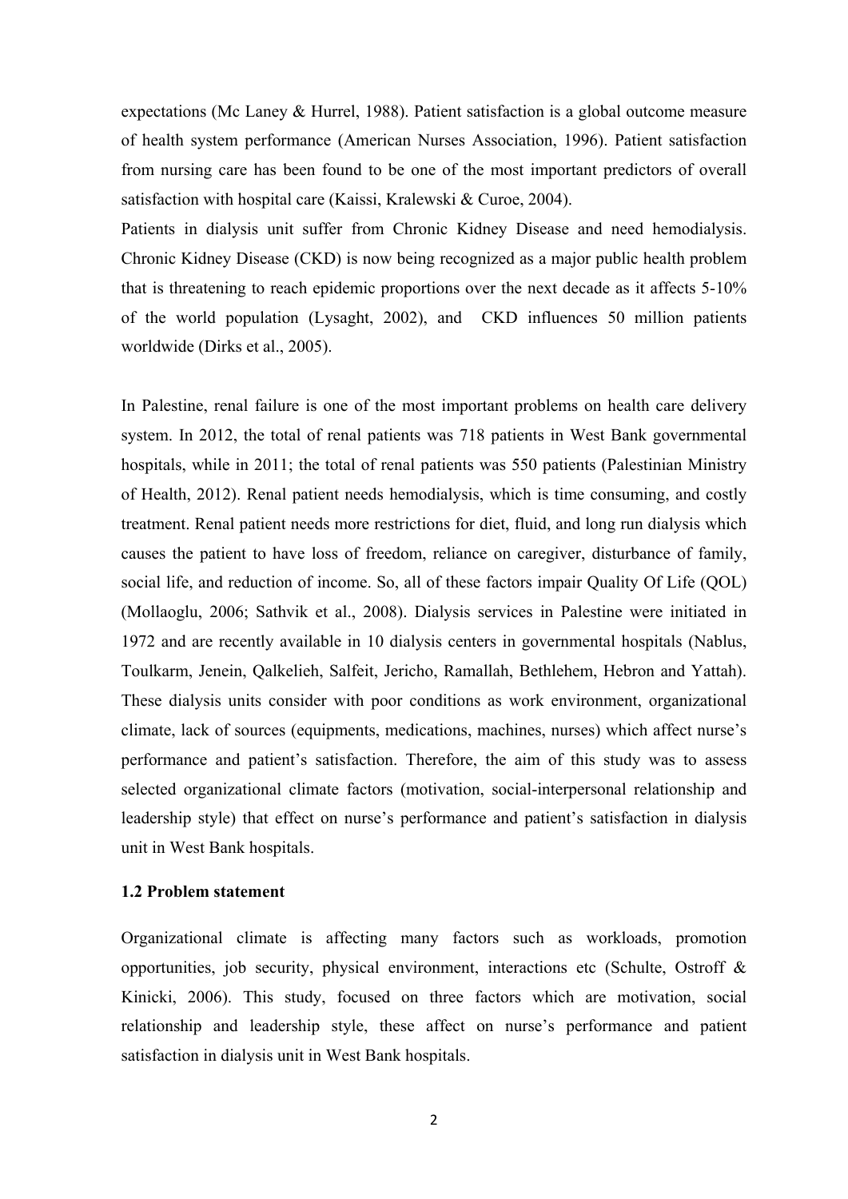expectations (Mc Laney & Hurrel, 1988). Patient satisfaction is a global outcome measure of health system performance (American Nurses Association, 1996). Patient satisfaction from nursing care has been found to be one of the most important predictors of overall satisfaction with hospital care (Kaissi, Kralewski & Curoe, 2004).

Patients in dialysis unit suffer from Chronic Kidney Disease and need hemodialysis. Chronic Kidney Disease (CKD) is now being recognized as a major public health problem that is threatening to reach epidemic proportions over the next decade as it affects 5-10% of the world population (Lysaght, 2002), and CKD influences 50 million patients worldwide (Dirks et al., 2005).

In Palestine, renal failure is one of the most important problems on health care delivery system. In 2012, the total of renal patients was 718 patients in West Bank governmental hospitals, while in 2011; the total of renal patients was 550 patients (Palestinian Ministry of Health, 2012). Renal patient needs hemodialysis, which is time consuming, and costly treatment. Renal patient needs more restrictions for diet, fluid, and long run dialysis which causes the patient to have loss of freedom, reliance on caregiver, disturbance of family, social life, and reduction of income. So, all of these factors impair Quality Of Life (QOL) (Mollaoglu, 2006; Sathvik et al., 2008). Dialysis services in Palestine were initiated in 1972 and are recently available in 10 dialysis centers in governmental hospitals (Nablus, Toulkarm, Jenein, Qalkelieh, Salfeit, Jericho, Ramallah, Bethlehem, Hebron and Yattah). These dialysis units consider with poor conditions as work environment, organizational climate, lack of sources (equipments, medications, machines, nurses) which affect nurse's performance and patient's satisfaction. Therefore, the aim of this study was to assess selected organizational climate factors (motivation, social-interpersonal relationship and leadership style) that effect on nurse's performance and patient's satisfaction in dialysis unit in West Bank hospitals.

### 1.2 Problem statement

Organizational climate is affecting many factors such as workloads, promotion opportunities, job security, physical environment, interactions etc (Schulte, Ostroff & Kinicki, 2006). This study, focused on three factors which are motivation, social relationship and leadership style, these affect on nurse's performance and patient satisfaction in dialysis unit in West Bank hospitals.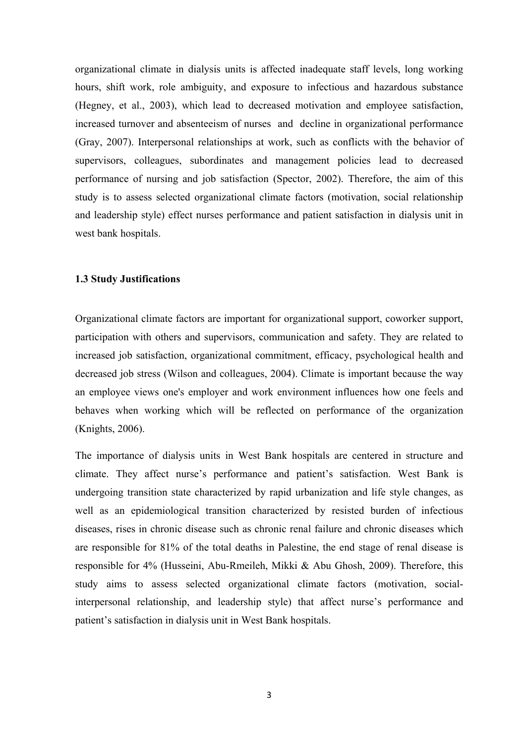organizational climate in dialysis units is affected inadequate staff levels, long working hours, shift work, role ambiguity, and exposure to infectious and hazardous substance (Hegney, et al., 2003), which lead to decreased motivation and employee satisfaction, increased turnover and absenteeism of nurses and decline in organizational performance (Gray, 2007). Interpersonal relationships at work, such as conflicts with the behavior of supervisors, colleagues, subordinates and management policies lead to decreased performance of nursing and job satisfaction (Spector, 2002). Therefore, the aim of this study is to assess selected organizational climate factors (motivation, social relationship and leadership style) effect nurses performance and patient satisfaction in dialysis unit in west bank hospitals.

### 1.3 Study Justifications

Organizational climate factors are important for organizational support, coworker support, participation with others and supervisors, communication and safety. They are related to increased job satisfaction, organizational commitment, efficacy, psychological health and decreased job stress (Wilson and colleagues, 2004). Climate is important because the way an employee views one's employer and work environment influences how one feels and behaves when working which will be reflected on performance of the organization (Knights, 2006).

The importance of dialysis units in West Bank hospitals are centered in structure and climate. They affect nurse's performance and patient's satisfaction. West Bank is undergoing transition state characterized by rapid urbanization and life style changes, as well as an epidemiological transition characterized by resisted burden of infectious diseases, rises in chronic disease such as chronic renal failure and chronic diseases which are responsible for 81% of the total deaths in Palestine, the end stage of renal disease is responsible for 4% (Husseini, Abu-Rmeileh, Mikki & Abu Ghosh, 2009). Therefore, this study aims to assess selected organizational climate factors (motivation, social-interpersonal relationship, and leadership style) that affect nurse's performance and patient's satisfaction in dialysis unit in West Bank hospitals.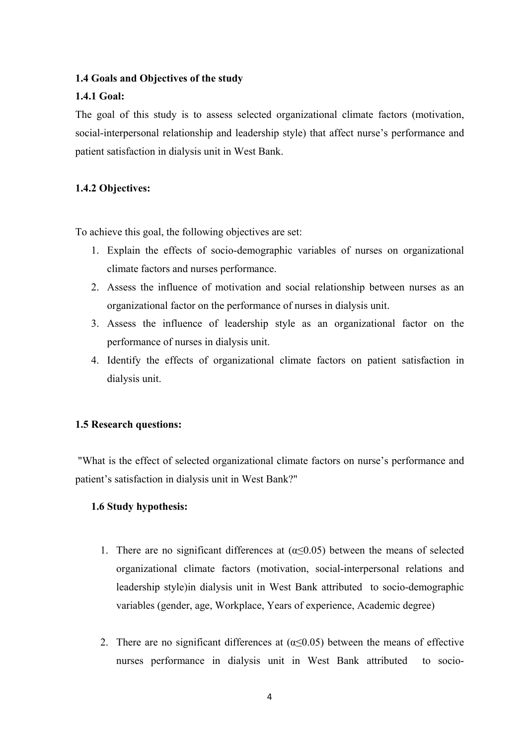**1.4 Goals and Objectives of the study**

**1.4.1 Goal:**

The goal of this study is to assess selected organizational climate factors (motivation, social-interpersonal relationship and leadership style) that affect nurse's performance and patient satisfaction in dialysis unit in West Bank.

**1.4.2 Objectives:**

To achieve this goal, the following objectives are set:

1. Explain the effects of socio-demographic variables of nurses on organizational climate factors and nurses performance.
2. Assess the influence of motivation and social relationship between nurses as an organizational factor on the performance of nurses in dialysis unit.
3. Assess the influence of leadership style as an organizational factor on the performance of nurses in dialysis unit.
4. Identify the effects of organizational climate factors on patient satisfaction in dialysis unit.

**1.5 Research questions:**

"What is the effect of selected organizational climate factors on nurse's performance and patient's satisfaction in dialysis unit in West Bank?"

**1.6 Study hypothesis:**

1. There are no significant differences at ($\alpha \leq 0.05$) between the means of selected organizational climate factors (motivation, social-interpersonal relations and leadership style)in dialysis unit in West Bank attributed to socio-demographic variables (gender, age, Workplace, Years of experience, Academic degree)
2. There are no significant differences at ($\alpha \leq 0.05$) between the means of effective nurses performance in dialysis unit in West Bank attributed to socio-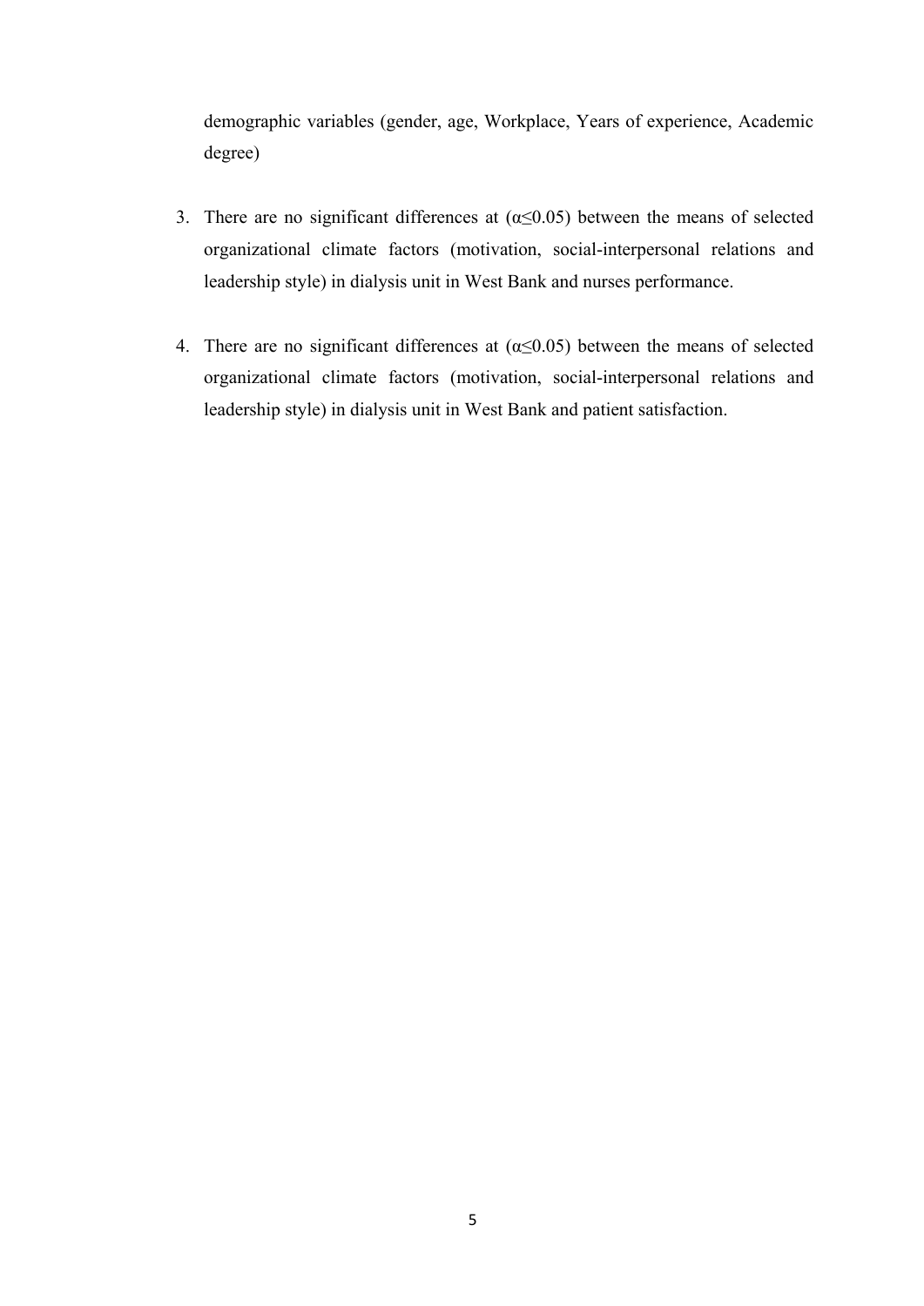demographic variables (gender, age, Workplace, Years of experience, Academic degree)

3. There are no significant differences at ($\alpha \leq 0.05$) between the means of selected organizational climate factors (motivation, social-interpersonal relations and leadership style) in dialysis unit in West Bank and nurses performance.

4. There are no significant differences at ($\alpha \leq 0.05$) between the means of selected organizational climate factors (motivation, social-interpersonal relations and leadership style) in dialysis unit in West Bank and patient satisfaction.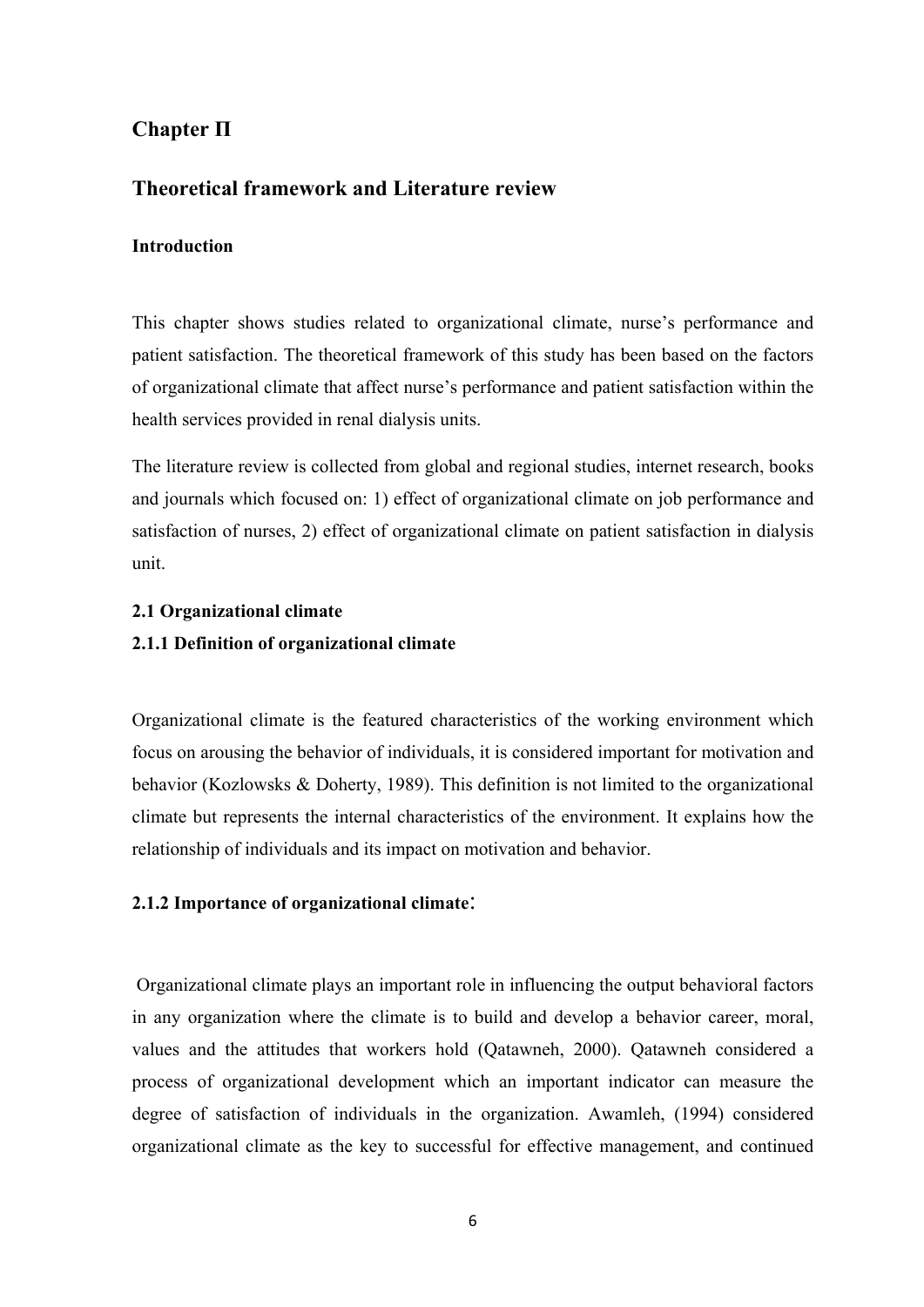## Chapter Π

## Theoretical framework and Literature review

### Introduction

This chapter shows studies related to organizational climate, nurse's performance and patient satisfaction. The theoretical framework of this study has been based on the factors of organizational climate that affect nurse's performance and patient satisfaction within the health services provided in renal dialysis units.

The literature review is collected from global and regional studies, internet research, books and journals which focused on: 1) effect of organizational climate on job performance and satisfaction of nurses, 2) effect of organizational climate on patient satisfaction in dialysis unit.

### 2.1 Organizational climate

### 2.1.1 Definition of organizational climate

Organizational climate is the featured characteristics of the working environment which focus on arousing the behavior of individuals, it is considered important for motivation and behavior (Kozlowsks & Doherty, 1989). This definition is not limited to the organizational climate but represents the internal characteristics of the environment. It explains how the relationship of individuals and its impact on motivation and behavior.

### 2.1.2 Importance of organizational climate:

Organizational climate plays an important role in influencing the output behavioral factors in any organization where the climate is to build and develop a behavior career, moral, values and the attitudes that workers hold (Qatawneh, 2000). Qatawneh considered a process of organizational development which an important indicator can measure the degree of satisfaction of individuals in the organization. Awamleh, (1994) considered organizational climate as the key to successful for effective management, and continued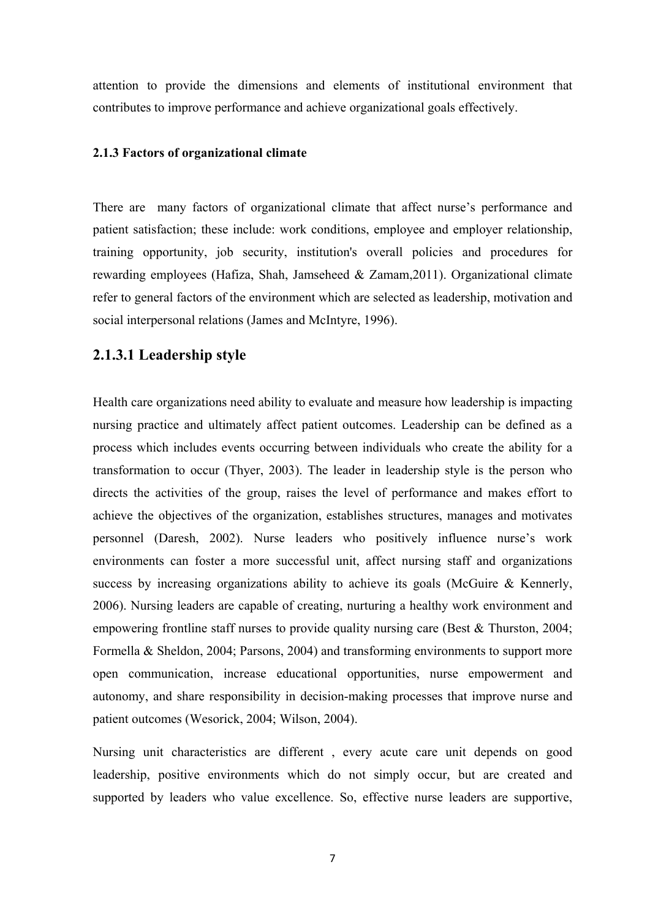attention to provide the dimensions and elements of institutional environment that contributes to improve performance and achieve organizational goals effectively.

#### 2.1.3 Factors of organizational climate

There are many factors of organizational climate that affect nurse's performance and patient satisfaction; these include: work conditions, employee and employer relationship, training opportunity, job security, institution's overall policies and procedures for rewarding employees (Hafiza, Shah, Jamseheed & Zamam,2011). Organizational climate refer to general factors of the environment which are selected as leadership, motivation and social interpersonal relations (James and McIntyre, 1996).

### 2.1.3.1 Leadership style

Health care organizations need ability to evaluate and measure how leadership is impacting nursing practice and ultimately affect patient outcomes. Leadership can be defined as a process which includes events occurring between individuals who create the ability for a transformation to occur (Thyer, 2003). The leader in leadership style is the person who directs the activities of the group, raises the level of performance and makes effort to achieve the objectives of the organization, establishes structures, manages and motivates personnel (Daresh, 2002). Nurse leaders who positively influence nurse's work environments can foster a more successful unit, affect nursing staff and organizations success by increasing organizations ability to achieve its goals (McGuire & Kennerly, 2006). Nursing leaders are capable of creating, nurturing a healthy work environment and empowering frontline staff nurses to provide quality nursing care (Best & Thurston, 2004; Formella & Sheldon, 2004; Parsons, 2004) and transforming environments to support more open communication, increase educational opportunities, nurse empowerment and autonomy, and share responsibility in decision-making processes that improve nurse and patient outcomes (Wesorick, 2004; Wilson, 2004).

Nursing unit characteristics are different , every acute care unit depends on good leadership, positive environments which do not simply occur, but are created and supported by leaders who value excellence. So, effective nurse leaders are supportive,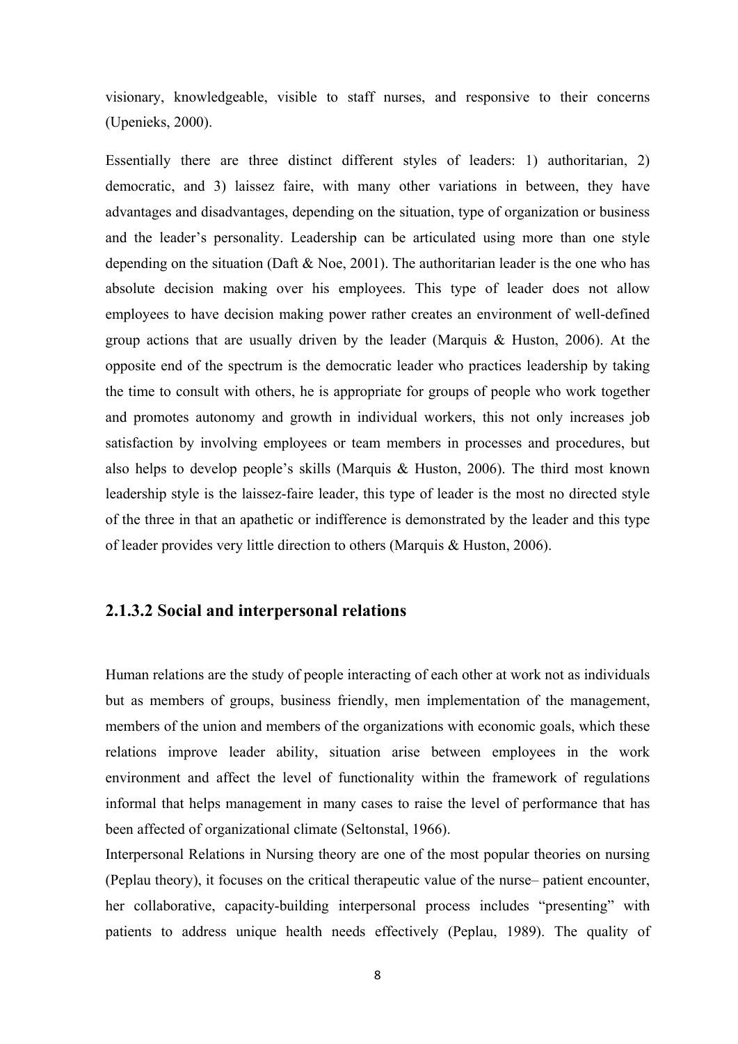visionary, knowledgeable, visible to staff nurses, and responsive to their concerns (Upenieks, 2000).

Essentially there are three distinct different styles of leaders: 1) authoritarian, 2) democratic, and 3) laissez faire, with many other variations in between, they have advantages and disadvantages, depending on the situation, type of organization or business and the leader's personality. Leadership can be articulated using more than one style depending on the situation (Daft & Noe, 2001). The authoritarian leader is the one who has absolute decision making over his employees. This type of leader does not allow employees to have decision making power rather creates an environment of well-defined group actions that are usually driven by the leader (Marquis & Huston, 2006). At the opposite end of the spectrum is the democratic leader who practices leadership by taking the time to consult with others, he is appropriate for groups of people who work together and promotes autonomy and growth in individual workers, this not only increases job satisfaction by involving employees or team members in processes and procedures, but also helps to develop people's skills (Marquis & Huston, 2006). The third most known leadership style is the laissez-faire leader, this type of leader is the most no directed style of the three in that an apathetic or indifference is demonstrated by the leader and this type of leader provides very little direction to others (Marquis & Huston, 2006).

### 2.1.3.2 Social and interpersonal relations

Human relations are the study of people interacting of each other at work not as individuals but as members of groups, business friendly, men implementation of the management, members of the union and members of the organizations with economic goals, which these relations improve leader ability, situation arise between employees in the work environment and affect the level of functionality within the framework of regulations informal that helps management in many cases to raise the level of performance that has been affected of organizational climate (Seltonstal, 1966).

Interpersonal Relations in Nursing theory are one of the most popular theories on nursing (Peplau theory), it focuses on the critical therapeutic value of the nurse– patient encounter, her collaborative, capacity-building interpersonal process includes "presenting" with patients to address unique health needs effectively (Peplau, 1989). The quality of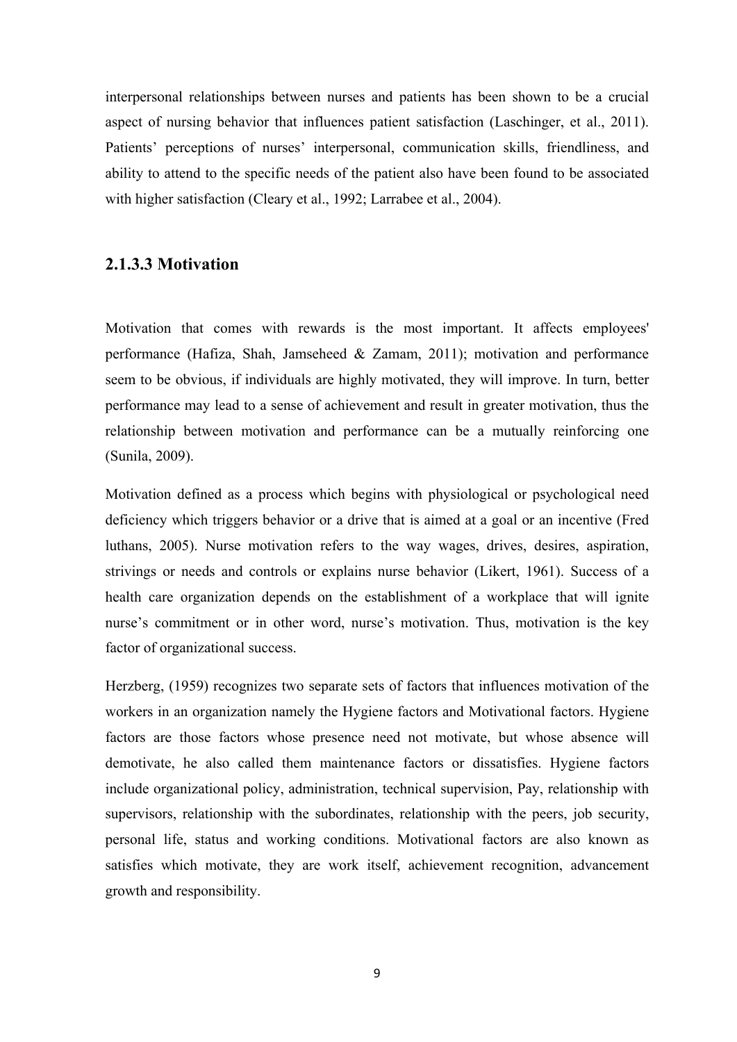interpersonal relationships between nurses and patients has been shown to be a crucial aspect of nursing behavior that influences patient satisfaction (Laschinger, et al., 2011). Patients' perceptions of nurses' interpersonal, communication skills, friendliness, and ability to attend to the specific needs of the patient also have been found to be associated with higher satisfaction (Cleary et al., 1992; Larrabee et al., 2004).

### 2.1.3.3 Motivation

Motivation that comes with rewards is the most important. It affects employees' performance (Hafiza, Shah, Jamseheed & Zamam, 2011); motivation and performance seem to be obvious, if individuals are highly motivated, they will improve. In turn, better performance may lead to a sense of achievement and result in greater motivation, thus the relationship between motivation and performance can be a mutually reinforcing one (Sunila, 2009).

Motivation defined as a process which begins with physiological or psychological need deficiency which triggers behavior or a drive that is aimed at a goal or an incentive (Fred luthans, 2005). Nurse motivation refers to the way wages, drives, desires, aspiration, strivings or needs and controls or explains nurse behavior (Likert, 1961). Success of a health care organization depends on the establishment of a workplace that will ignite nurse's commitment or in other word, nurse's motivation. Thus, motivation is the key factor of organizational success.

Herzberg, (1959) recognizes two separate sets of factors that influences motivation of the workers in an organization namely the Hygiene factors and Motivational factors. Hygiene factors are those factors whose presence need not motivate, but whose absence will demotivate, he also called them maintenance factors or dissatisfies. Hygiene factors include organizational policy, administration, technical supervision, Pay, relationship with supervisors, relationship with the subordinates, relationship with the peers, job security, personal life, status and working conditions. Motivational factors are also known as satisfies which motivate, they are work itself, achievement recognition, advancement growth and responsibility.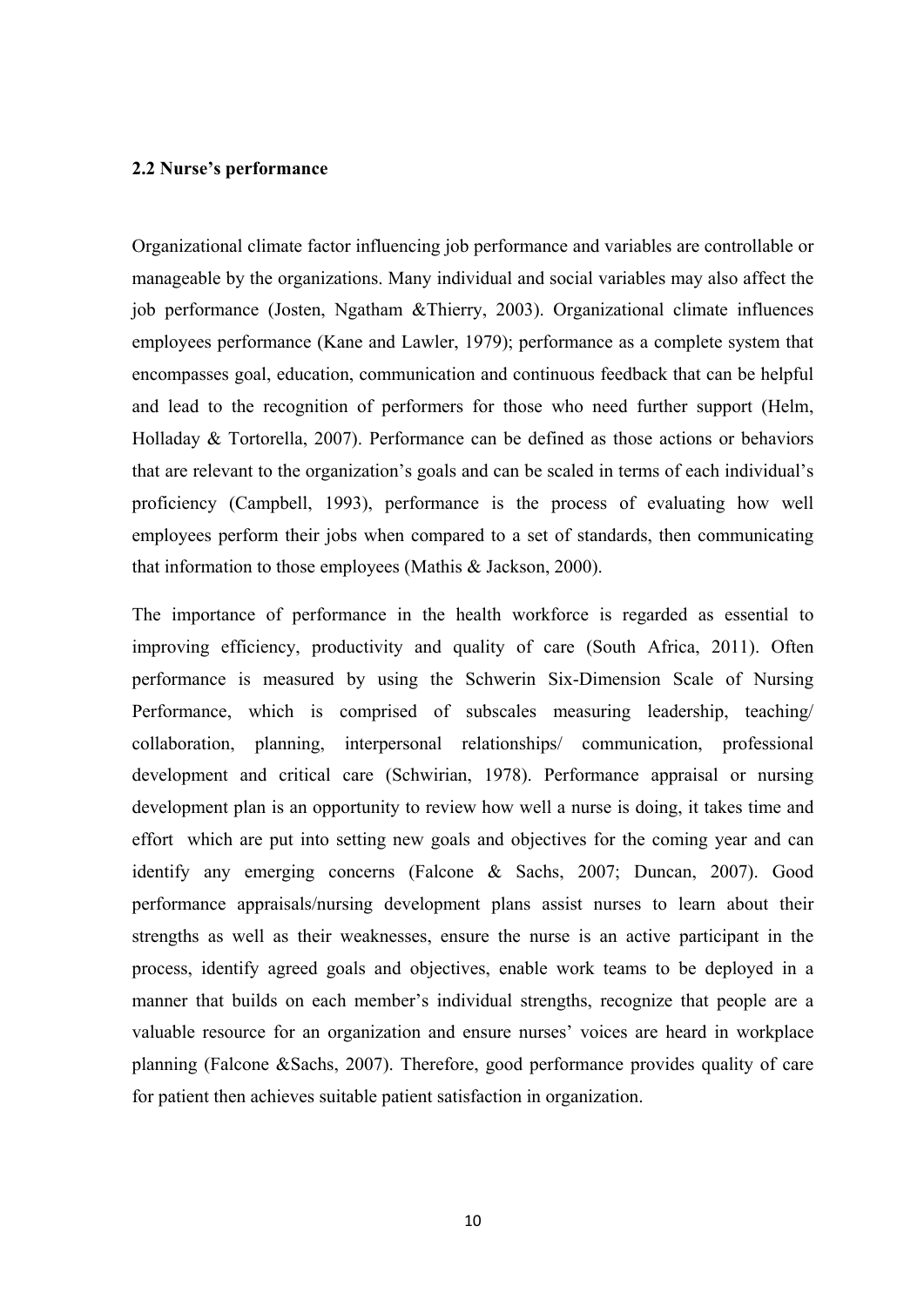## 2.2 Nurse's performance

Organizational climate factor influencing job performance and variables are controllable or manageable by the organizations. Many individual and social variables may also affect the job performance (Josten, Ngatham &Thierry, 2003). Organizational climate influences employees performance (Kane and Lawler, 1979); performance as a complete system that encompasses goal, education, communication and continuous feedback that can be helpful and lead to the recognition of performers for those who need further support (Helm, Holladay & Tortorella, 2007). Performance can be defined as those actions or behaviors that are relevant to the organization's goals and can be scaled in terms of each individual's proficiency (Campbell, 1993), performance is the process of evaluating how well employees perform their jobs when compared to a set of standards, then communicating that information to those employees (Mathis & Jackson, 2000).

The importance of performance in the health workforce is regarded as essential to improving efficiency, productivity and quality of care (South Africa, 2011). Often performance is measured by using the Schwerin Six-Dimension Scale of Nursing Performance, which is comprised of subscales measuring leadership, teaching/ collaboration, planning, interpersonal relationships/ communication, professional development and critical care (Schwirian, 1978). Performance appraisal or nursing development plan is an opportunity to review how well a nurse is doing, it takes time and effort which are put into setting new goals and objectives for the coming year and can identify any emerging concerns (Falcone & Sachs, 2007; Duncan, 2007). Good performance appraisals/nursing development plans assist nurses to learn about their strengths as well as their weaknesses, ensure the nurse is an active participant in the process, identify agreed goals and objectives, enable work teams to be deployed in a manner that builds on each member's individual strengths, recognize that people are a valuable resource for an organization and ensure nurses' voices are heard in workplace planning (Falcone &Sachs, 2007). Therefore, good performance provides quality of care for patient then achieves suitable patient satisfaction in organization.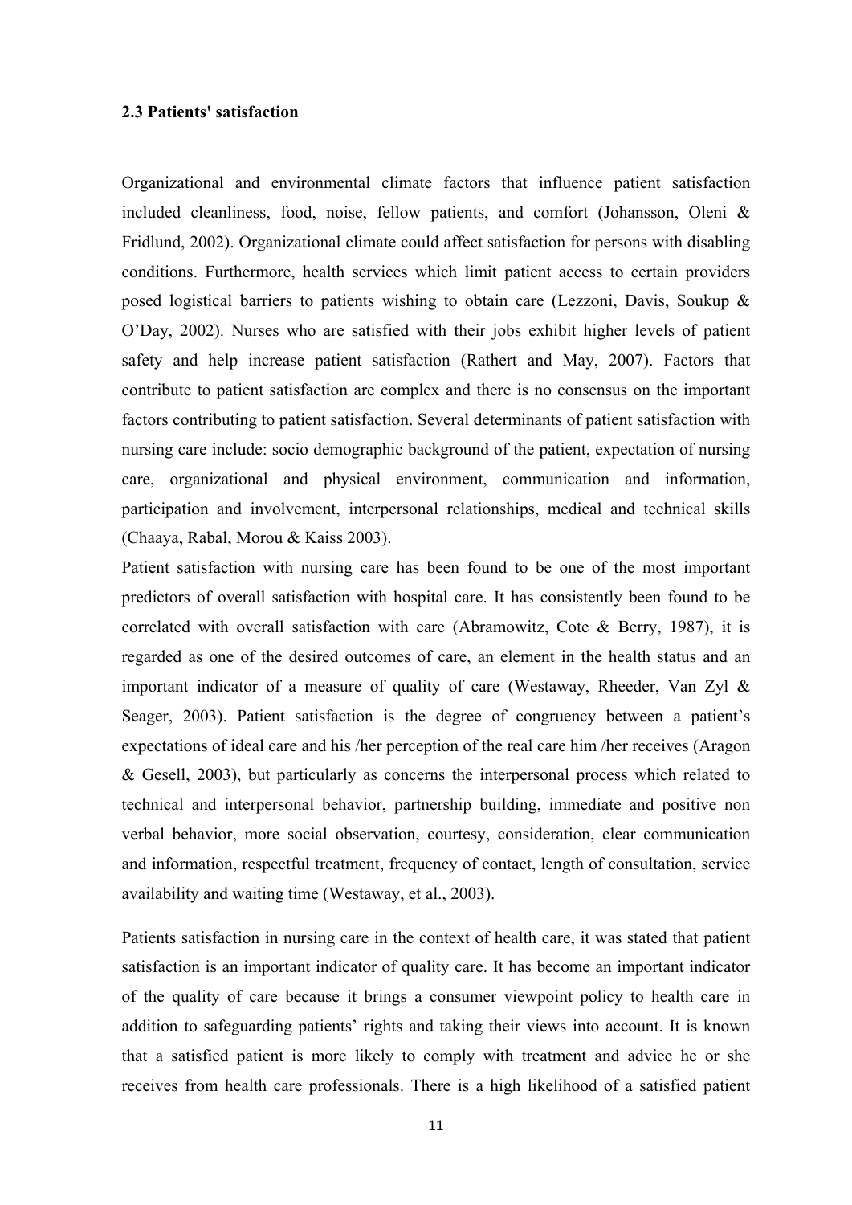### 2.3 Patients' satisfaction

Organizational and environmental climate factors that influence patient satisfaction included cleanliness, food, noise, fellow patients, and comfort (Johansson, Oleni & Fridlund, 2002). Organizational climate could affect satisfaction for persons with disabling conditions. Furthermore, health services which limit patient access to certain providers posed logistical barriers to patients wishing to obtain care (Lezzoni, Davis, Soukup & O'Day, 2002). Nurses who are satisfied with their jobs exhibit higher levels of patient safety and help increase patient satisfaction (Rathert and May, 2007). Factors that contribute to patient satisfaction are complex and there is no consensus on the important factors contributing to patient satisfaction. Several determinants of patient satisfaction with nursing care include: socio demographic background of the patient, expectation of nursing care, organizational and physical environment, communication and information, participation and involvement, interpersonal relationships, medical and technical skills (Chaaya, Rabal, Morou & Kaiss 2003).

Patient satisfaction with nursing care has been found to be one of the most important predictors of overall satisfaction with hospital care. It has consistently been found to be correlated with overall satisfaction with care (Abramowitz, Cote & Berry, 1987), it is regarded as one of the desired outcomes of care, an element in the health status and an important indicator of a measure of quality of care (Westaway, Rheeder, Van Zyl & Seager, 2003). Patient satisfaction is the degree of congruency between a patient's expectations of ideal care and his /her perception of the real care him /her receives (Aragon & Gesell, 2003), but particularly as concerns the interpersonal process which related to technical and interpersonal behavior, partnership building, immediate and positive non verbal behavior, more social observation, courtesy, consideration, clear communication and information, respectful treatment, frequency of contact, length of consultation, service availability and waiting time (Westaway, et al., 2003).

Patients satisfaction in nursing care in the context of health care, it was stated that patient satisfaction is an important indicator of quality care. It has become an important indicator of the quality of care because it brings a consumer viewpoint policy to health care in addition to safeguarding patients' rights and taking their views into account. It is known that a satisfied patient is more likely to comply with treatment and advice he or she receives from health care professionals. There is a high likelihood of a satisfied patient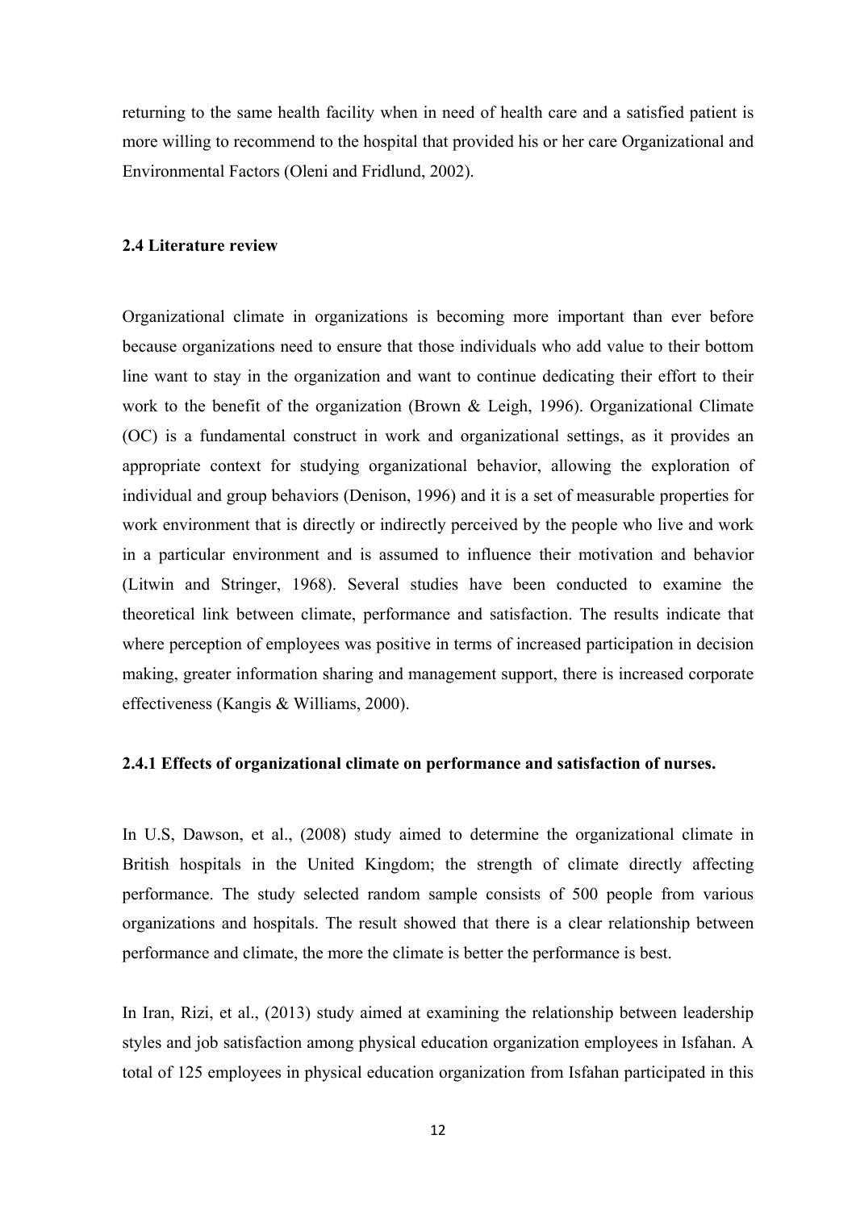returning to the same health facility when in need of health care and a satisfied patient is more willing to recommend to the hospital that provided his or her care Organizational and Environmental Factors (Oleni and Fridlund, 2002).

### 2.4 Literature review

Organizational climate in organizations is becoming more important than ever before because organizations need to ensure that those individuals who add value to their bottom line want to stay in the organization and want to continue dedicating their effort to their work to the benefit of the organization (Brown & Leigh, 1996). Organizational Climate (OC) is a fundamental construct in work and organizational settings, as it provides an appropriate context for studying organizational behavior, allowing the exploration of individual and group behaviors (Denison, 1996) and it is a set of measurable properties for work environment that is directly or indirectly perceived by the people who live and work in a particular environment and is assumed to influence their motivation and behavior (Litwin and Stringer, 1968). Several studies have been conducted to examine the theoretical link between climate, performance and satisfaction. The results indicate that where perception of employees was positive in terms of increased participation in decision making, greater information sharing and management support, there is increased corporate effectiveness (Kangis & Williams, 2000).

#### 2.4.1 Effects of organizational climate on performance and satisfaction of nurses.

In U.S, Dawson, et al., (2008) study aimed to determine the organizational climate in British hospitals in the United Kingdom; the strength of climate directly affecting performance. The study selected random sample consists of 500 people from various organizations and hospitals. The result showed that there is a clear relationship between performance and climate, the more the climate is better the performance is best.

In Iran, Rizi, et al., (2013) study aimed at examining the relationship between leadership styles and job satisfaction among physical education organization employees in Isfahan. A total of 125 employees in physical education organization from Isfahan participated in this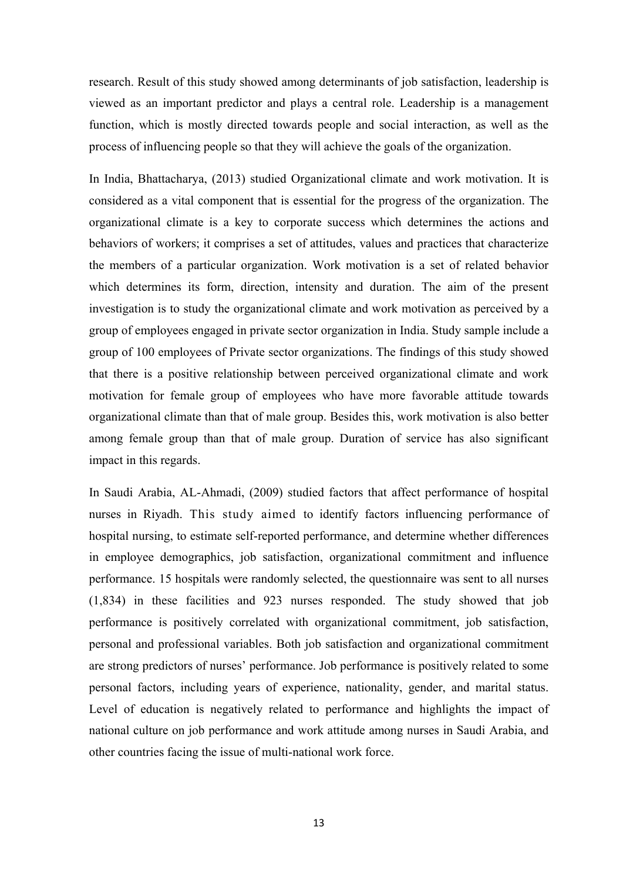research. Result of this study showed among determinants of job satisfaction, leadership is viewed as an important predictor and plays a central role. Leadership is a management function, which is mostly directed towards people and social interaction, as well as the process of influencing people so that they will achieve the goals of the organization.

In India, Bhattacharya, (2013) studied Organizational climate and work motivation. It is considered as a vital component that is essential for the progress of the organization. The organizational climate is a key to corporate success which determines the actions and behaviors of workers; it comprises a set of attitudes, values and practices that characterize the members of a particular organization. Work motivation is a set of related behavior which determines its form, direction, intensity and duration. The aim of the present investigation is to study the organizational climate and work motivation as perceived by a group of employees engaged in private sector organization in India. Study sample include a group of 100 employees of Private sector organizations. The findings of this study showed that there is a positive relationship between perceived organizational climate and work motivation for female group of employees who have more favorable attitude towards organizational climate than that of male group. Besides this, work motivation is also better among female group than that of male group. Duration of service has also significant impact in this regards.

In Saudi Arabia, AL-Ahmadi, (2009) studied factors that affect performance of hospital nurses in Riyadh. This study aimed to identify factors influencing performance of hospital nursing, to estimate self-reported performance, and determine whether differences in employee demographics, job satisfaction, organizational commitment and influence performance. 15 hospitals were randomly selected, the questionnaire was sent to all nurses (1,834) in these facilities and 923 nurses responded. The study showed that job performance is positively correlated with organizational commitment, job satisfaction, personal and professional variables. Both job satisfaction and organizational commitment are strong predictors of nurses' performance. Job performance is positively related to some personal factors, including years of experience, nationality, gender, and marital status. Level of education is negatively related to performance and highlights the impact of national culture on job performance and work attitude among nurses in Saudi Arabia, and other countries facing the issue of multi-national work force.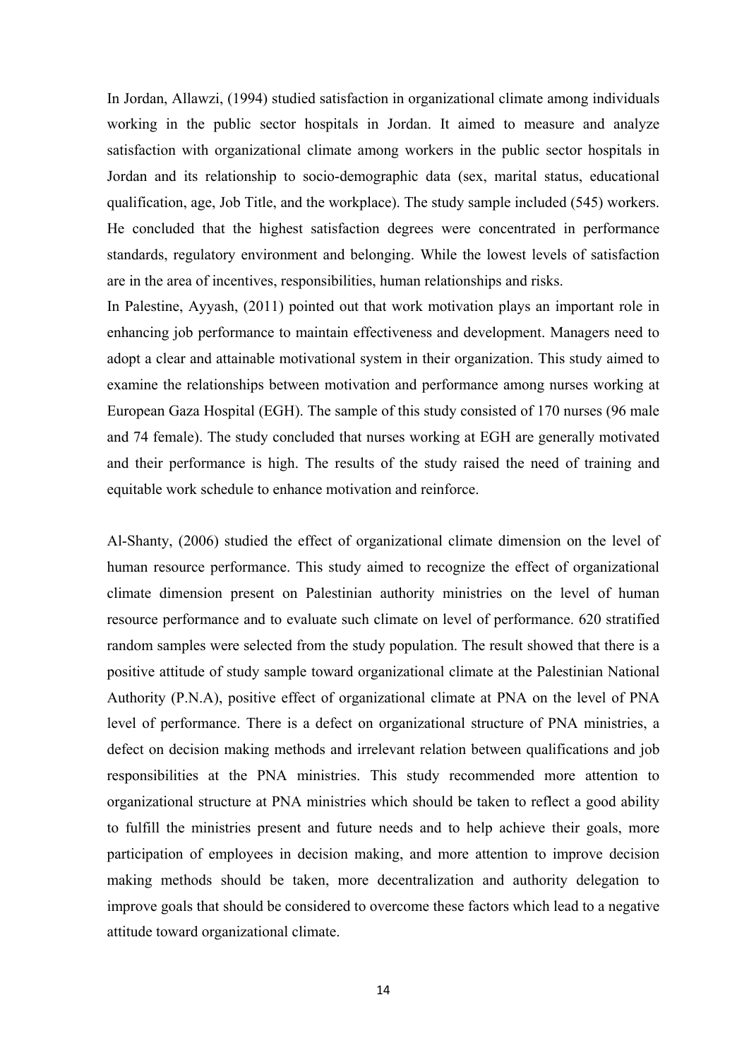In Jordan, Allawzi, (1994) studied satisfaction in organizational climate among individuals working in the public sector hospitals in Jordan. It aimed to measure and analyze satisfaction with organizational climate among workers in the public sector hospitals in Jordan and its relationship to socio-demographic data (sex, marital status, educational qualification, age, Job Title, and the workplace). The study sample included (545) workers. He concluded that the highest satisfaction degrees were concentrated in performance standards, regulatory environment and belonging. While the lowest levels of satisfaction are in the area of incentives, responsibilities, human relationships and risks.

In Palestine, Ayyash, (2011) pointed out that work motivation plays an important role in enhancing job performance to maintain effectiveness and development. Managers need to adopt a clear and attainable motivational system in their organization. This study aimed to examine the relationships between motivation and performance among nurses working at European Gaza Hospital (EGH). The sample of this study consisted of 170 nurses (96 male and 74 female). The study concluded that nurses working at EGH are generally motivated and their performance is high. The results of the study raised the need of training and equitable work schedule to enhance motivation and reinforce.

Al-Shanty, (2006) studied the effect of organizational climate dimension on the level of human resource performance. This study aimed to recognize the effect of organizational climate dimension present on Palestinian authority ministries on the level of human resource performance and to evaluate such climate on level of performance. 620 stratified random samples were selected from the study population. The result showed that there is a positive attitude of study sample toward organizational climate at the Palestinian National Authority (P.N.A), positive effect of organizational climate at PNA on the level of PNA level of performance. There is a defect on organizational structure of PNA ministries, a defect on decision making methods and irrelevant relation between qualifications and job responsibilities at the PNA ministries. This study recommended more attention to organizational structure at PNA ministries which should be taken to reflect a good ability to fulfill the ministries present and future needs and to help achieve their goals, more participation of employees in decision making, and more attention to improve decision making methods should be taken, more decentralization and authority delegation to improve goals that should be considered to overcome these factors which lead to a negative attitude toward organizational climate.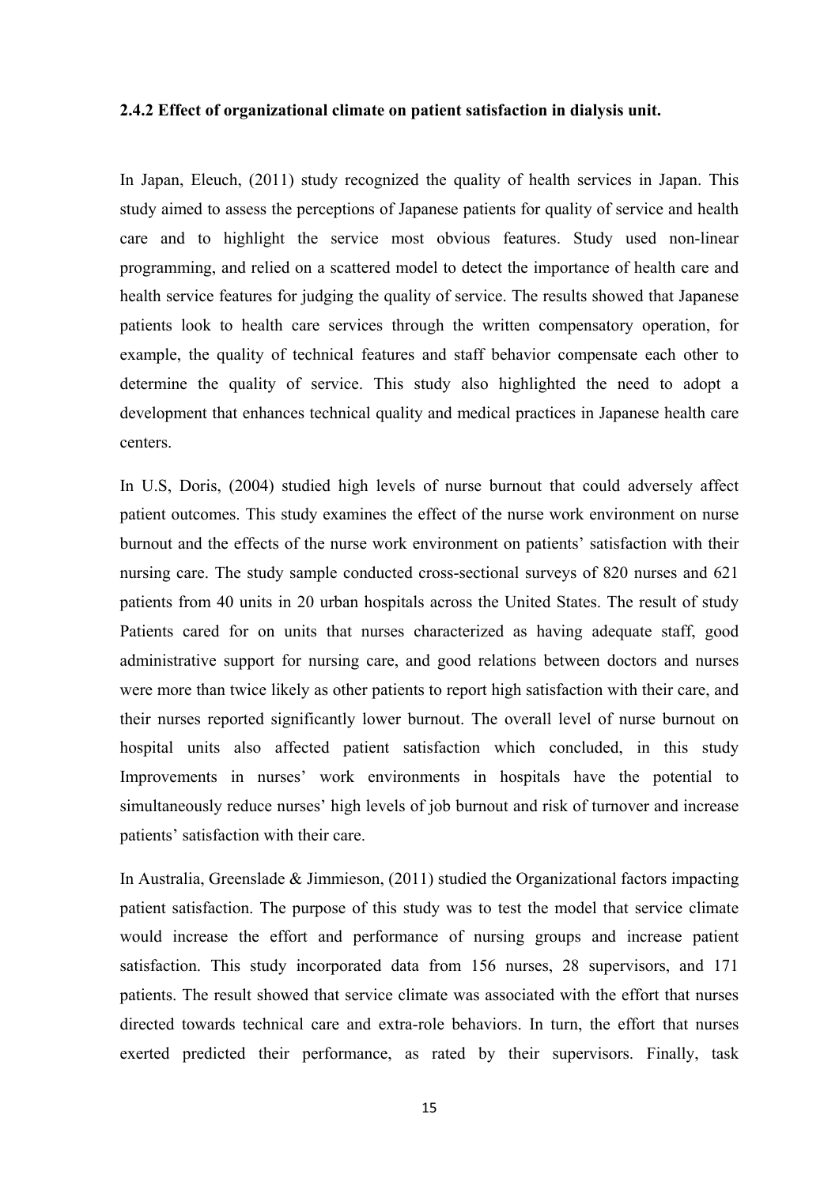**2.4.2 Effect of organizational climate on patient satisfaction in dialysis unit.**

In Japan, Eleuch, (2011) study recognized the quality of health services in Japan. This study aimed to assess the perceptions of Japanese patients for quality of service and health care and to highlight the service most obvious features. Study used non-linear programming, and relied on a scattered model to detect the importance of health care and health service features for judging the quality of service. The results showed that Japanese patients look to health care services through the written compensatory operation, for example, the quality of technical features and staff behavior compensate each other to determine the quality of service. This study also highlighted the need to adopt a development that enhances technical quality and medical practices in Japanese health care centers.

In U.S, Doris, (2004) studied high levels of nurse burnout that could adversely affect patient outcomes. This study examines the effect of the nurse work environment on nurse burnout and the effects of the nurse work environment on patients' satisfaction with their nursing care. The study sample conducted cross-sectional surveys of 820 nurses and 621 patients from 40 units in 20 urban hospitals across the United States. The result of study Patients cared for on units that nurses characterized as having adequate staff, good administrative support for nursing care, and good relations between doctors and nurses were more than twice likely as other patients to report high satisfaction with their care, and their nurses reported significantly lower burnout. The overall level of nurse burnout on hospital units also affected patient satisfaction which concluded, in this study Improvements in nurses' work environments in hospitals have the potential to simultaneously reduce nurses' high levels of job burnout and risk of turnover and increase patients' satisfaction with their care.

In Australia, Greenslade & Jimmieson, (2011) studied the Organizational factors impacting patient satisfaction. The purpose of this study was to test the model that service climate would increase the effort and performance of nursing groups and increase patient satisfaction. This study incorporated data from 156 nurses, 28 supervisors, and 171 patients. The result showed that service climate was associated with the effort that nurses directed towards technical care and extra-role behaviors. In turn, the effort that nurses exerted predicted their performance, as rated by their supervisors. Finally, task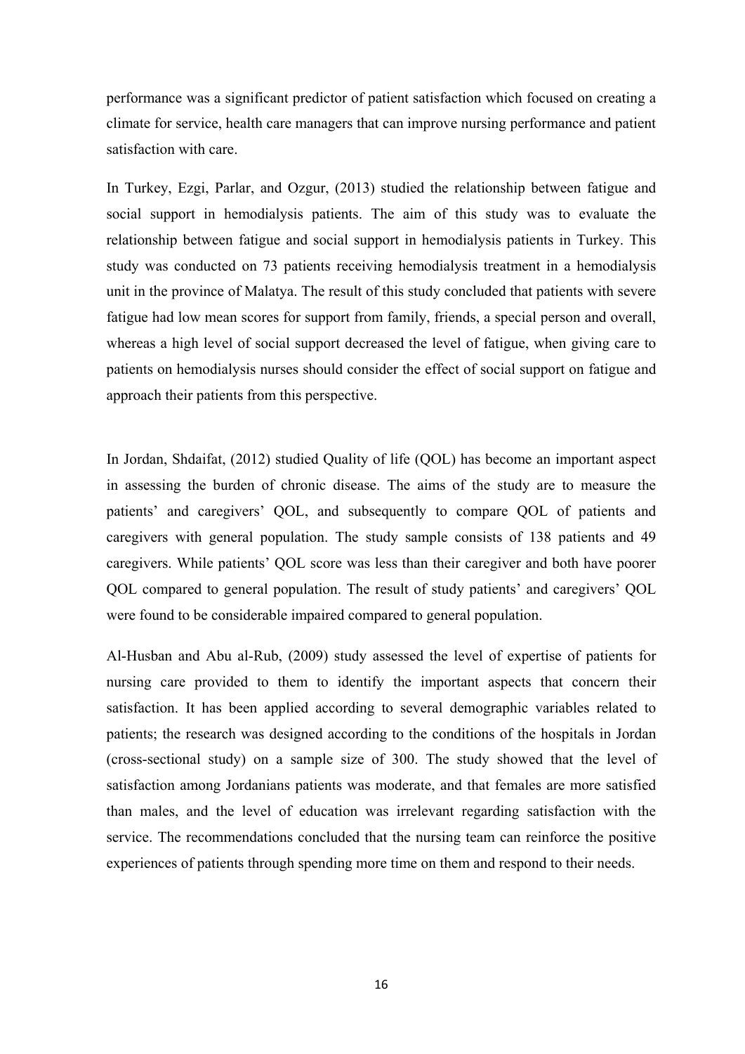performance was a significant predictor of patient satisfaction which focused on creating a climate for service, health care managers that can improve nursing performance and patient satisfaction with care.

In Turkey, Ezgi, Parlar, and Ozgur, (2013) studied the relationship between fatigue and social support in hemodialysis patients. The aim of this study was to evaluate the relationship between fatigue and social support in hemodialysis patients in Turkey. This study was conducted on 73 patients receiving hemodialysis treatment in a hemodialysis unit in the province of Malatya. The result of this study concluded that patients with severe fatigue had low mean scores for support from family, friends, a special person and overall, whereas a high level of social support decreased the level of fatigue, when giving care to patients on hemodialysis nurses should consider the effect of social support on fatigue and approach their patients from this perspective.

In Jordan, Shdaifat, (2012) studied Quality of life (QOL) has become an important aspect in assessing the burden of chronic disease. The aims of the study are to measure the patients' and caregivers' QOL, and subsequently to compare QOL of patients and caregivers with general population. The study sample consists of 138 patients and 49 caregivers. While patients' QOL score was less than their caregiver and both have poorer QOL compared to general population. The result of study patients' and caregivers' QOL were found to be considerable impaired compared to general population.

Al-Husban and Abu al-Rub, (2009) study assessed the level of expertise of patients for nursing care provided to them to identify the important aspects that concern their satisfaction. It has been applied according to several demographic variables related to patients; the research was designed according to the conditions of the hospitals in Jordan (cross-sectional study) on a sample size of 300. The study showed that the level of satisfaction among Jordanians patients was moderate, and that females are more satisfied than males, and the level of education was irrelevant regarding satisfaction with the service. The recommendations concluded that the nursing team can reinforce the positive experiences of patients through spending more time on them and respond to their needs.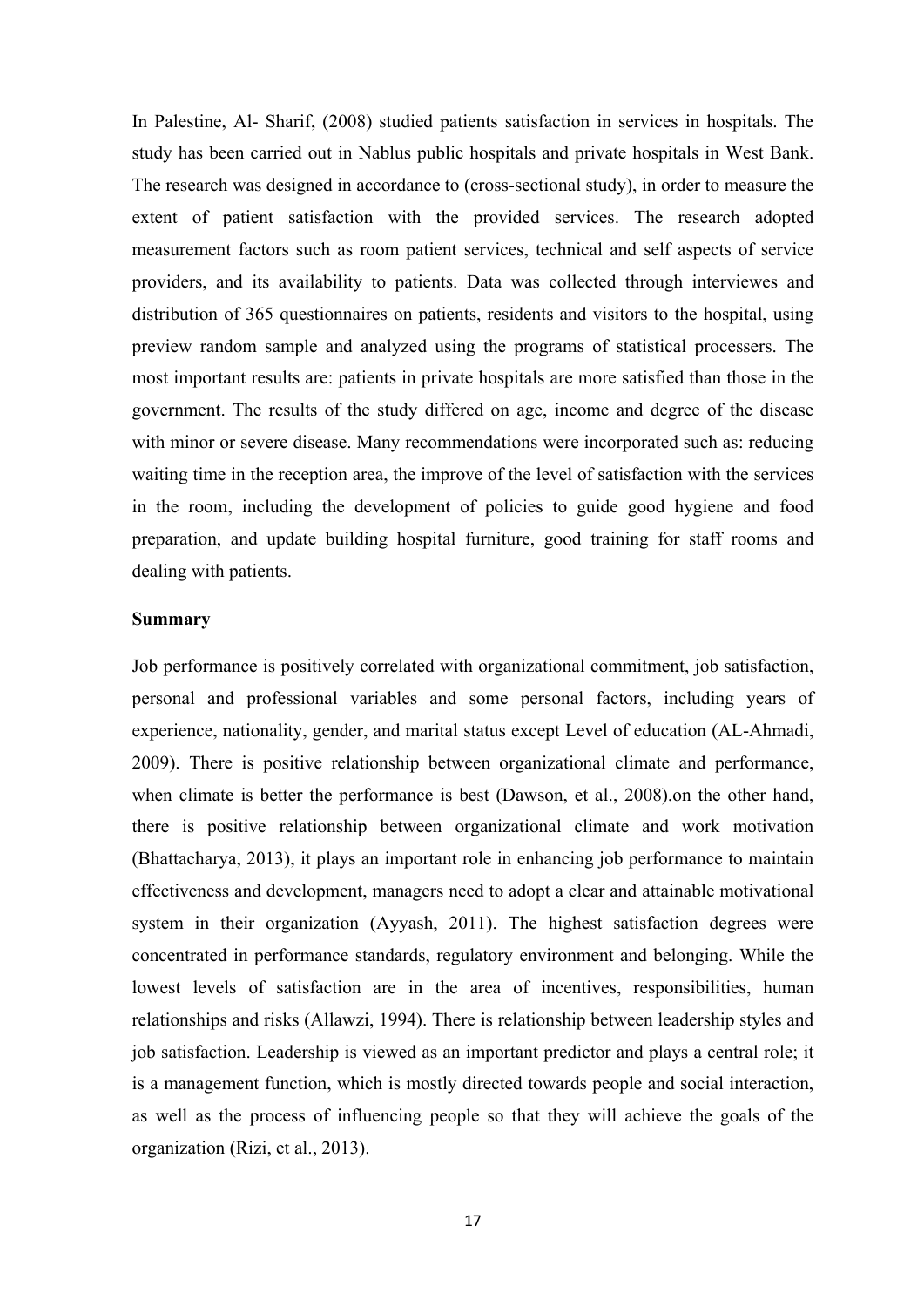In Palestine, Al- Sharif, (2008) studied patients satisfaction in services in hospitals. The study has been carried out in Nablus public hospitals and private hospitals in West Bank. The research was designed in accordance to (cross-sectional study), in order to measure the extent of patient satisfaction with the provided services. The research adopted measurement factors such as room patient services, technical and self aspects of service providers, and its availability to patients. Data was collected through interviewes and distribution of 365 questionnaires on patients, residents and visitors to the hospital, using preview random sample and analyzed using the programs of statistical processers. The most important results are: patients in private hospitals are more satisfied than those in the government. The results of the study differed on age, income and degree of the disease with minor or severe disease. Many recommendations were incorporated such as: reducing waiting time in the reception area, the improve of the level of satisfaction with the services in the room, including the development of policies to guide good hygiene and food preparation, and update building hospital furniture, good training for staff rooms and dealing with patients.

**Summary**

Job performance is positively correlated with organizational commitment, job satisfaction, personal and professional variables and some personal factors, including years of experience, nationality, gender, and marital status except Level of education (AL-Ahmadi, 2009). There is positive relationship between organizational climate and performance, when climate is better the performance is best (Dawson, et al., 2008).on the other hand, there is positive relationship between organizational climate and work motivation (Bhattacharya, 2013), it plays an important role in enhancing job performance to maintain effectiveness and development, managers need to adopt a clear and attainable motivational system in their organization (Ayyash, 2011). The highest satisfaction degrees were concentrated in performance standards, regulatory environment and belonging. While the lowest levels of satisfaction are in the area of incentives, responsibilities, human relationships and risks (Allawzi, 1994). There is relationship between leadership styles and job satisfaction. Leadership is viewed as an important predictor and plays a central role; it is a management function, which is mostly directed towards people and social interaction, as well as the process of influencing people so that they will achieve the goals of the organization (Rizi, et al., 2013).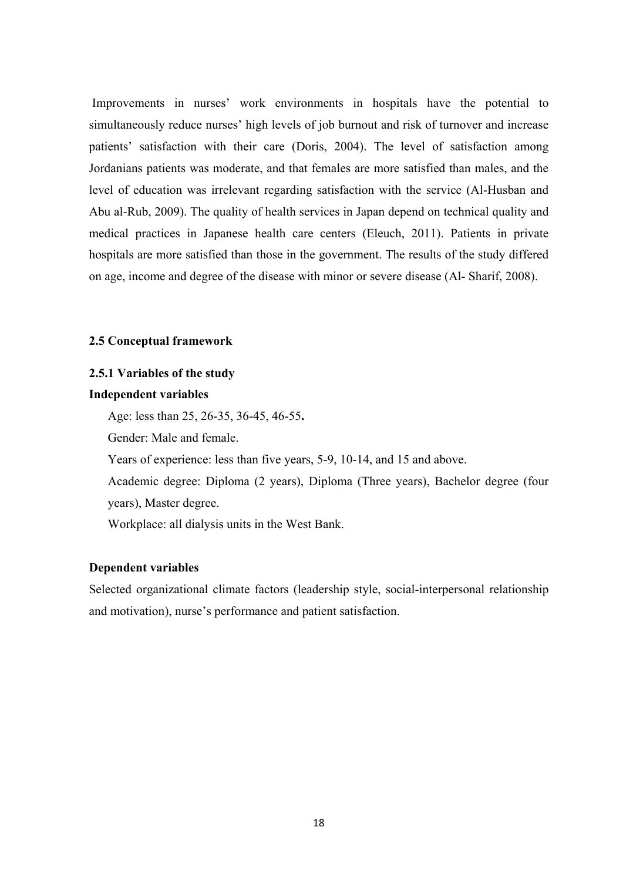Improvements in nurses' work environments in hospitals have the potential to simultaneously reduce nurses' high levels of job burnout and risk of turnover and increase patients' satisfaction with their care (Doris, 2004). The level of satisfaction among Jordanians patients was moderate, and that females are more satisfied than males, and the level of education was irrelevant regarding satisfaction with the service (Al-Husban and Abu al-Rub, 2009). The quality of health services in Japan depend on technical quality and medical practices in Japanese health care centers (Eleuch, 2011). Patients in private hospitals are more satisfied than those in the government. The results of the study differed on age, income and degree of the disease with minor or severe disease (Al- Sharif, 2008).

## 2.5 Conceptual framework

### 2.5.1 Variables of the study

**Independent variables**

Age: less than 25, 26-35, 36-45, 46-55**.**

Gender: Male and female.

Years of experience: less than five years, 5-9, 10-14, and 15 and above.

Academic degree: Diploma (2 years), Diploma (Three years), Bachelor degree (four years), Master degree.

Workplace: all dialysis units in the West Bank.

**Dependent variables**

Selected organizational climate factors (leadership style, social-interpersonal relationship and motivation), nurse's performance and patient satisfaction.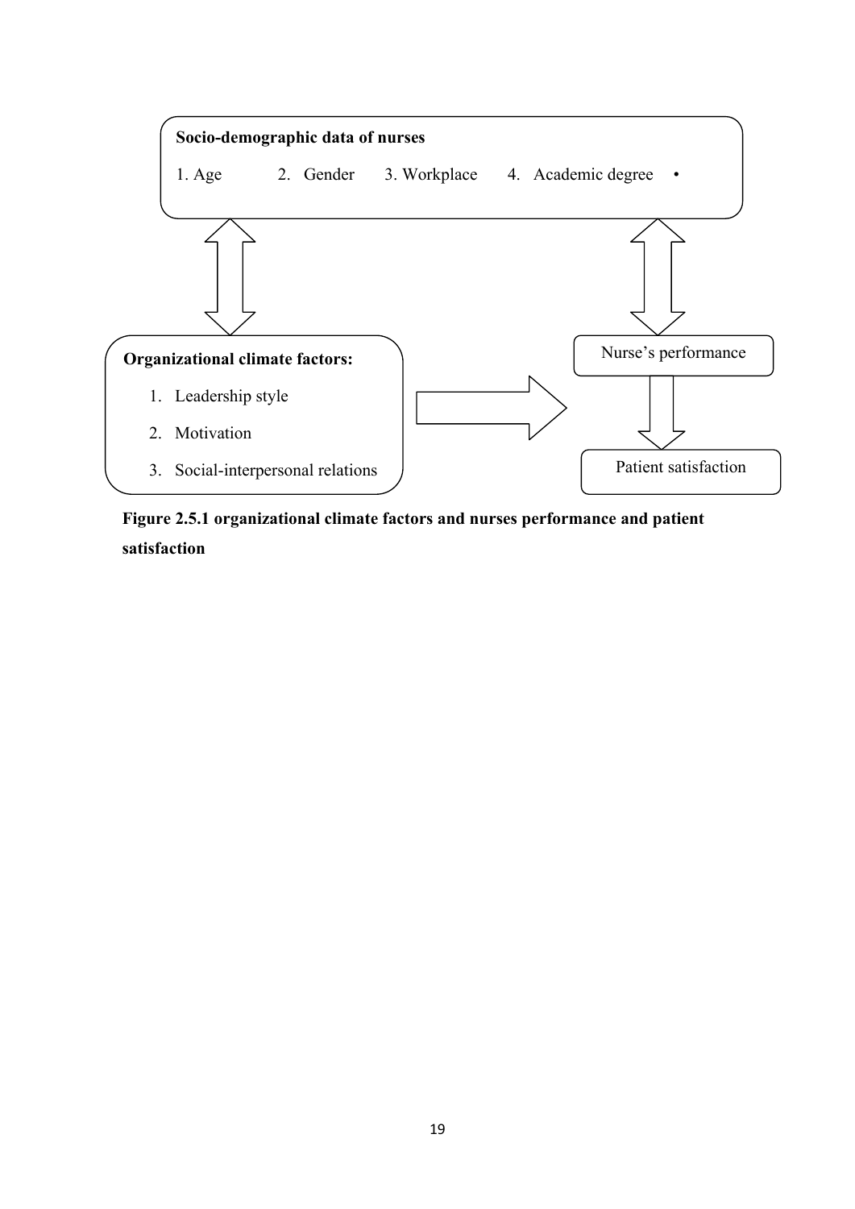**Socio-demographic data of nurses**

1. Age 2. Gender 3. Workplace 4. Academic degree •

**Organizational climate factors:**

1. Leadership style
2. Motivation
3. Social-interpersonal relations

Nurse's performance

Patient satisfaction

**Figure 2.5.1 organizational climate factors and nurses performance and patient satisfaction**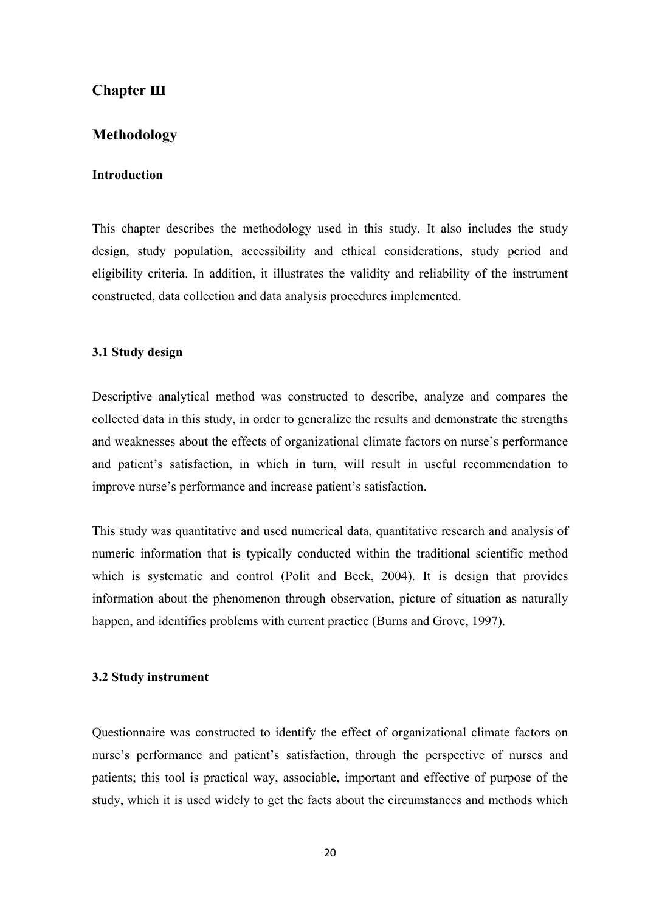## Chapter Ш

## Methodology

### Introduction

This chapter describes the methodology used in this study. It also includes the study design, study population, accessibility and ethical considerations, study period and eligibility criteria. In addition, it illustrates the validity and reliability of the instrument constructed, data collection and data analysis procedures implemented.

### 3.1 Study design

Descriptive analytical method was constructed to describe, analyze and compares the collected data in this study, in order to generalize the results and demonstrate the strengths and weaknesses about the effects of organizational climate factors on nurse's performance and patient's satisfaction, in which in turn, will result in useful recommendation to improve nurse's performance and increase patient's satisfaction.

This study was quantitative and used numerical data, quantitative research and analysis of numeric information that is typically conducted within the traditional scientific method which is systematic and control (Polit and Beck, 2004). It is design that provides information about the phenomenon through observation, picture of situation as naturally happen, and identifies problems with current practice (Burns and Grove, 1997).

### 3.2 Study instrument

Questionnaire was constructed to identify the effect of organizational climate factors on nurse's performance and patient's satisfaction, through the perspective of nurses and patients; this tool is practical way, associable, important and effective of purpose of the study, which it is used widely to get the facts about the circumstances and methods which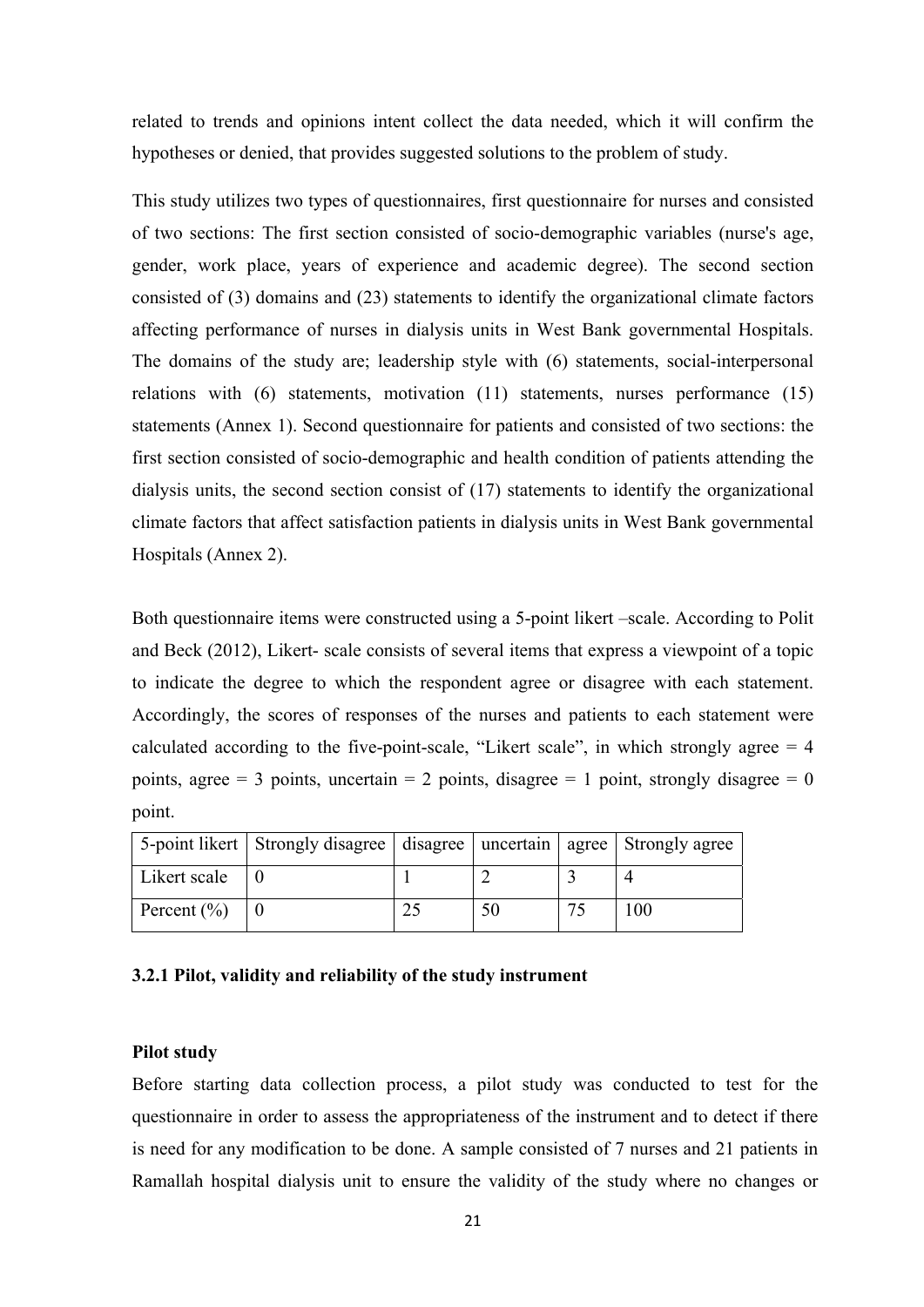related to trends and opinions intent collect the data needed, which it will confirm the hypotheses or denied, that provides suggested solutions to the problem of study.

This study utilizes two types of questionnaires, first questionnaire for nurses and consisted of two sections: The first section consisted of socio-demographic variables (nurse's age, gender, work place, years of experience and academic degree). The second section consisted of (3) domains and (23) statements to identify the organizational climate factors affecting performance of nurses in dialysis units in West Bank governmental Hospitals. The domains of the study are; leadership style with (6) statements, social-interpersonal relations with (6) statements, motivation (11) statements, nurses performance (15) statements (Annex 1). Second questionnaire for patients and consisted of two sections: the first section consisted of socio-demographic and health condition of patients attending the dialysis units, the second section consist of (17) statements to identify the organizational climate factors that affect satisfaction patients in dialysis units in West Bank governmental Hospitals (Annex 2).

Both questionnaire items were constructed using a 5-point likert –scale. According to Polit and Beck (2012), Likert- scale consists of several items that express a viewpoint of a topic to indicate the degree to which the respondent agree or disagree with each statement. Accordingly, the scores of responses of the nurses and patients to each statement were calculated according to the five-point-scale, "Likert scale", in which strongly agree = 4 points, agree = 3 points, uncertain = 2 points, disagree = 1 point, strongly disagree = 0 point.

| 5-point likert | Strongly disagree | disagree | uncertain | agree | Strongly agree |
|---|---|---|---|---|---|
| Likert scale | 0 | 1 | 2 | 3 | 4 |
| Percent (%) | 0 | 25 | 50 | 75 | 100 |

### 3.2.1 Pilot, validity and reliability of the study instrument

**Pilot study**

Before starting data collection process, a pilot study was conducted to test for the questionnaire in order to assess the appropriateness of the instrument and to detect if there is need for any modification to be done. A sample consisted of 7 nurses and 21 patients in Ramallah hospital dialysis unit to ensure the validity of the study where no changes or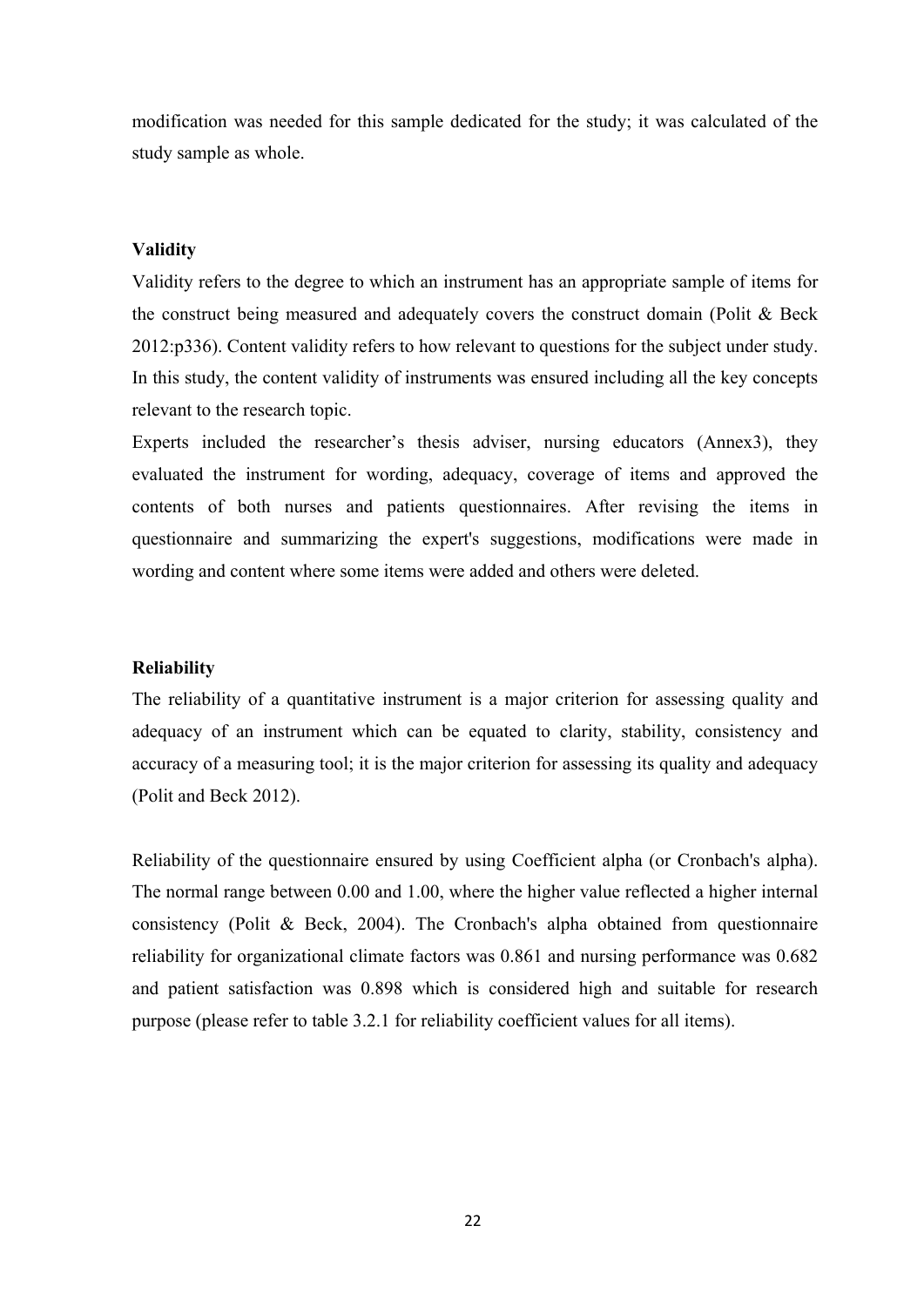modification was needed for this sample dedicated for the study; it was calculated of the study sample as whole.

### Validity

Validity refers to the degree to which an instrument has an appropriate sample of items for the construct being measured and adequately covers the construct domain (Polit & Beck 2012:p336). Content validity refers to how relevant to questions for the subject under study. In this study, the content validity of instruments was ensured including all the key concepts relevant to the research topic.

Experts included the researcher's thesis adviser, nursing educators (Annex3), they evaluated the instrument for wording, adequacy, coverage of items and approved the contents of both nurses and patients questionnaires. After revising the items in questionnaire and summarizing the expert's suggestions, modifications were made in wording and content where some items were added and others were deleted.

### Reliability

The reliability of a quantitative instrument is a major criterion for assessing quality and adequacy of an instrument which can be equated to clarity, stability, consistency and accuracy of a measuring tool; it is the major criterion for assessing its quality and adequacy (Polit and Beck 2012).

Reliability of the questionnaire ensured by using Coefficient alpha (or Cronbach's alpha). The normal range between 0.00 and 1.00, where the higher value reflected a higher internal consistency (Polit & Beck, 2004). The Cronbach's alpha obtained from questionnaire reliability for organizational climate factors was 0.861 and nursing performance was 0.682 and patient satisfaction was 0.898 which is considered high and suitable for research purpose (please refer to table 3.2.1 for reliability coefficient values for all items).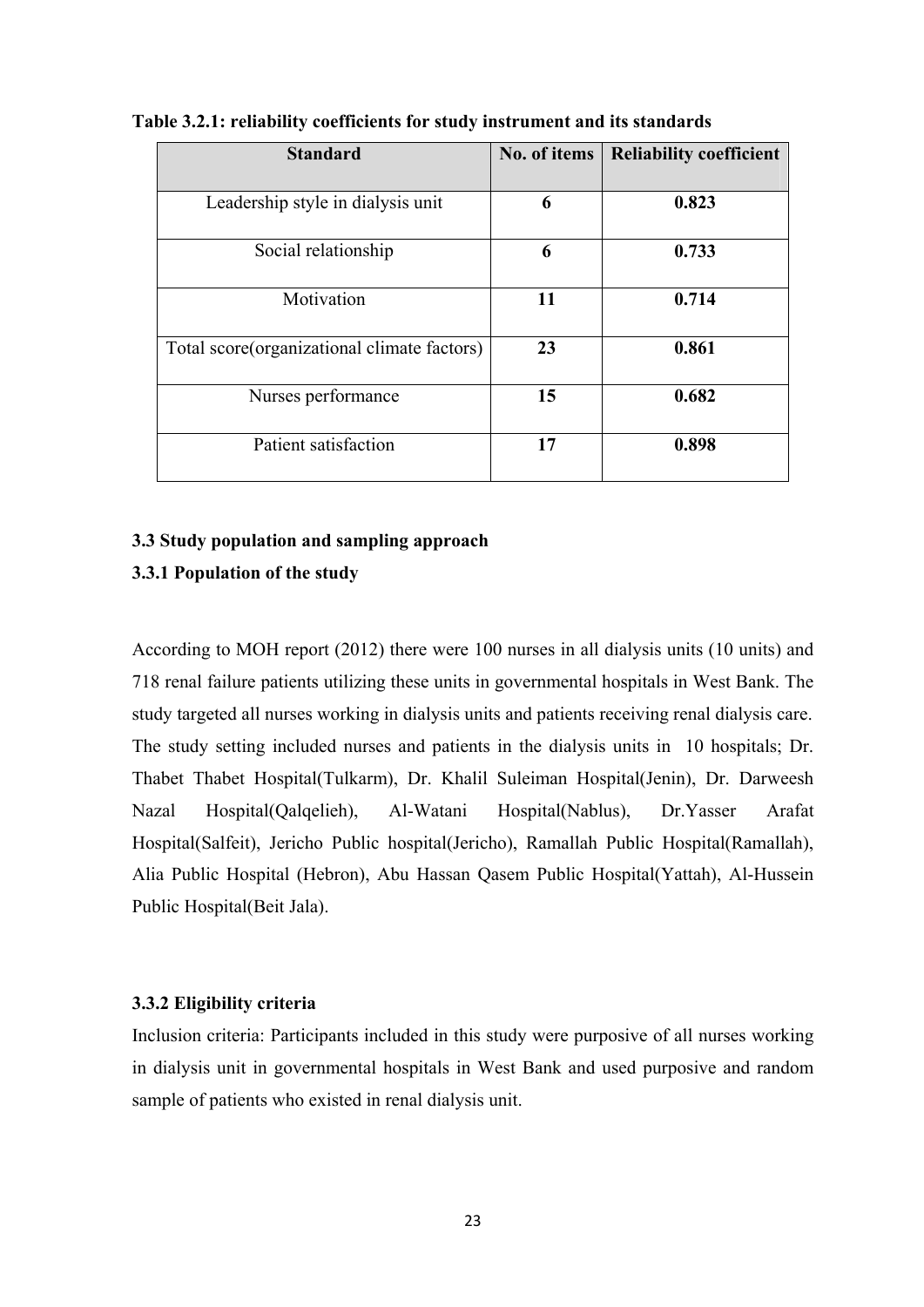**Table 3.2.1: reliability coefficients for study instrument and its standards**

| Standard | No. of items | Reliability coefficient |
|---|---|---|
| Leadership style in dialysis unit | **6** | **0.823** |
| Social relationship | **6** | **0.733** |
| Motivation | **11** | **0.714** |
| Total score(organizational climate factors) | **23** | **0.861** |
| Nurses performance | **15** | **0.682** |
| Patient satisfaction | **17** | **0.898** |

### 3.3 Study population and sampling approach

#### 3.3.1 Population of the study

According to MOH report (2012) there were 100 nurses in all dialysis units (10 units) and 718 renal failure patients utilizing these units in governmental hospitals in West Bank. The study targeted all nurses working in dialysis units and patients receiving renal dialysis care. The study setting included nurses and patients in the dialysis units in 10 hospitals; Dr. Thabet Thabet Hospital(Tulkarm), Dr. Khalil Suleiman Hospital(Jenin), Dr. Darweesh Nazal Hospital(Qalqelieh), Al-Watani Hospital(Nablus), Dr.Yasser Arafat Hospital(Salfeit), Jericho Public hospital(Jericho), Ramallah Public Hospital(Ramallah), Alia Public Hospital (Hebron), Abu Hassan Qasem Public Hospital(Yattah), Al-Hussein Public Hospital(Beit Jala).

#### 3.3.2 Eligibility criteria

Inclusion criteria: Participants included in this study were purposive of all nurses working in dialysis unit in governmental hospitals in West Bank and used purposive and random sample of patients who existed in renal dialysis unit.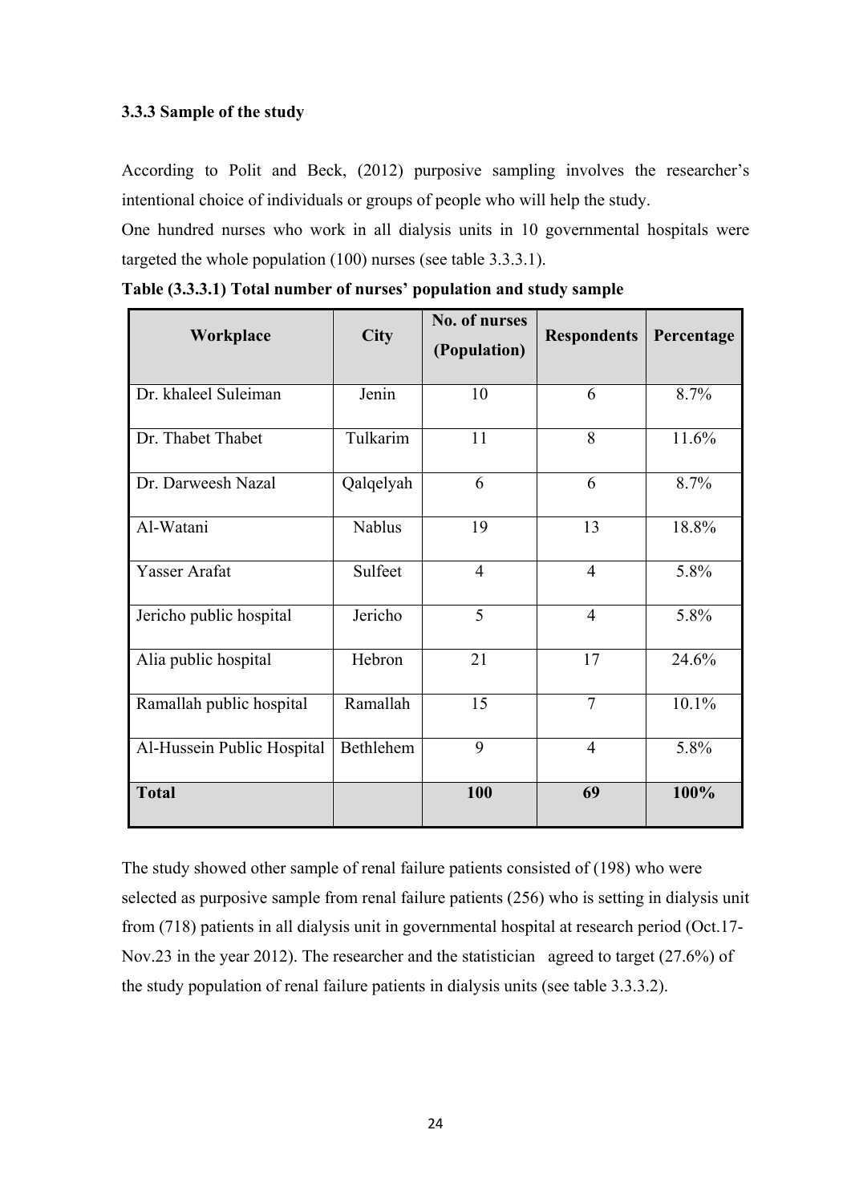### 3.3.3 Sample of the study

According to Polit and Beck, (2012) purposive sampling involves the researcher's intentional choice of individuals or groups of people who will help the study.

One hundred nurses who work in all dialysis units in 10 governmental hospitals were targeted the whole population (100) nurses (see table 3.3.3.1).

**Table (3.3.3.1) Total number of nurses' population and study sample**

| Workplace | City | No. of nurses (Population) | Respondents | Percentage |
|---|---|---|---|---|
| Dr. khaleel Suleiman | Jenin | 10 | 6 | 8.7% |
| Dr. Thabet Thabet | Tulkarim | 11 | 8 | 11.6% |
| Dr. Darweesh Nazal | Qalqelyah | 6 | 6 | 8.7% |
| Al-Watani | Nablus | 19 | 13 | 18.8% |
| Yasser Arafat | Sulfeet | 4 | 4 | 5.8% |
| Jericho public hospital | Jericho | 5 | 4 | 5.8% |
| Alia public hospital | Hebron | 21 | 17 | 24.6% |
| Ramallah public hospital | Ramallah | 15 | 7 | 10.1% |
| Al-Hussein Public Hospital | Bethlehem | 9 | 4 | 5.8% |
| **Total** | | **100** | **69** | **100%** |

The study showed other sample of renal failure patients consisted of (198) who were selected as purposive sample from renal failure patients (256) who is setting in dialysis unit from (718) patients in all dialysis unit in governmental hospital at research period (Oct.17-Nov.23 in the year 2012). The researcher and the statistician agreed to target (27.6%) of the study population of renal failure patients in dialysis units (see table 3.3.3.2).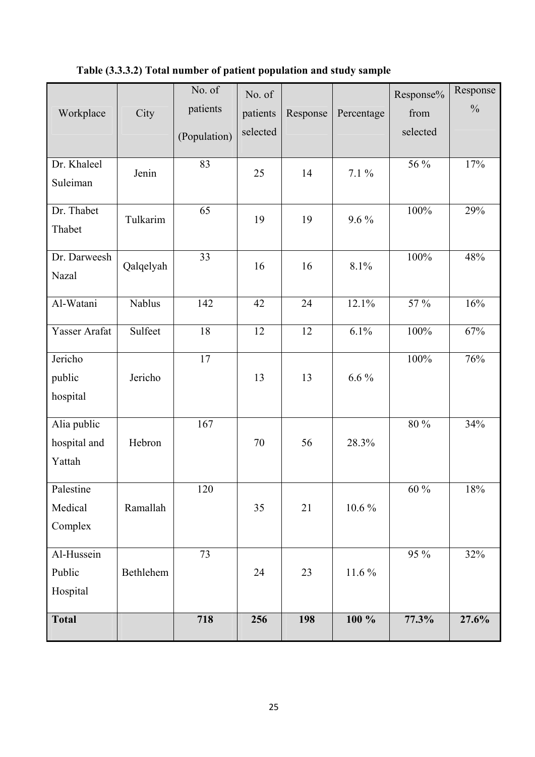**Table (3.3.3.2) Total number of patient population and study sample**

| Workplace | City | No. of patients (Population) | No. of patients selected | Response | Percentage | Response% from selected | Response % |
|---|---|---|---|---|---|---|---|
| Dr. Khaleel Suleiman | Jenin | 83 | 25 | 14 | 7.1 % | 56 % | 17% |
| Dr. Thabet Thabet | Tulkarim | 65 | 19 | 19 | 9.6 % | 100% | 29% |
| Dr. Darweesh Nazal | Qalqelyah | 33 | 16 | 16 | 8.1% | 100% | 48% |
| Al-Watani | Nablus | 142 | 42 | 24 | 12.1% | 57 % | 16% |
| Yasser Arafat | Sulfeet | 18 | 12 | 12 | 6.1% | 100% | 67% |
| Jericho public hospital | Jericho | 17 | 13 | 13 | 6.6 % | 100% | 76% |
| Alia public hospital and Yattah | Hebron | 167 | 70 | 56 | 28.3% | 80 % | 34% |
| Palestine Medical Complex | Ramallah | 120 | 35 | 21 | 10.6 % | 60 % | 18% |
| Al-Hussein Public Hospital | Bethlehem | 73 | 24 | 23 | 11.6 % | 95 % | 32% |
| **Total** | | **718** | **256** | **198** | **100 %** | **77.3%** | **27.6%** |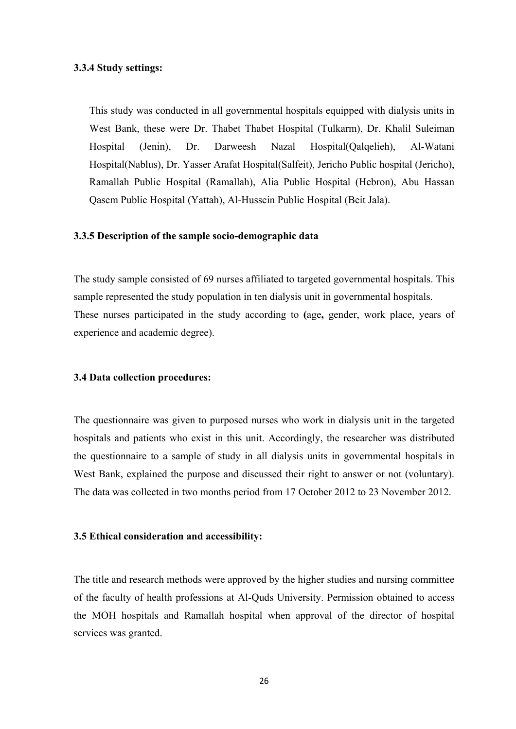### 3.3.4 Study settings:

This study was conducted in all governmental hospitals equipped with dialysis units in West Bank, these were Dr. Thabet Thabet Hospital (Tulkarm), Dr. Khalil Suleiman Hospital (Jenin), Dr. Darweesh Nazal Hospital(Qalqelieh), Al-Watani Hospital(Nablus), Dr. Yasser Arafat Hospital(Salfeit), Jericho Public hospital (Jericho), Ramallah Public Hospital (Ramallah), Alia Public Hospital (Hebron), Abu Hassan Qasem Public Hospital (Yattah), Al-Hussein Public Hospital (Beit Jala).

### 3.3.5 Description of the sample socio-demographic data

The study sample consisted of 69 nurses affiliated to targeted governmental hospitals. This sample represented the study population in ten dialysis unit in governmental hospitals. These nurses participated in the study according to **(**age**,** gender, work place, years of experience and academic degree).

## 3.4 Data collection procedures:

The questionnaire was given to purposed nurses who work in dialysis unit in the targeted hospitals and patients who exist in this unit. Accordingly, the researcher was distributed the questionnaire to a sample of study in all dialysis units in governmental hospitals in West Bank, explained the purpose and discussed their right to answer or not (voluntary). The data was collected in two months period from 17 October 2012 to 23 November 2012.

## 3.5 Ethical consideration and accessibility:

The title and research methods were approved by the higher studies and nursing committee of the faculty of health professions at Al-Quds University. Permission obtained to access the MOH hospitals and Ramallah hospital when approval of the director of hospital services was granted.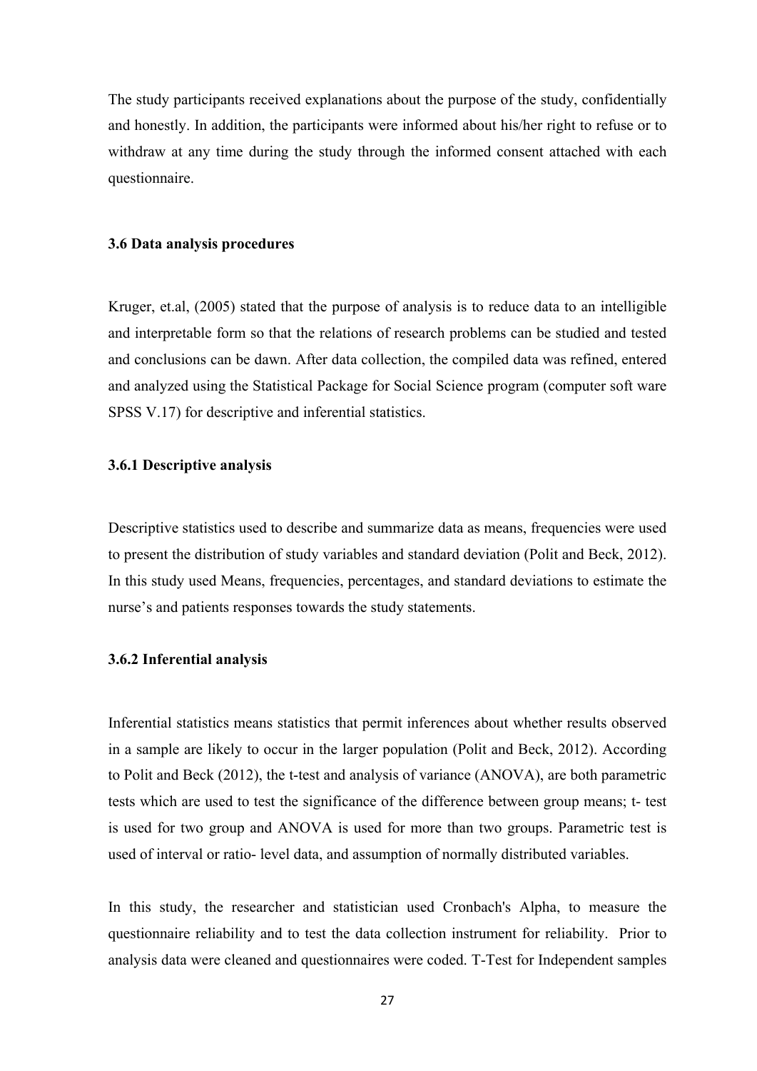The study participants received explanations about the purpose of the study, confidentially and honestly. In addition, the participants were informed about his/her right to refuse or to withdraw at any time during the study through the informed consent attached with each questionnaire.

### 3.6 Data analysis procedures

Kruger, et.al, (2005) stated that the purpose of analysis is to reduce data to an intelligible and interpretable form so that the relations of research problems can be studied and tested and conclusions can be dawn. After data collection, the compiled data was refined, entered and analyzed using the Statistical Package for Social Science program (computer soft ware SPSS V.17) for descriptive and inferential statistics.

#### 3.6.1 Descriptive analysis

Descriptive statistics used to describe and summarize data as means, frequencies were used to present the distribution of study variables and standard deviation (Polit and Beck, 2012). In this study used Means, frequencies, percentages, and standard deviations to estimate the nurse's and patients responses towards the study statements.

#### 3.6.2 Inferential analysis

Inferential statistics means statistics that permit inferences about whether results observed in a sample are likely to occur in the larger population (Polit and Beck, 2012). According to Polit and Beck (2012), the t-test and analysis of variance (ANOVA), are both parametric tests which are used to test the significance of the difference between group means; t- test is used for two group and ANOVA is used for more than two groups. Parametric test is used of interval or ratio- level data, and assumption of normally distributed variables.

In this study, the researcher and statistician used Cronbach's Alpha, to measure the questionnaire reliability and to test the data collection instrument for reliability. Prior to analysis data were cleaned and questionnaires were coded. T-Test for Independent samples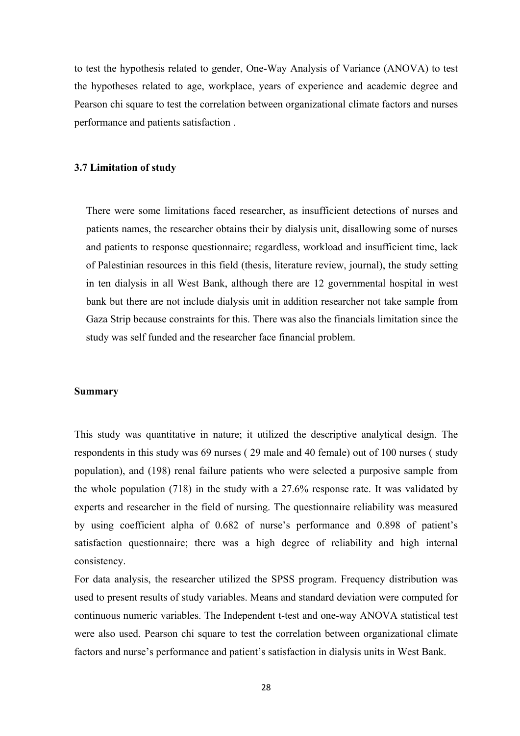to test the hypothesis related to gender, One-Way Analysis of Variance (ANOVA) to test the hypotheses related to age, workplace, years of experience and academic degree and Pearson chi square to test the correlation between organizational climate factors and nurses performance and patients satisfaction .

### 3.7 Limitation of study

There were some limitations faced researcher, as insufficient detections of nurses and patients names, the researcher obtains their by dialysis unit, disallowing some of nurses and patients to response questionnaire; regardless, workload and insufficient time, lack of Palestinian resources in this field (thesis, literature review, journal), the study setting in ten dialysis in all West Bank, although there are 12 governmental hospital in west bank but there are not include dialysis unit in addition researcher not take sample from Gaza Strip because constraints for this. There was also the financials limitation since the study was self funded and the researcher face financial problem.

### Summary

This study was quantitative in nature; it utilized the descriptive analytical design. The respondents in this study was 69 nurses ( 29 male and 40 female) out of 100 nurses ( study population), and (198) renal failure patients who were selected a purposive sample from the whole population (718) in the study with a 27.6% response rate. It was validated by experts and researcher in the field of nursing. The questionnaire reliability was measured by using coefficient alpha of 0.682 of nurse's performance and 0.898 of patient's satisfaction questionnaire; there was a high degree of reliability and high internal consistency.

For data analysis, the researcher utilized the SPSS program. Frequency distribution was used to present results of study variables. Means and standard deviation were computed for continuous numeric variables. The Independent t-test and one-way ANOVA statistical test were also used. Pearson chi square to test the correlation between organizational climate factors and nurse's performance and patient's satisfaction in dialysis units in West Bank.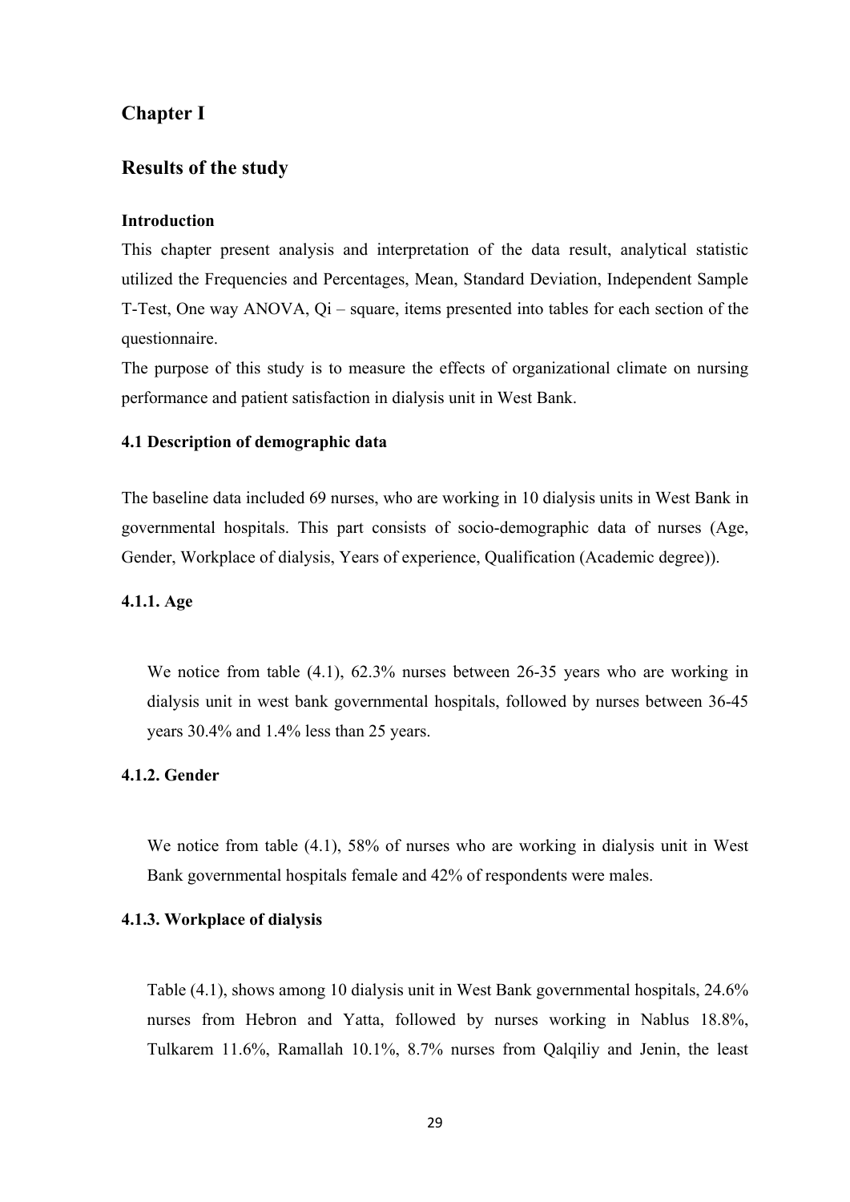# Chapter I

## Results of the study

### Introduction

This chapter present analysis and interpretation of the data result, analytical statistic utilized the Frequencies and Percentages, Mean, Standard Deviation, Independent Sample T-Test, One way ANOVA, Qi – square, items presented into tables for each section of the questionnaire.

The purpose of this study is to measure the effects of organizational climate on nursing performance and patient satisfaction in dialysis unit in West Bank.

### 4.1 Description of demographic data

The baseline data included 69 nurses, who are working in 10 dialysis units in West Bank in governmental hospitals. This part consists of socio-demographic data of nurses (Age, Gender, Workplace of dialysis, Years of experience, Qualification (Academic degree)).

#### 4.1.1. Age

We notice from table (4.1), 62.3% nurses between 26-35 years who are working in dialysis unit in west bank governmental hospitals, followed by nurses between 36-45 years 30.4% and 1.4% less than 25 years.

#### 4.1.2. Gender

We notice from table (4.1), 58% of nurses who are working in dialysis unit in West Bank governmental hospitals female and 42% of respondents were males.

#### 4.1.3. Workplace of dialysis

Table (4.1), shows among 10 dialysis unit in West Bank governmental hospitals, 24.6% nurses from Hebron and Yatta, followed by nurses working in Nablus 18.8%, Tulkarem 11.6%, Ramallah 10.1%, 8.7% nurses from Qalqiliy and Jenin, the least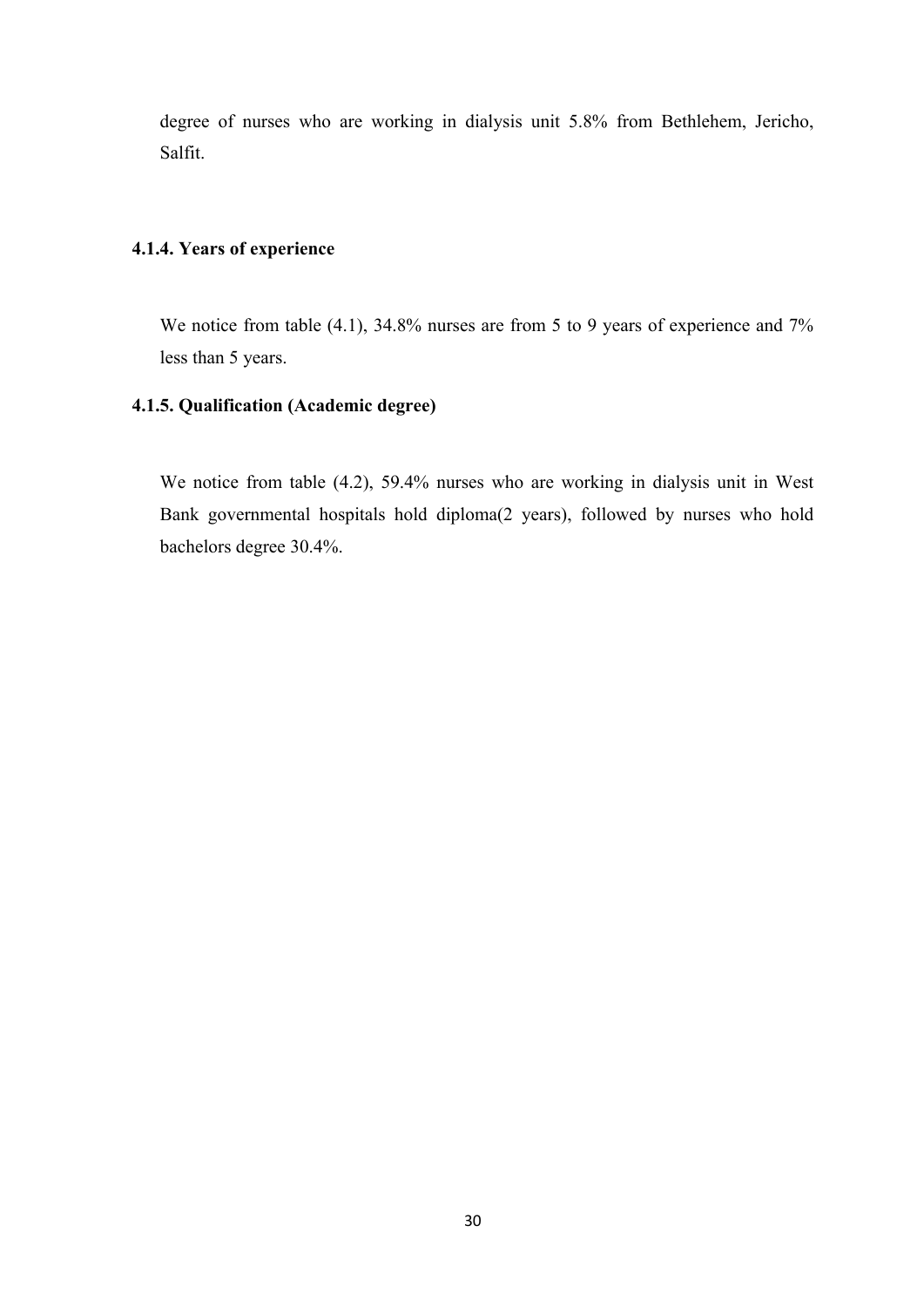degree of nurses who are working in dialysis unit 5.8% from Bethlehem, Jericho, Salfit.

### 4.1.4. Years of experience

We notice from table (4.1), 34.8% nurses are from 5 to 9 years of experience and 7% less than 5 years.

### 4.1.5. Qualification (Academic degree)

We notice from table (4.2), 59.4% nurses who are working in dialysis unit in West Bank governmental hospitals hold diploma(2 years), followed by nurses who hold bachelors degree 30.4%.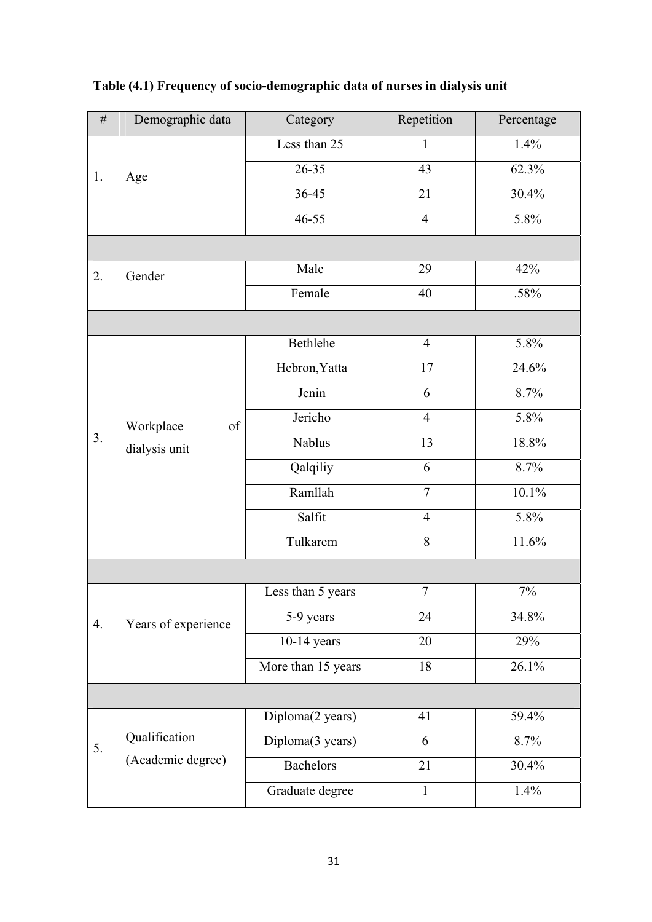**Table (4.1) Frequency of socio-demographic data of nurses in dialysis unit**

| # | Demographic data | Category | Repetition | Percentage |
|---|---|---|---|---|
| 1. | Age | Less than 25 | 1 | 1.4% |
| | | 26-35 | 43 | 62.3% |
| | | 36-45 | 21 | 30.4% |
| | | 46-55 | 4 | 5.8% |
| | | | | |
| 2. | Gender | Male | 29 | 42% |
| | | Female | 40 | .58% |
| | | | | |
| 3. | Workplace of dialysis unit | Bethlehe | 4 | 5.8% |
| | | Hebron,Yatta | 17 | 24.6% |
| | | Jenin | 6 | 8.7% |
| | | Jericho | 4 | 5.8% |
| | | Nablus | 13 | 18.8% |
| | | Qalqiliy | 6 | 8.7% |
| | | Ramllah | 7 | 10.1% |
| | | Salfit | 4 | 5.8% |
| | | Tulkarem | 8 | 11.6% |
| | | | | |
| 4. | Years of experience | Less than 5 years | 7 | 7% |
| | | 5-9 years | 24 | 34.8% |
| | | 10-14 years | 20 | 29% |
| | | More than 15 years | 18 | 26.1% |
| | | | | |
| 5. | Qualification (Academic degree) | Diploma(2 years) | 41 | 59.4% |
| | | Diploma(3 years) | 6 | 8.7% |
| | | Bachelors | 21 | 30.4% |
| | | Graduate degree | 1 | 1.4% |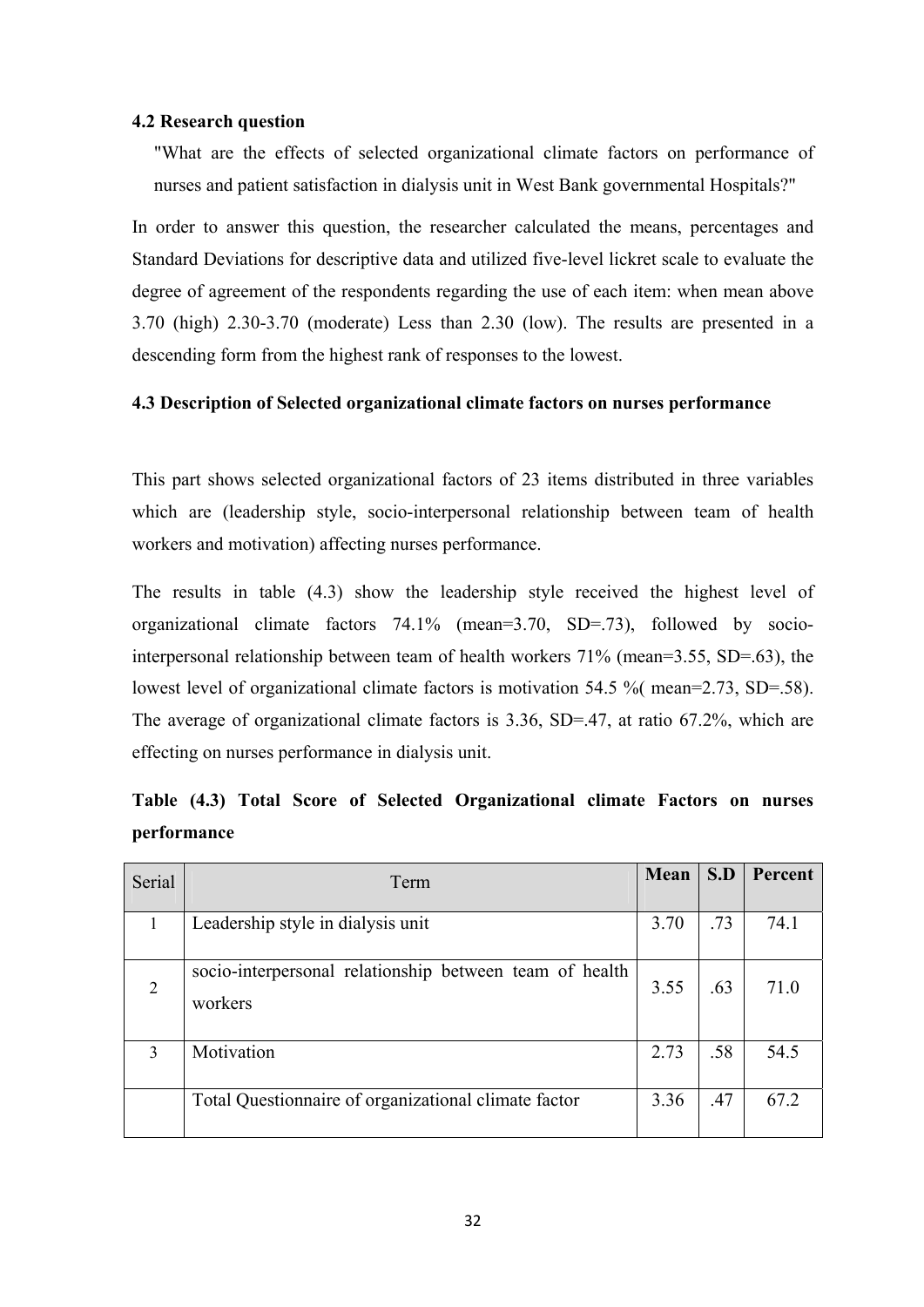### 4.2 Research question

"What are the effects of selected organizational climate factors on performance of nurses and patient satisfaction in dialysis unit in West Bank governmental Hospitals?"

In order to answer this question, the researcher calculated the means, percentages and Standard Deviations for descriptive data and utilized five-level lickret scale to evaluate the degree of agreement of the respondents regarding the use of each item: when mean above 3.70 (high) 2.30-3.70 (moderate) Less than 2.30 (low). The results are presented in a descending form from the highest rank of responses to the lowest.

### 4.3 Description of Selected organizational climate factors on nurses performance

This part shows selected organizational factors of 23 items distributed in three variables which are (leadership style, socio-interpersonal relationship between team of health workers and motivation) affecting nurses performance.

The results in table (4.3) show the leadership style received the highest level of organizational climate factors 74.1% (mean=3.70, SD=.73), followed by socio-interpersonal relationship between team of health workers 71% (mean=3.55, SD=.63), the lowest level of organizational climate factors is motivation 54.5 %( mean=2.73, SD=.58). The average of organizational climate factors is 3.36, SD=.47, at ratio 67.2%, which are effecting on nurses performance in dialysis unit.

**Table (4.3) Total Score of Selected Organizational climate Factors on nurses performance**

| Serial | Term | Mean | S.D | Percent |
|---|---|---|---|---|
| 1 | Leadership style in dialysis unit | 3.70 | .73 | 74.1 |
| 2 | socio-interpersonal relationship between team of health workers | 3.55 | .63 | 71.0 |
| 3 | Motivation | 2.73 | .58 | 54.5 |
| | Total Questionnaire of organizational climate factor | 3.36 | .47 | 67.2 |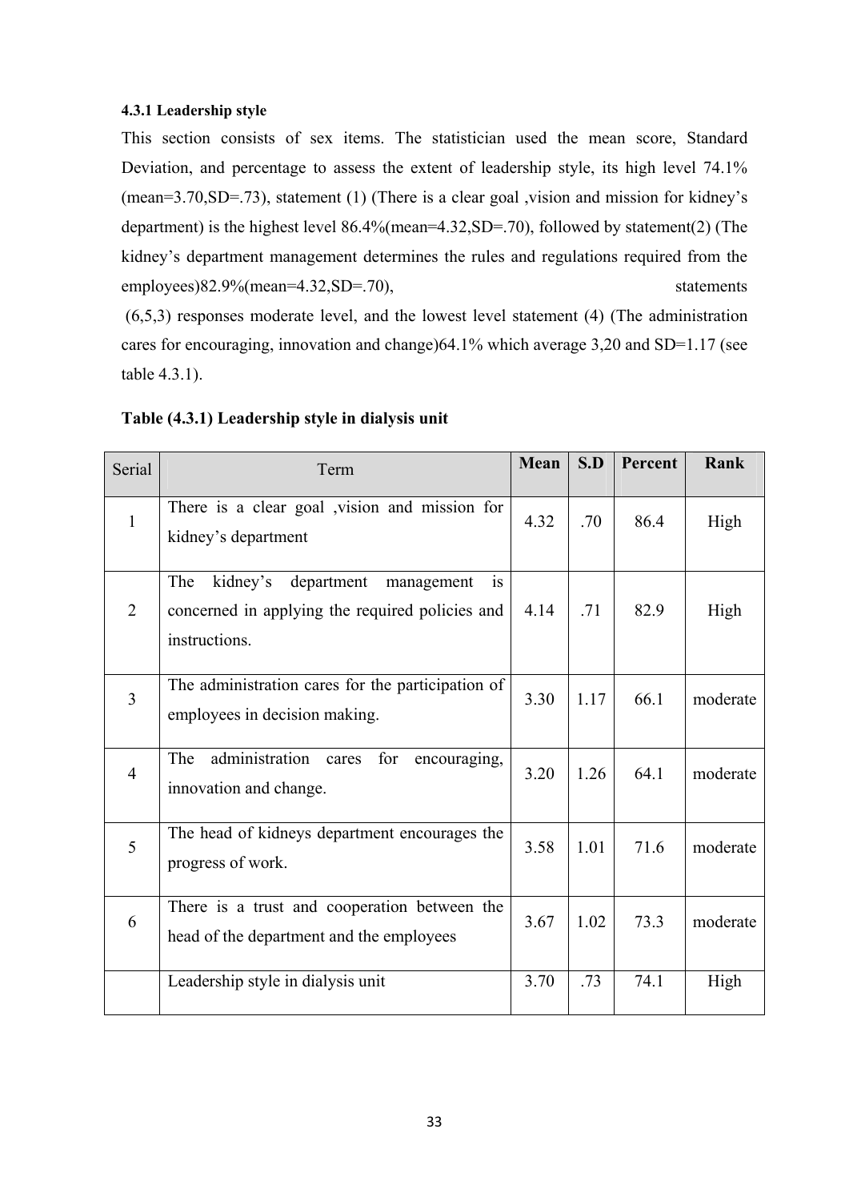#### 4.3.1 Leadership style

This section consists of sex items. The statistician used the mean score, Standard Deviation, and percentage to assess the extent of leadership style, its high level 74.1% (mean=3.70,SD=.73), statement (1) (There is a clear goal ,vision and mission for kidney's department) is the highest level 86.4%(mean=4.32,SD=.70), followed by statement(2) (The kidney's department management determines the rules and regulations required from the employees)82.9%(mean=4.32,SD=.70), statements (6,5,3) responses moderate level, and the lowest level statement (4) (The administration cares for encouraging, innovation and change)64.1% which average 3,20 and SD=1.17 (see table 4.3.1).

**Table (4.3.1) Leadership style in dialysis unit**

| Serial | Term | Mean | S.D | Percent | Rank |
|---|---|---|---|---|---|
| 1 | There is a clear goal ,vision and mission for kidney's department | 4.32 | .70 | 86.4 | High |
| 2 | The kidney's department management is concerned in applying the required policies and instructions. | 4.14 | .71 | 82.9 | High |
| 3 | The administration cares for the participation of employees in decision making. | 3.30 | 1.17 | 66.1 | moderate |
| 4 | The administration cares for encouraging, innovation and change. | 3.20 | 1.26 | 64.1 | moderate |
| 5 | The head of kidneys department encourages the progress of work. | 3.58 | 1.01 | 71.6 | moderate |
| 6 | There is a trust and cooperation between the head of the department and the employees | 3.67 | 1.02 | 73.3 | moderate |
| | Leadership style in dialysis unit | 3.70 | .73 | 74.1 | High |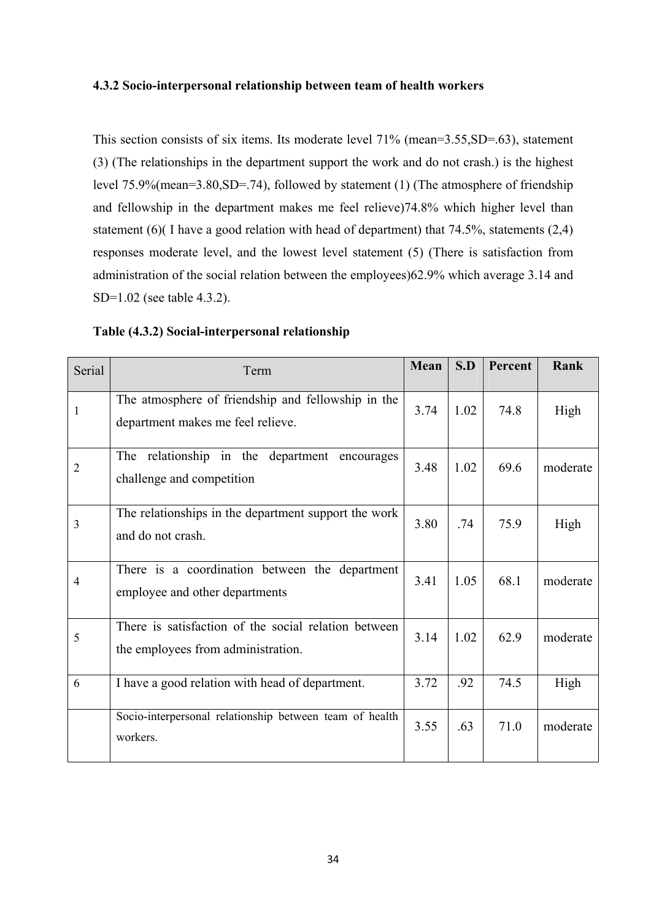### 4.3.2 Socio-interpersonal relationship between team of health workers

This section consists of six items. Its moderate level 71% (mean=3.55,SD=.63), statement (3) (The relationships in the department support the work and do not crash.) is the highest level 75.9%(mean=3.80,SD=.74), followed by statement (1) (The atmosphere of friendship and fellowship in the department makes me feel relieve)74.8% which higher level than statement (6)( I have a good relation with head of department) that 74.5%, statements (2,4) responses moderate level, and the lowest level statement (5) (There is satisfaction from administration of the social relation between the employees)62.9% which average 3.14 and SD=1.02 (see table 4.3.2).

**Table (4.3.2) Social-interpersonal relationship**

| Serial | Term | Mean | S.D | Percent | Rank |
|---|---|---|---|---|---|
| 1 | The atmosphere of friendship and fellowship in the department makes me feel relieve. | 3.74 | 1.02 | 74.8 | High |
| 2 | The relationship in the department encourages challenge and competition | 3.48 | 1.02 | 69.6 | moderate |
| 3 | The relationships in the department support the work and do not crash. | 3.80 | .74 | 75.9 | High |
| 4 | There is a coordination between the department employee and other departments | 3.41 | 1.05 | 68.1 | moderate |
| 5 | There is satisfaction of the social relation between the employees from administration. | 3.14 | 1.02 | 62.9 | moderate |
| 6 | I have a good relation with head of department. | 3.72 | .92 | 74.5 | High |
| | Socio-interpersonal relationship between team of health workers. | 3.55 | .63 | 71.0 | moderate |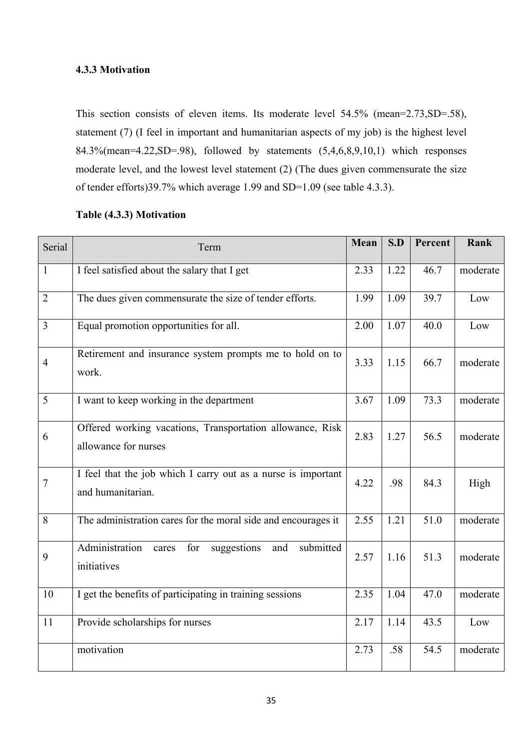### 4.3.3 Motivation

This section consists of eleven items. Its moderate level 54.5% (mean=2.73,SD=.58), statement (7) (I feel in important and humanitarian aspects of my job) is the highest level 84.3%(mean=4.22,SD=.98), followed by statements (5,4,6,8,9,10,1) which responses moderate level, and the lowest level statement (2) (The dues given commensurate the size of tender efforts)39.7% which average 1.99 and SD=1.09 (see table 4.3.3).

**Table (4.3.3) Motivation**

| Serial | Term | Mean | S.D | Percent | Rank |
|---|---|---|---|---|---|
| 1 | I feel satisfied about the salary that I get | 2.33 | 1.22 | 46.7 | moderate |
| 2 | The dues given commensurate the size of tender efforts. | 1.99 | 1.09 | 39.7 | Low |
| 3 | Equal promotion opportunities for all. | 2.00 | 1.07 | 40.0 | Low |
| 4 | Retirement and insurance system prompts me to hold on to work. | 3.33 | 1.15 | 66.7 | moderate |
| 5 | I want to keep working in the department | 3.67 | 1.09 | 73.3 | moderate |
| 6 | Offered working vacations, Transportation allowance, Risk allowance for nurses | 2.83 | 1.27 | 56.5 | moderate |
| 7 | I feel that the job which I carry out as a nurse is important and humanitarian. | 4.22 | .98 | 84.3 | High |
| 8 | The administration cares for the moral side and encourages it | 2.55 | 1.21 | 51.0 | moderate |
| 9 | Administration cares for suggestions and submitted initiatives | 2.57 | 1.16 | 51.3 | moderate |
| 10 | I get the benefits of participating in training sessions | 2.35 | 1.04 | 47.0 | moderate |
| 11 | Provide scholarships for nurses | 2.17 | 1.14 | 43.5 | Low |
| | motivation | 2.73 | .58 | 54.5 | moderate |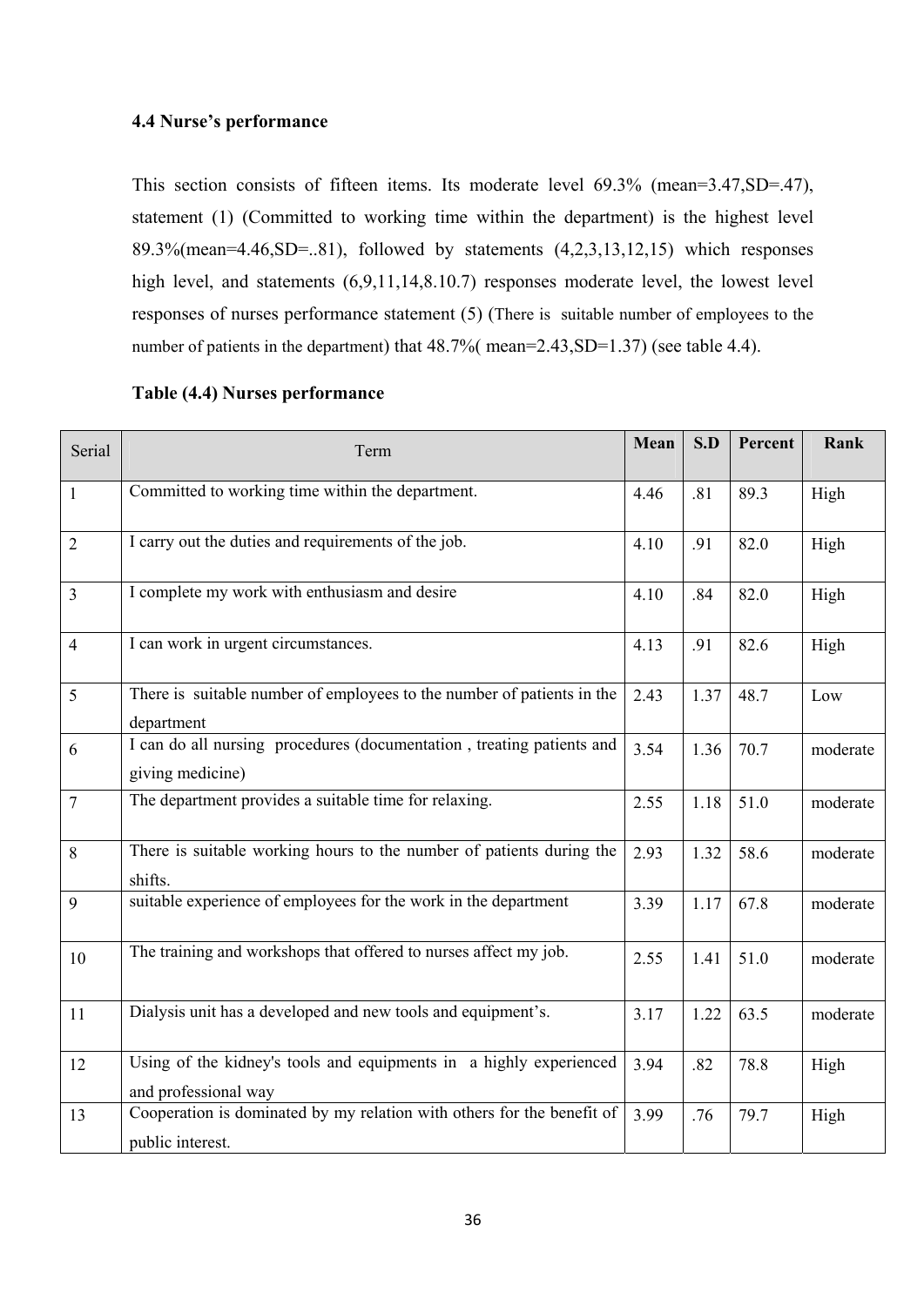### 4.4 Nurse's performance

This section consists of fifteen items. Its moderate level 69.3% (mean=3.47,SD=.47), statement (1) (Committed to working time within the department) is the highest level 89.3%(mean=4.46,SD=..81), followed by statements (4,2,3,13,12,15) which responses high level, and statements (6,9,11,14,8.10.7) responses moderate level, the lowest level responses of nurses performance statement (5) (There is suitable number of employees to the number of patients in the department) that 48.7%( mean=2.43,SD=1.37) (see table 4.4).

**Table (4.4) Nurses performance**

| Serial | Term | Mean | S.D | Percent | Rank |
|---|---|---|---|---|---|
| 1 | Committed to working time within the department. | 4.46 | .81 | 89.3 | High |
| 2 | I carry out the duties and requirements of the job. | 4.10 | .91 | 82.0 | High |
| 3 | I complete my work with enthusiasm and desire | 4.10 | .84 | 82.0 | High |
| 4 | I can work in urgent circumstances. | 4.13 | .91 | 82.6 | High |
| 5 | There is suitable number of employees to the number of patients in the department | 2.43 | 1.37 | 48.7 | Low |
| 6 | I can do all nursing procedures (documentation , treating patients and giving medicine) | 3.54 | 1.36 | 70.7 | moderate |
| 7 | The department provides a suitable time for relaxing. | 2.55 | 1.18 | 51.0 | moderate |
| 8 | There is suitable working hours to the number of patients during the shifts. | 2.93 | 1.32 | 58.6 | moderate |
| 9 | suitable experience of employees for the work in the department | 3.39 | 1.17 | 67.8 | moderate |
| 10 | The training and workshops that offered to nurses affect my job. | 2.55 | 1.41 | 51.0 | moderate |
| 11 | Dialysis unit has a developed and new tools and equipment's. | 3.17 | 1.22 | 63.5 | moderate |
| 12 | Using of the kidney's tools and equipments in a highly experienced and professional way | 3.94 | .82 | 78.8 | High |
| 13 | Cooperation is dominated by my relation with others for the benefit of public interest. | 3.99 | .76 | 79.7 | High |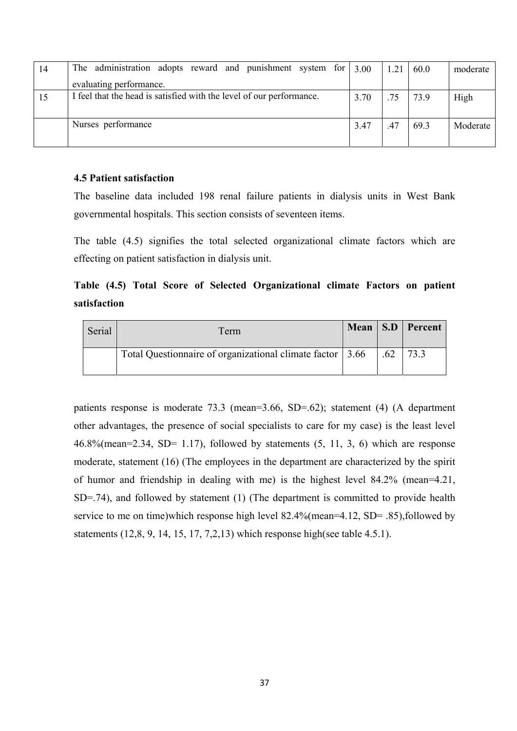| 14 | The administration adopts reward and punishment system for evaluating performance. | 3.00 | 1.21 | 60.0 | moderate |
|---|---|---|---|---|---|
| 15 | I feel that the head is satisfied with the level of our performance. | 3.70 | .75 | 73.9 | High |
| | Nurses performance | 3.47 | .47 | 69.3 | Moderate |

### 4.5 Patient satisfaction

The baseline data included 198 renal failure patients in dialysis units in West Bank governmental hospitals. This section consists of seventeen items.

The table (4.5) signifies the total selected organizational climate factors which are effecting on patient satisfaction in dialysis unit.

**Table (4.5) Total Score of Selected Organizational climate Factors on patient satisfaction**

| Serial | Term | Mean | S.D | Percent |
|---|---|---|---|---|
| | Total Questionnaire of organizational climate factor | 3.66 | .62 | 73.3 |

patients response is moderate 73.3 (mean=3.66, SD=.62); statement (4) (A department other advantages, the presence of social specialists to care for my case) is the least level 46.8%(mean=2.34, SD= 1.17), followed by statements (5, 11, 3, 6) which are response moderate, statement (16) (The employees in the department are characterized by the spirit of humor and friendship in dealing with me) is the highest level 84.2% (mean=4.21, SD=.74), and followed by statement (1) (The department is committed to provide health service to me on time)which response high level 82.4%(mean=4.12, SD= .85),followed by statements (12,8, 9, 14, 15, 17, 7,2,13) which response high(see table 4.5.1).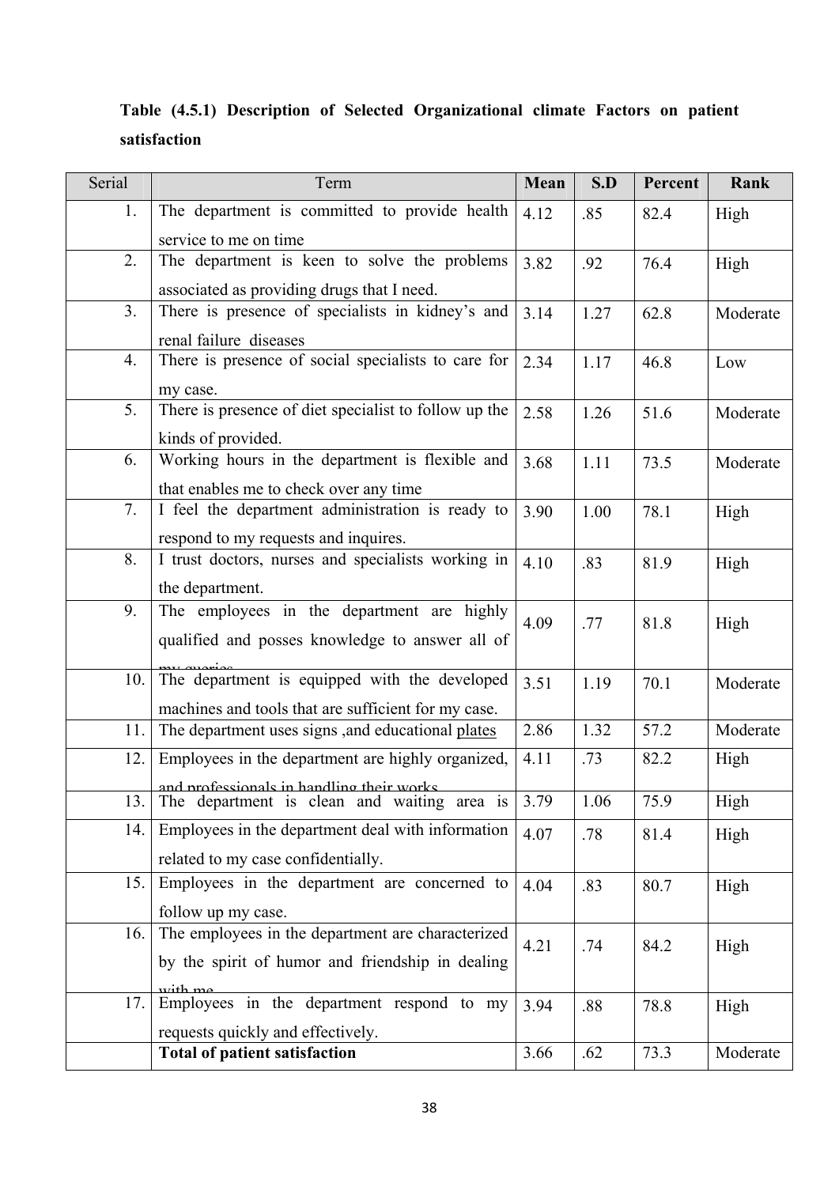**Table (4.5.1) Description of Selected Organizational climate Factors on patient satisfaction**

| Serial | Term | Mean | S.D | Percent | Rank |
|---|---|---|---|---|---|
| 1. | The department is committed to provide health service to me on time | 4.12 | .85 | 82.4 | High |
| 2. | The department is keen to solve the problems associated as providing drugs that I need. | 3.82 | .92 | 76.4 | High |
| 3. | There is presence of specialists in kidney's and renal failure diseases | 3.14 | 1.27 | 62.8 | Moderate |
| 4. | There is presence of social specialists to care for my case. | 2.34 | 1.17 | 46.8 | Low |
| 5. | There is presence of diet specialist to follow up the kinds of provided. | 2.58 | 1.26 | 51.6 | Moderate |
| 6. | Working hours in the department is flexible and that enables me to check over any time | 3.68 | 1.11 | 73.5 | Moderate |
| 7. | I feel the department administration is ready to respond to my requests and inquires. | 3.90 | 1.00 | 78.1 | High |
| 8. | I trust doctors, nurses and specialists working in the department. | 4.10 | .83 | 81.9 | High |
| 9. | The employees in the department are highly qualified and posses knowledge to answer all of my queries | 4.09 | .77 | 81.8 | High |
| 10. | The department is equipped with the developed machines and tools that are sufficient for my case. | 3.51 | 1.19 | 70.1 | Moderate |
| 11. | The department uses signs ,and educational plates | 2.86 | 1.32 | 57.2 | Moderate |
| 12. | Employees in the department are highly organized, and professionals in handling their works | 4.11 | .73 | 82.2 | High |
| 13. | The department is clean and waiting area is | 3.79 | 1.06 | 75.9 | High |
| 14. | Employees in the department deal with information related to my case confidentially. | 4.07 | .78 | 81.4 | High |
| 15. | Employees in the department are concerned to follow up my case. | 4.04 | .83 | 80.7 | High |
| 16. | The employees in the department are characterized by the spirit of humor and friendship in dealing with me | 4.21 | .74 | 84.2 | High |
| 17. | Employees in the department respond to my requests quickly and effectively. | 3.94 | .88 | 78.8 | High |
| | **Total of patient satisfaction** | 3.66 | .62 | 73.3 | Moderate |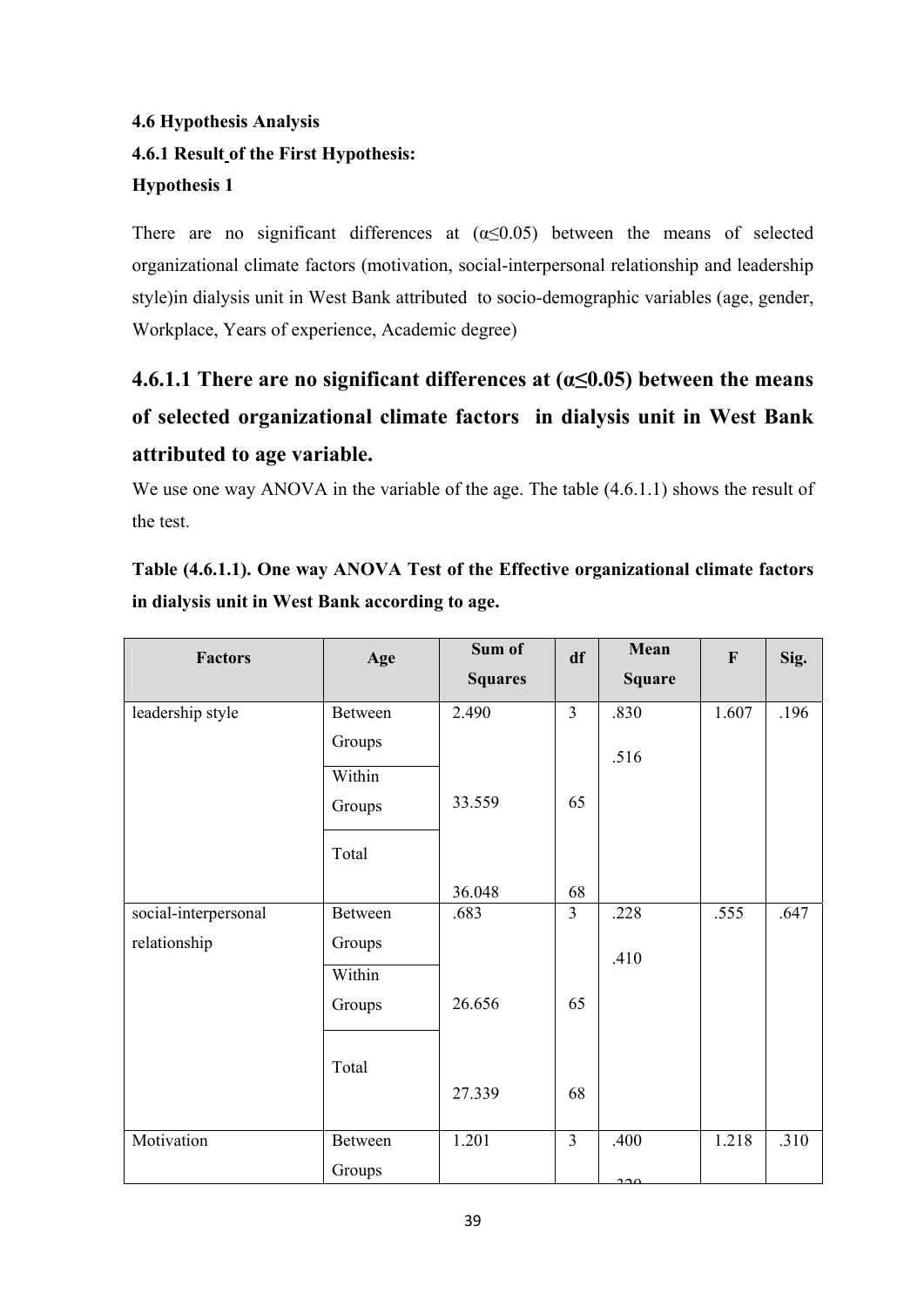### 4.6 Hypothesis Analysis

#### 4.6.1 Result of the First Hypothesis:

**Hypothesis 1**

There are no significant differences at (α≤0.05) between the means of selected organizational climate factors (motivation, social-interpersonal relationship and leadership style)in dialysis unit in West Bank attributed to socio-demographic variables (age, gender, Workplace, Years of experience, Academic degree)

## 4.6.1.1 There are no significant differences at (α≤0.05) between the means of selected organizational climate factors in dialysis unit in West Bank attributed to age variable.

We use one way ANOVA in the variable of the age. The table (4.6.1.1) shows the result of the test.

**Table (4.6.1.1). One way ANOVA Test of the Effective organizational climate factors in dialysis unit in West Bank according to age.**

| Factors | Age | Sum of Squares | df | Mean Square | F | Sig. |
|---|---|---|---|---|---|---|
| leadership style | Between Groups | 2.490 | 3 | .830 | 1.607 | .196 |
| | Within Groups | 33.559 | 65 | .516 | | |
| | Total | 36.048 | 68 | | | |
| social-interpersonal relationship | Between Groups | .683 | 3 | .228 | .555 | .647 |
| | Within Groups | 26.656 | 65 | .410 | | |
| | Total | 27.339 | 68 | | | |
| Motivation | Between Groups | 1.201 | 3 | .400 | 1.218 | .310 |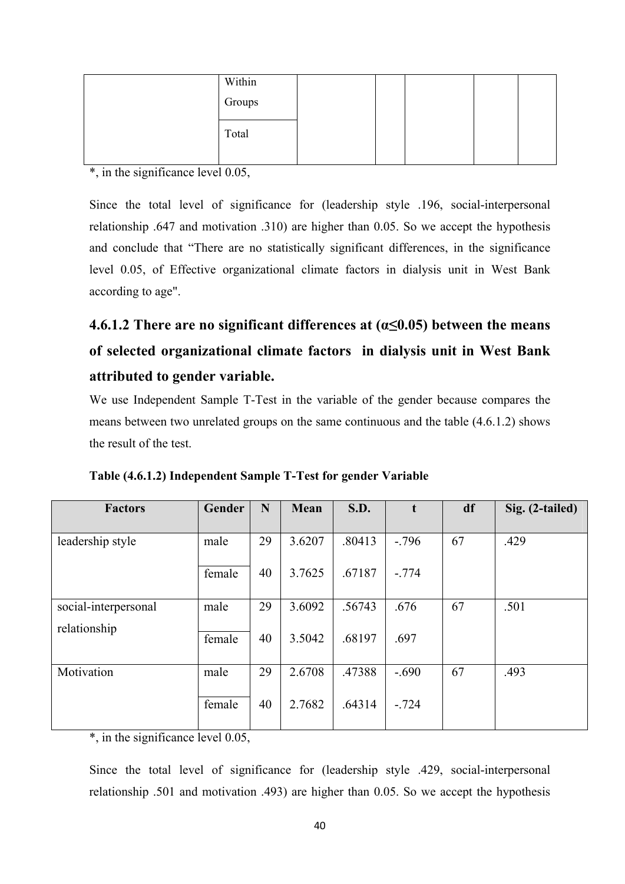| | Within Groups | | | | | |
|---|---|---|---|---|---|---|
| | Total | | | | | |

*, in the significance level 0.05,

Since the total level of significance for (leadership style .196, social-interpersonal relationship .647 and motivation .310) are higher than 0.05. So we accept the hypothesis and conclude that "There are no statistically significant differences, in the significance level 0.05, of Effective organizational climate factors in dialysis unit in West Bank according to age".

### 4.6.1.2 There are no significant differences at ($\alpha \leq 0.05$) between the means of selected organizational climate factors in dialysis unit in West Bank attributed to gender variable.

We use Independent Sample T-Test in the variable of the gender because compares the means between two unrelated groups on the same continuous and the table (4.6.1.2) shows the result of the test.

**Table (4.6.1.2) Independent Sample T-Test for gender Variable**

| Factors | Gender | N | Mean | S.D. | t | df | Sig. (2-tailed) |
|---|---|---|---|---|---|---|---|
| leadership style | male | 29 | 3.6207 | .80413 | -.796 | 67 | .429 |
| | female | 40 | 3.7625 | .67187 | -.774 | | |
| social-interpersonal relationship | male | 29 | 3.6092 | .56743 | .676 | 67 | .501 |
| | female | 40 | 3.5042 | .68197 | .697 | | |
| Motivation | male | 29 | 2.6708 | .47388 | -.690 | 67 | .493 |
| | female | 40 | 2.7682 | .64314 | -.724 | | |

*, in the significance level 0.05,

Since the total level of significance for (leadership style .429, social-interpersonal relationship .501 and motivation .493) are higher than 0.05. So we accept the hypothesis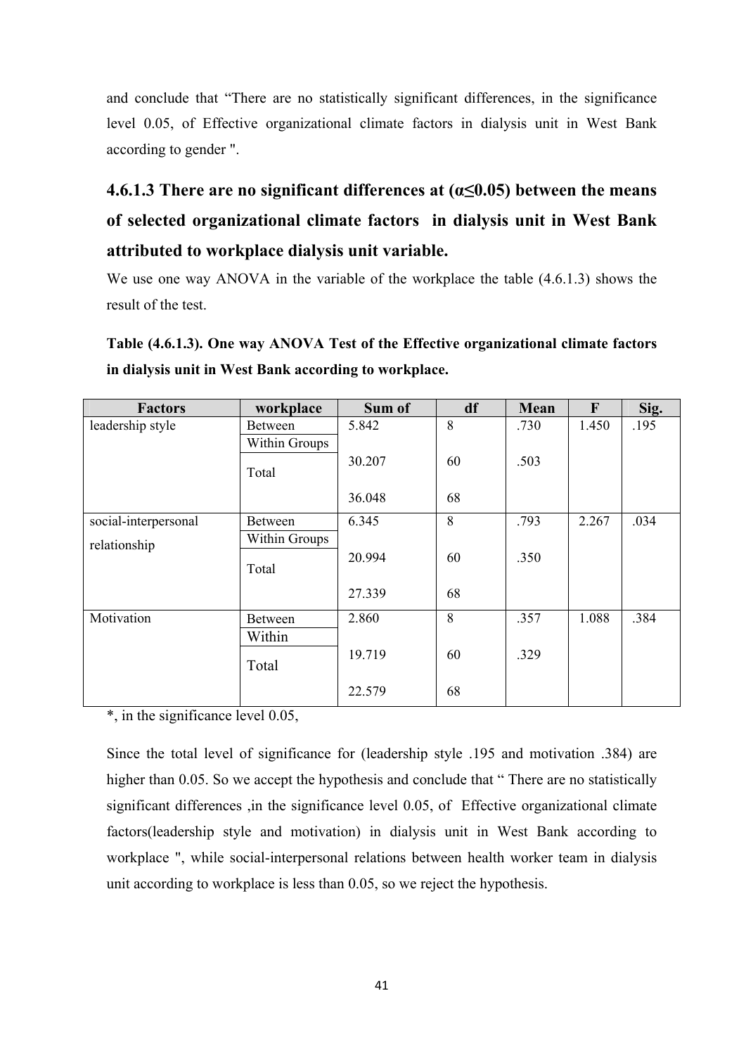and conclude that "There are no statistically significant differences, in the significance level 0.05, of Effective organizational climate factors in dialysis unit in West Bank according to gender ".

### 4.6.1.3 There are no significant differences at ($\alpha \leq 0.05$) between the means of selected organizational climate factors in dialysis unit in West Bank attributed to workplace dialysis unit variable.

We use one way ANOVA in the variable of the workplace the table (4.6.1.3) shows the result of the test.

**Table (4.6.1.3). One way ANOVA Test of the Effective organizational climate factors in dialysis unit in West Bank according to workplace.**

| Factors | workplace | Sum of | df | Mean | F | Sig. |
|---|---|---|---|---|---|---|
| leadership style | Between | 5.842 | 8 | .730 | 1.450 | .195 |
| | Within Groups | 30.207 | 60 | .503 | | |
| | Total | 36.048 | 68 | | | |
| social-interpersonal relationship | Between | 6.345 | 8 | .793 | 2.267 | .034 |
| | Within Groups | 20.994 | 60 | .350 | | |
| | Total | 27.339 | 68 | | | |
| Motivation | Between | 2.860 | 8 | .357 | 1.088 | .384 |
| | Within | 19.719 | 60 | .329 | | |
| | Total | 22.579 | 68 | | | |

*, in the significance level 0.05,

Since the total level of significance for (leadership style .195 and motivation .384) are higher than 0.05. So we accept the hypothesis and conclude that " There are no statistically significant differences ,in the significance level 0.05, of Effective organizational climate factors(leadership style and motivation) in dialysis unit in West Bank according to workplace ", while social-interpersonal relations between health worker team in dialysis unit according to workplace is less than 0.05, so we reject the hypothesis.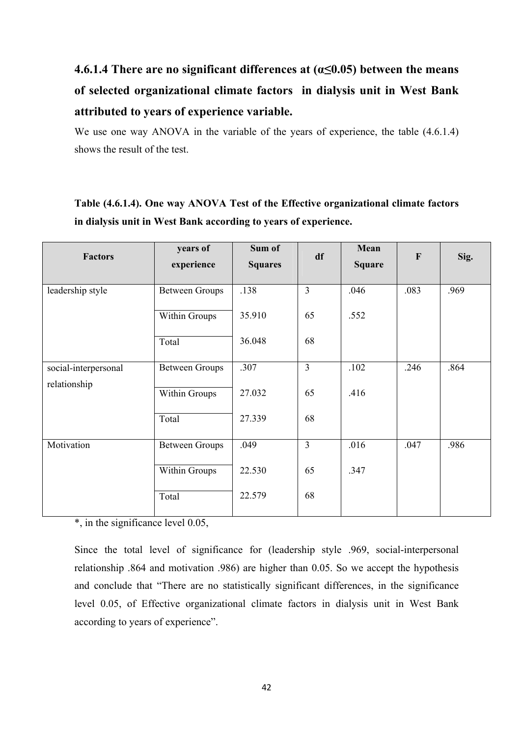### 4.6.1.4 There are no significant differences at ($\alpha \leq 0.05$) between the means of selected organizational climate factors in dialysis unit in West Bank attributed to years of experience variable.

We use one way ANOVA in the variable of the years of experience, the table (4.6.1.4) shows the result of the test.

**Table (4.6.1.4). One way ANOVA Test of the Effective organizational climate factors in dialysis unit in West Bank according to years of experience.**

| Factors | years of experience | Sum of Squares | df | Mean Square | F | Sig. |
|---|---|---|---|---|---|---|
| leadership style | Between Groups | .138 | 3 | .046 | .083 | .969 |
| | Within Groups | 35.910 | 65 | .552 | | |
| | Total | 36.048 | 68 | | | |
| social-interpersonal relationship | Between Groups | .307 | 3 | .102 | .246 | .864 |
| | Within Groups | 27.032 | 65 | .416 | | |
| | Total | 27.339 | 68 | | | |
| Motivation | Between Groups | .049 | 3 | .016 | .047 | .986 |
| | Within Groups | 22.530 | 65 | .347 | | |
| | Total | 22.579 | 68 | | | |

*, in the significance level 0.05,

Since the total level of significance for (leadership style .969, social-interpersonal relationship .864 and motivation .986) are higher than 0.05. So we accept the hypothesis and conclude that "There are no statistically significant differences, in the significance level 0.05, of Effective organizational climate factors in dialysis unit in West Bank according to years of experience".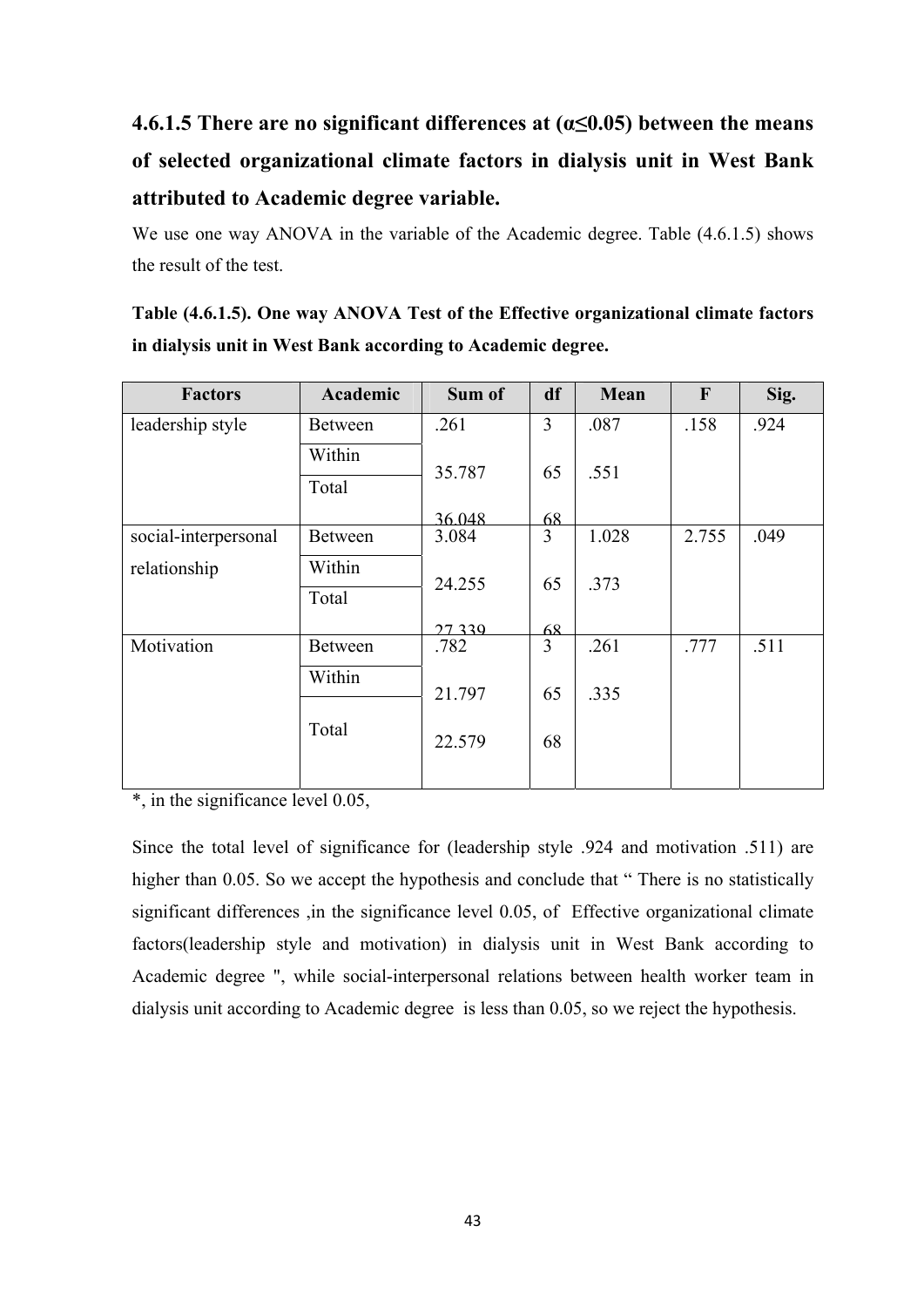### 4.6.1.5 There are no significant differences at (α≤0.05) between the means of selected organizational climate factors in dialysis unit in West Bank attributed to Academic degree variable.

We use one way ANOVA in the variable of the Academic degree. Table (4.6.1.5) shows the result of the test.

**Table (4.6.1.5). One way ANOVA Test of the Effective organizational climate factors in dialysis unit in West Bank according to Academic degree.**

| Factors | Academic | Sum of | df | Mean | F | Sig. |
|---|---|---|---|---|---|---|
| leadership style | Between | .261 | 3 | .087 | .158 | .924 |
| | Within | 35.787 | 65 | .551 | | |
| | Total | 36.048 | 68 | | | |
| social-interpersonal relationship | Between | 3.084 | 3 | 1.028 | 2.755 | .049 |
| | Within | 24.255 | 65 | .373 | | |
| | Total | 27.339 | 68 | | | |
| Motivation | Between | .782 | 3 | .261 | .777 | .511 |
| | Within | 21.797 | 65 | .335 | | |
| | Total | 22.579 | 68 | | | |

*, in the significance level 0.05,

Since the total level of significance for (leadership style .924 and motivation .511) are higher than 0.05. So we accept the hypothesis and conclude that " There is no statistically significant differences ,in the significance level 0.05, of Effective organizational climate factors(leadership style and motivation) in dialysis unit in West Bank according to Academic degree ", while social-interpersonal relations between health worker team in dialysis unit according to Academic degree is less than 0.05, so we reject the hypothesis.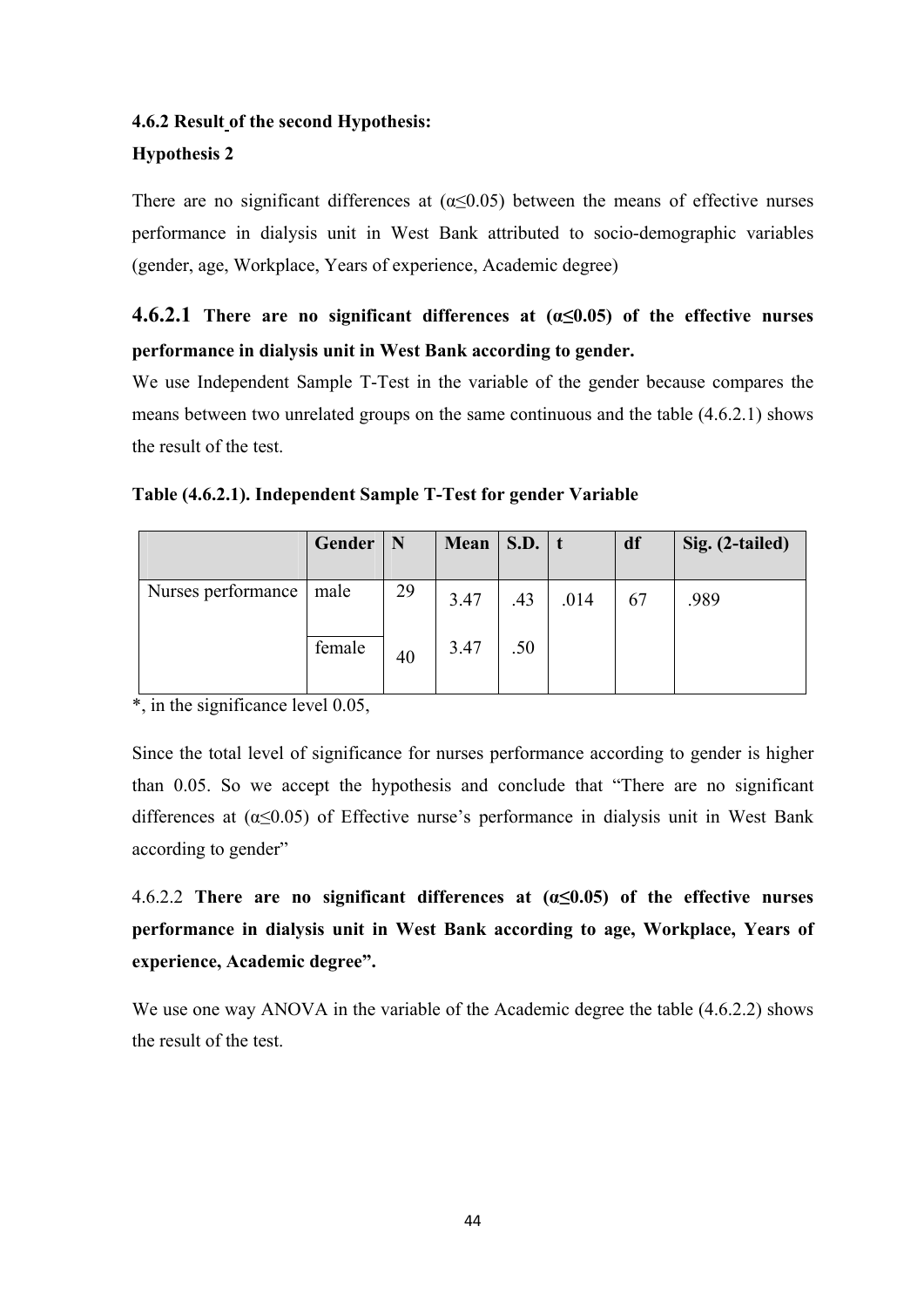### 4.6.2 Result of the second Hypothesis:

**Hypothesis 2**

There are no significant differences at ($\alpha \leq 0.05$) between the means of effective nurses performance in dialysis unit in West Bank attributed to socio-demographic variables (gender, age, Workplace, Years of experience, Academic degree)

**4.6.2.1 There are no significant differences at ($\alpha \leq 0.05$) of the effective nurses performance in dialysis unit in West Bank according to gender.**

We use Independent Sample T-Test in the variable of the gender because compares the means between two unrelated groups on the same continuous and the table (4.6.2.1) shows the result of the test.

**Table (4.6.2.1). Independent Sample T-Test for gender Variable**

| | Gender | N | Mean | S.D. | t | df | Sig. (2-tailed) |
|---|---|---|---|---|---|---|---|
| Nurses performance | male | 29 | 3.47 | .43 | .014 | 67 | .989 |
| | female | 40 | 3.47 | .50 | | | |

*, in the significance level 0.05,

Since the total level of significance for nurses performance according to gender is higher than 0.05. So we accept the hypothesis and conclude that "There are no significant differences at ($\alpha \leq 0.05$) of Effective nurse's performance in dialysis unit in West Bank according to gender"

4.6.2.2 **There are no significant differences at ($\alpha \leq 0.05$) of the effective nurses performance in dialysis unit in West Bank according to age, Workplace, Years of experience, Academic degree".**

We use one way ANOVA in the variable of the Academic degree the table (4.6.2.2) shows the result of the test.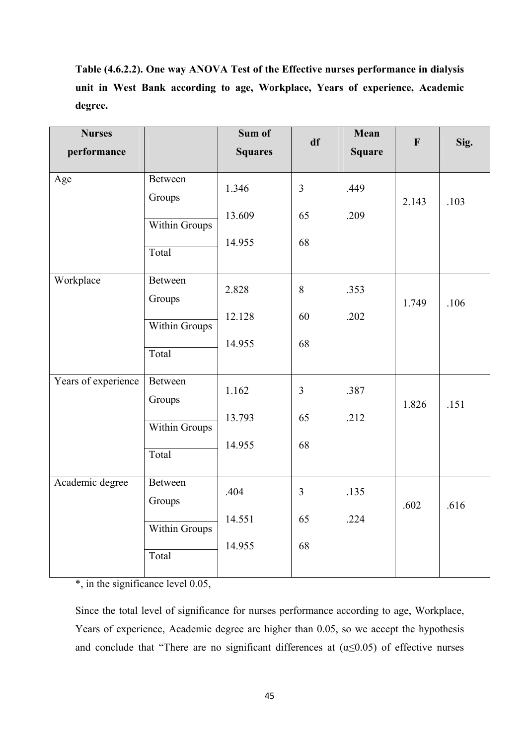**Table (4.6.2.2). One way ANOVA Test of the Effective nurses performance in dialysis unit in West Bank according to age, Workplace, Years of experience, Academic degree.**

| Nurses performance | | Sum of Squares | df | Mean Square | F | Sig. |
|---|---|---|---|---|---|---|
| Age | Between Groups | 1.346 | 3 | .449 | 2.143 | .103 |
| | Within Groups | 13.609 | 65 | .209 | | |
| | Total | 14.955 | 68 | | | |
| Workplace | Between Groups | 2.828 | 8 | .353 | 1.749 | .106 |
| | Within Groups | 12.128 | 60 | .202 | | |
| | Total | 14.955 | 68 | | | |
| Years of experience | Between Groups | 1.162 | 3 | .387 | 1.826 | .151 |
| | Within Groups | 13.793 | 65 | .212 | | |
| | Total | 14.955 | 68 | | | |
| Academic degree | Between Groups | .404 | 3 | .135 | .602 | .616 |
| | Within Groups | 14.551 | 65 | .224 | | |
| | Total | 14.955 | 68 | | | |

*, in the significance level 0.05,

Since the total level of significance for nurses performance according to age, Workplace, Years of experience, Academic degree are higher than 0.05, so we accept the hypothesis and conclude that "There are no significant differences at ($\alpha \leq 0.05$) of effective nurses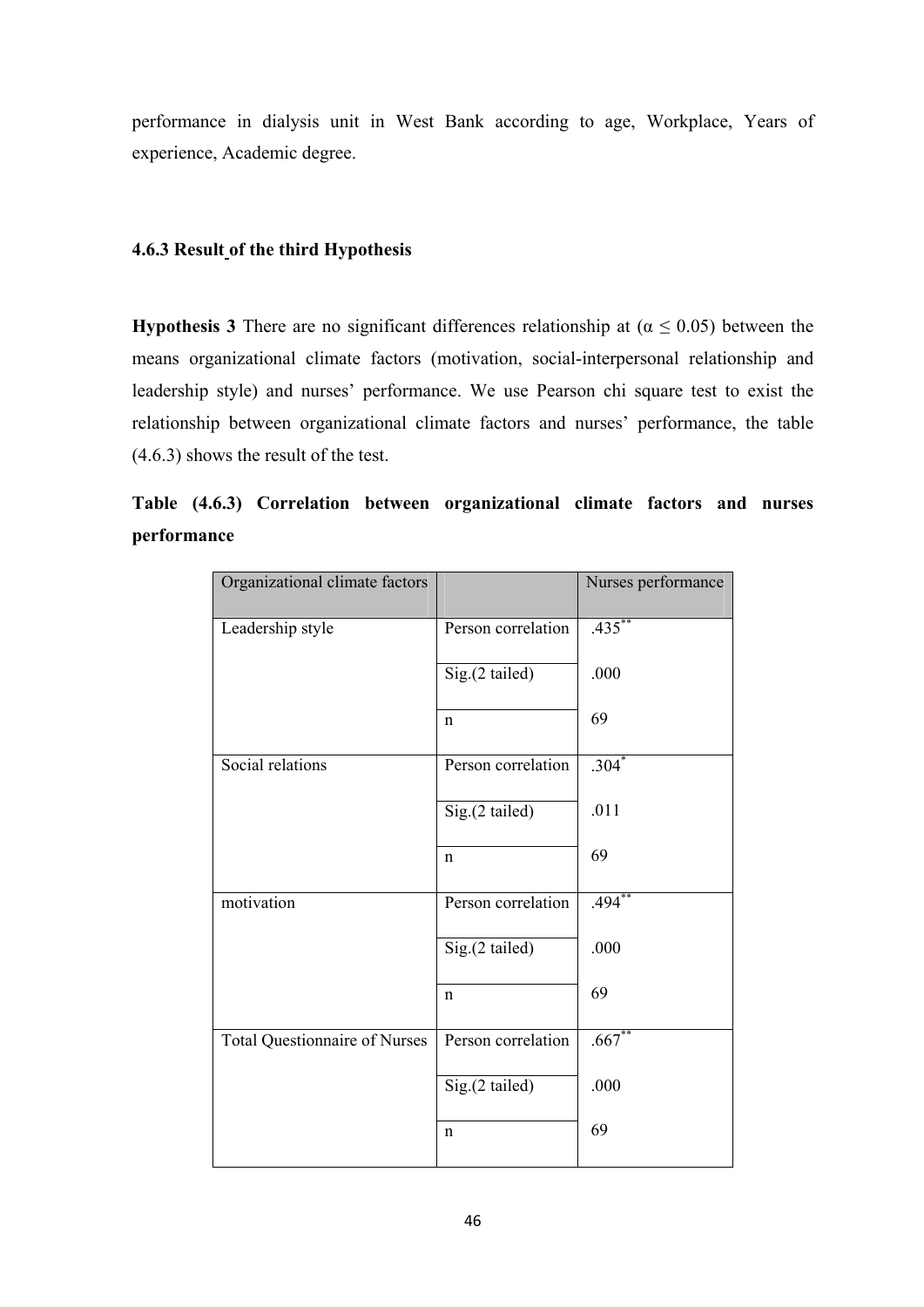performance in dialysis unit in West Bank according to age, Workplace, Years of experience, Academic degree.

### 4.6.3 Result of the third Hypothesis

**Hypothesis 3** There are no significant differences relationship at ($\alpha \leq 0.05$) between the means organizational climate factors (motivation, social-interpersonal relationship and leadership style) and nurses' performance. We use Pearson chi square test to exist the relationship between organizational climate factors and nurses' performance, the table (4.6.3) shows the result of the test.

**Table (4.6.3) Correlation between organizational climate factors and nurses performance**

| Organizational climate factors | | Nurses performance |
|---|---|---|
| Leadership style | Person correlation | .435** |
| | Sig.(2 tailed) | .000 |
| | n | 69 |
| Social relations | Person correlation | .304* |
| | Sig.(2 tailed) | .011 |
| | n | 69 |
| motivation | Person correlation | .494** |
| | Sig.(2 tailed) | .000 |
| | n | 69 |
| Total Questionnaire of Nurses | Person correlation | .667** |
| | Sig.(2 tailed) | .000 |
| | n | 69 |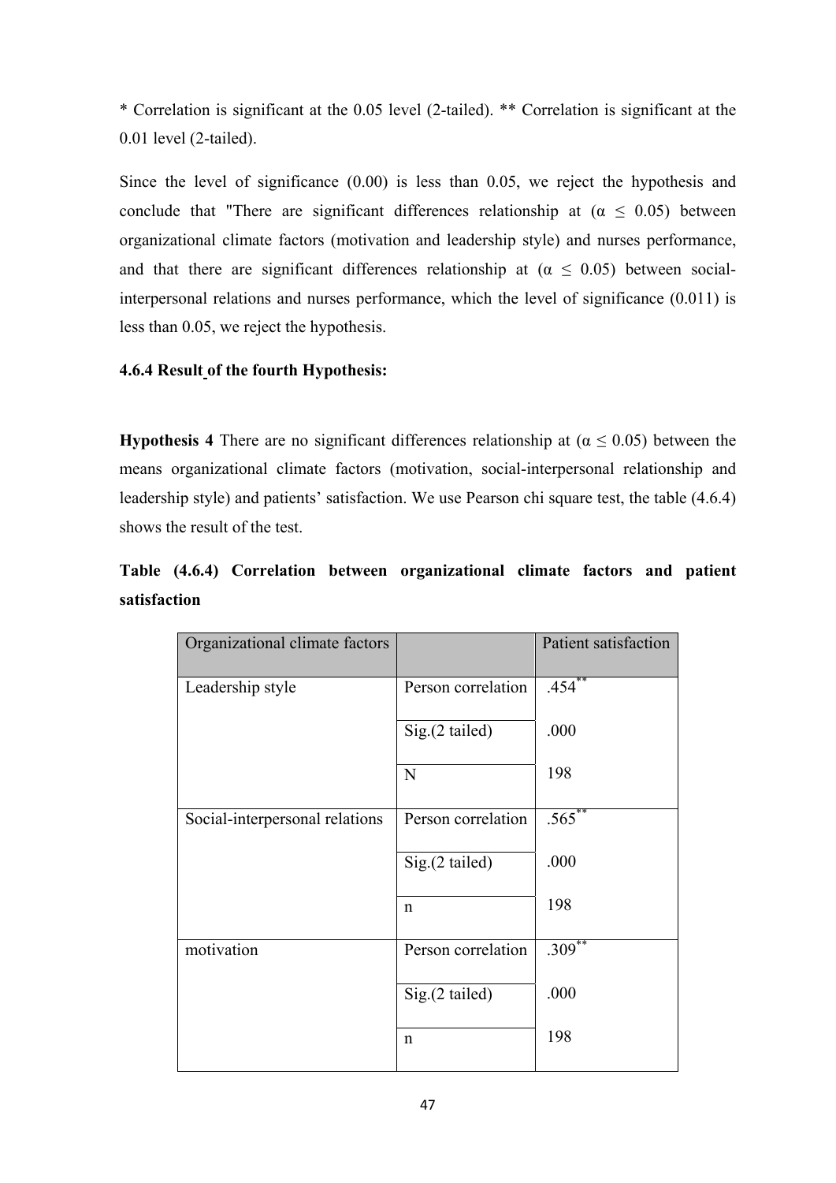* Correlation is significant at the 0.05 level (2-tailed). ** Correlation is significant at the 0.01 level (2-tailed).

Since the level of significance (0.00) is less than 0.05, we reject the hypothesis and conclude that "There are significant differences relationship at ($\alpha \leq 0.05$) between organizational climate factors (motivation and leadership style) and nurses performance, and that there are significant differences relationship at ($\alpha \leq 0.05$) between social-interpersonal relations and nurses performance, which the level of significance (0.011) is less than 0.05, we reject the hypothesis.

### 4.6.4 Result of the fourth Hypothesis:

**Hypothesis 4** There are no significant differences relationship at ($\alpha \leq 0.05$) between the means organizational climate factors (motivation, social-interpersonal relationship and leadership style) and patients' satisfaction. We use Pearson chi square test, the table (4.6.4) shows the result of the test.

**Table (4.6.4) Correlation between organizational climate factors and patient satisfaction**

| Organizational climate factors | | Patient satisfaction |
|---|---|---|
| Leadership style | Person correlation | .454** |
| | Sig.(2 tailed) | .000 |
| | N | 198 |
| Social-interpersonal relations | Person correlation | .565** |
| | Sig.(2 tailed) | .000 |
| | n | 198 |
| motivation | Person correlation | .309** |
| | Sig.(2 tailed) | .000 |
| | n | 198 |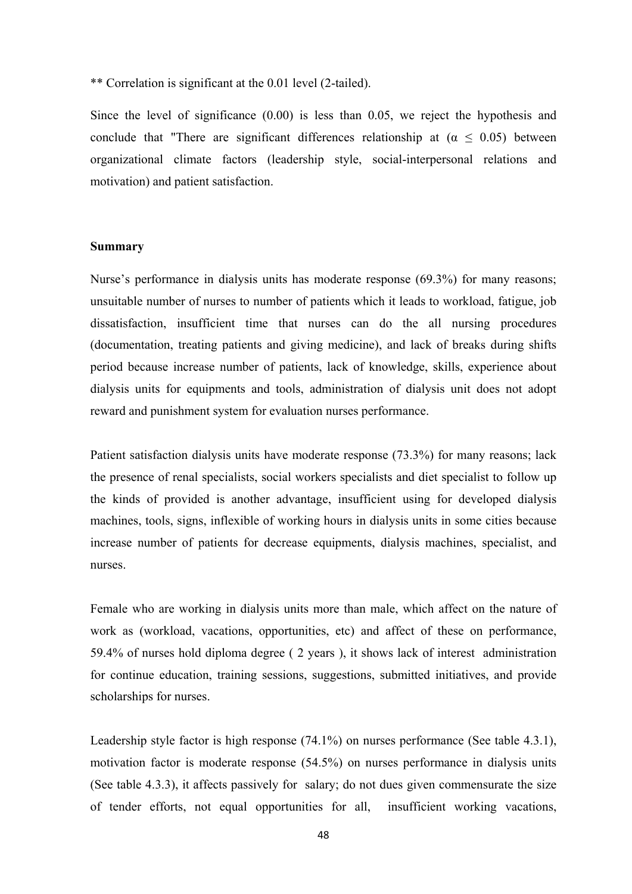** Correlation is significant at the 0.01 level (2-tailed).

Since the level of significance (0.00) is less than 0.05, we reject the hypothesis and conclude that "There are significant differences relationship at ($\alpha \leq 0.05$) between organizational climate factors (leadership style, social-interpersonal relations and motivation) and patient satisfaction.

**Summary**

Nurse's performance in dialysis units has moderate response (69.3%) for many reasons; unsuitable number of nurses to number of patients which it leads to workload, fatigue, job dissatisfaction, insufficient time that nurses can do the all nursing procedures (documentation, treating patients and giving medicine), and lack of breaks during shifts period because increase number of patients, lack of knowledge, skills, experience about dialysis units for equipments and tools, administration of dialysis unit does not adopt reward and punishment system for evaluation nurses performance.

Patient satisfaction dialysis units have moderate response (73.3%) for many reasons; lack the presence of renal specialists, social workers specialists and diet specialist to follow up the kinds of provided is another advantage, insufficient using for developed dialysis machines, tools, signs, inflexible of working hours in dialysis units in some cities because increase number of patients for decrease equipments, dialysis machines, specialist, and nurses.

Female who are working in dialysis units more than male, which affect on the nature of work as (workload, vacations, opportunities, etc) and affect of these on performance, 59.4% of nurses hold diploma degree ( 2 years ), it shows lack of interest administration for continue education, training sessions, suggestions, submitted initiatives, and provide scholarships for nurses.

Leadership style factor is high response (74.1%) on nurses performance (See table 4.3.1), motivation factor is moderate response (54.5%) on nurses performance in dialysis units (See table 4.3.3), it affects passively for salary; do not dues given commensurate the size of tender efforts, not equal opportunities for all, insufficient working vacations,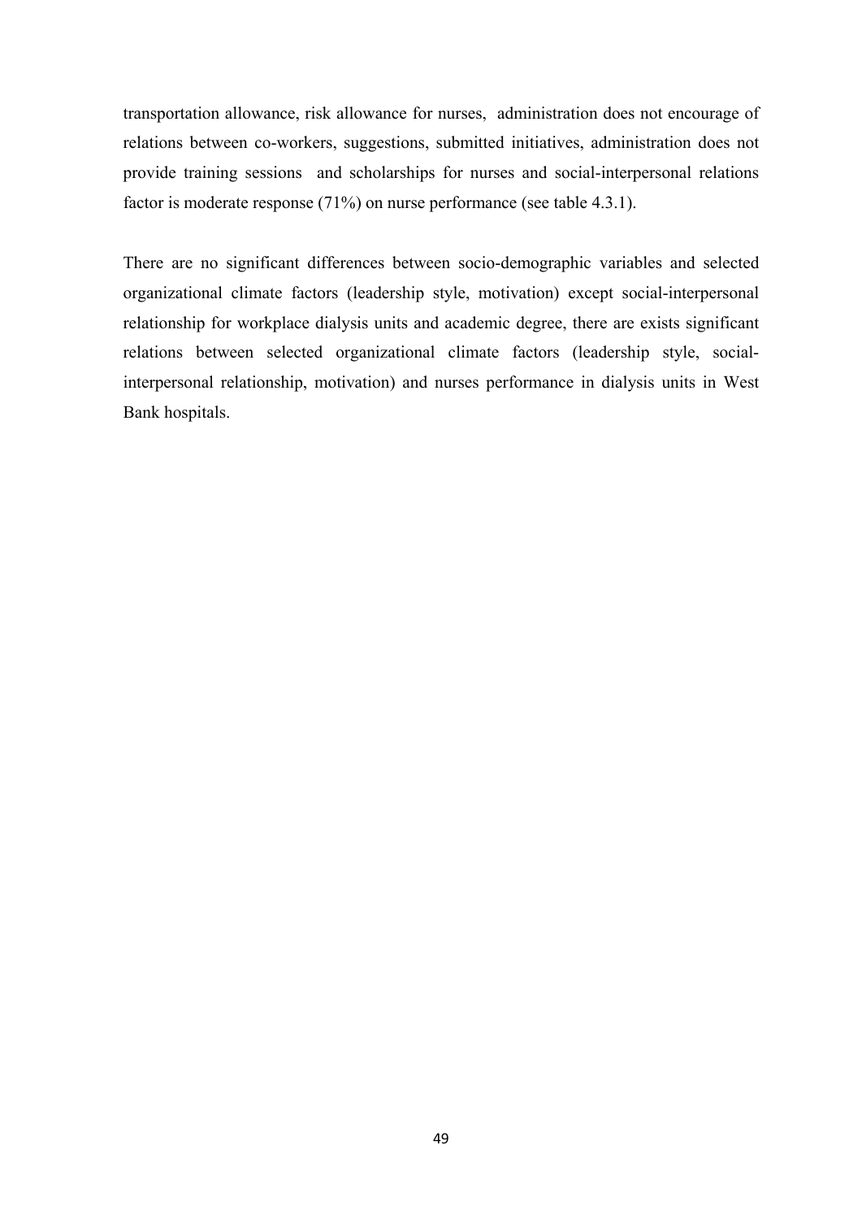transportation allowance, risk allowance for nurses, administration does not encourage of relations between co-workers, suggestions, submitted initiatives, administration does not provide training sessions and scholarships for nurses and social-interpersonal relations factor is moderate response (71%) on nurse performance (see table 4.3.1).

There are no significant differences between socio-demographic variables and selected organizational climate factors (leadership style, motivation) except social-interpersonal relationship for workplace dialysis units and academic degree, there are exists significant relations between selected organizational climate factors (leadership style, social-interpersonal relationship, motivation) and nurses performance in dialysis units in West Bank hospitals.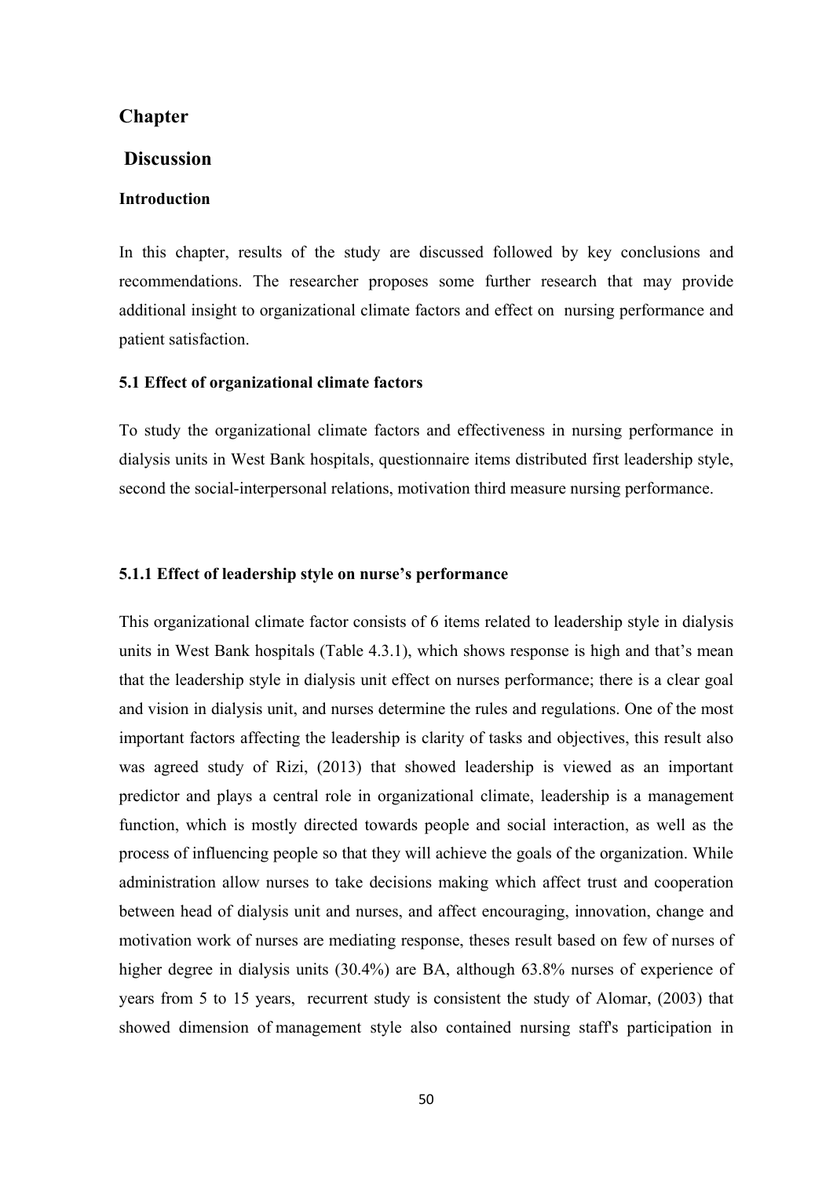## Chapter

## Discussion

### Introduction

In this chapter, results of the study are discussed followed by key conclusions and recommendations. The researcher proposes some further research that may provide additional insight to organizational climate factors and effect on nursing performance and patient satisfaction.

### 5.1 Effect of organizational climate factors

To study the organizational climate factors and effectiveness in nursing performance in dialysis units in West Bank hospitals, questionnaire items distributed first leadership style, second the social-interpersonal relations, motivation third measure nursing performance.

#### 5.1.1 Effect of leadership style on nurse's performance

This organizational climate factor consists of 6 items related to leadership style in dialysis units in West Bank hospitals (Table 4.3.1), which shows response is high and that's mean that the leadership style in dialysis unit effect on nurses performance; there is a clear goal and vision in dialysis unit, and nurses determine the rules and regulations. One of the most important factors affecting the leadership is clarity of tasks and objectives, this result also was agreed study of Rizi, (2013) that showed leadership is viewed as an important predictor and plays a central role in organizational climate, leadership is a management function, which is mostly directed towards people and social interaction, as well as the process of influencing people so that they will achieve the goals of the organization. While administration allow nurses to take decisions making which affect trust and cooperation between head of dialysis unit and nurses, and affect encouraging, innovation, change and motivation work of nurses are mediating response, theses result based on few of nurses of higher degree in dialysis units (30.4%) are BA, although 63.8% nurses of experience of years from 5 to 15 years, recurrent study is consistent the study of Alomar, (2003) that showed dimension of management style also contained nursing staff's participation in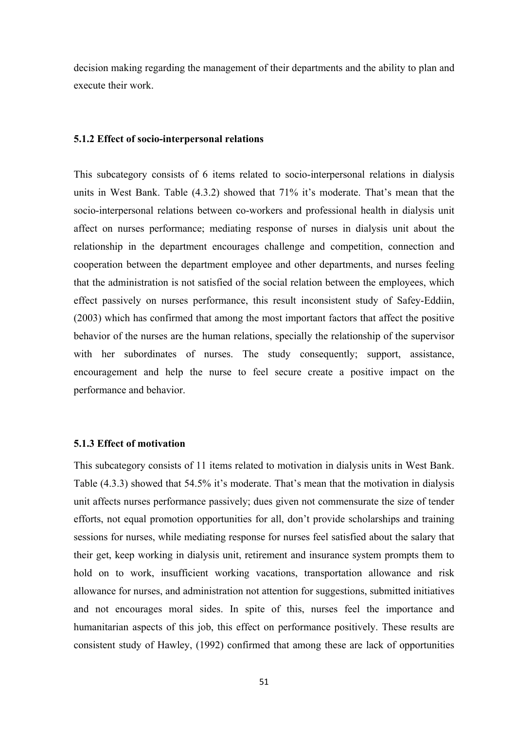decision making regarding the management of their departments and the ability to plan and execute their work.

### 5.1.2 Effect of socio-interpersonal relations

This subcategory consists of 6 items related to socio-interpersonal relations in dialysis units in West Bank. Table (4.3.2) showed that 71% it's moderate. That's mean that the socio-interpersonal relations between co-workers and professional health in dialysis unit affect on nurses performance; mediating response of nurses in dialysis unit about the relationship in the department encourages challenge and competition, connection and cooperation between the department employee and other departments, and nurses feeling that the administration is not satisfied of the social relation between the employees, which effect passively on nurses performance, this result inconsistent study of Safey-Eddiin, (2003) which has confirmed that among the most important factors that affect the positive behavior of the nurses are the human relations, specially the relationship of the supervisor with her subordinates of nurses. The study consequently; support, assistance, encouragement and help the nurse to feel secure create a positive impact on the performance and behavior.

### 5.1.3 Effect of motivation

This subcategory consists of 11 items related to motivation in dialysis units in West Bank. Table (4.3.3) showed that 54.5% it's moderate. That's mean that the motivation in dialysis unit affects nurses performance passively; dues given not commensurate the size of tender efforts, not equal promotion opportunities for all, don't provide scholarships and training sessions for nurses, while mediating response for nurses feel satisfied about the salary that their get, keep working in dialysis unit, retirement and insurance system prompts them to hold on to work, insufficient working vacations, transportation allowance and risk allowance for nurses, and administration not attention for suggestions, submitted initiatives and not encourages moral sides. In spite of this, nurses feel the importance and humanitarian aspects of this job, this effect on performance positively. These results are consistent study of Hawley, (1992) confirmed that among these are lack of opportunities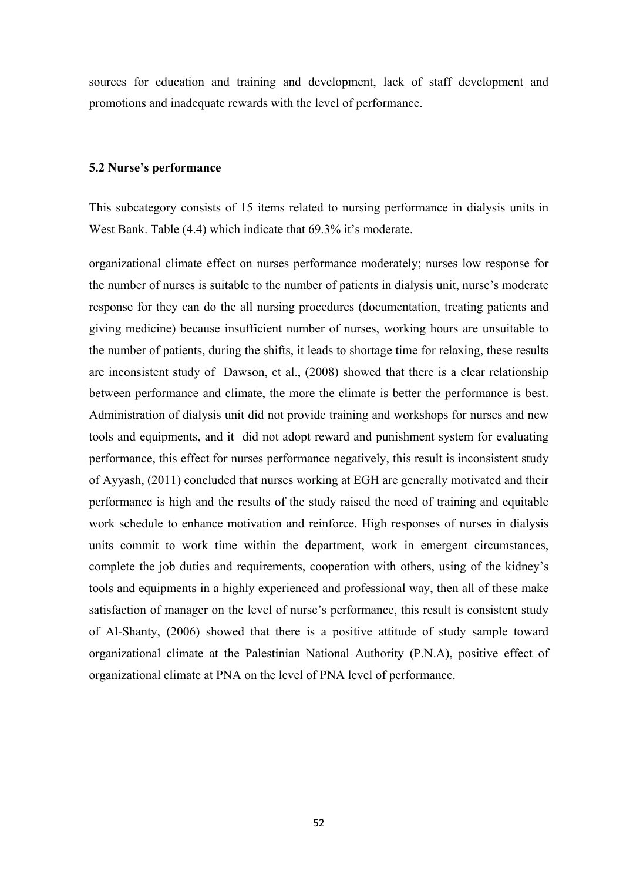sources for education and training and development, lack of staff development and promotions and inadequate rewards with the level of performance.

### 5.2 Nurse's performance

This subcategory consists of 15 items related to nursing performance in dialysis units in West Bank. Table (4.4) which indicate that 69.3% it's moderate.

organizational climate effect on nurses performance moderately; nurses low response for the number of nurses is suitable to the number of patients in dialysis unit, nurse's moderate response for they can do the all nursing procedures (documentation, treating patients and giving medicine) because insufficient number of nurses, working hours are unsuitable to the number of patients, during the shifts, it leads to shortage time for relaxing, these results are inconsistent study of Dawson, et al., (2008) showed that there is a clear relationship between performance and climate, the more the climate is better the performance is best. Administration of dialysis unit did not provide training and workshops for nurses and new tools and equipments, and it did not adopt reward and punishment system for evaluating performance, this effect for nurses performance negatively, this result is inconsistent study of Ayyash, (2011) concluded that nurses working at EGH are generally motivated and their performance is high and the results of the study raised the need of training and equitable work schedule to enhance motivation and reinforce. High responses of nurses in dialysis units commit to work time within the department, work in emergent circumstances, complete the job duties and requirements, cooperation with others, using of the kidney's tools and equipments in a highly experienced and professional way, then all of these make satisfaction of manager on the level of nurse's performance, this result is consistent study of Al-Shanty, (2006) showed that there is a positive attitude of study sample toward organizational climate at the Palestinian National Authority (P.N.A), positive effect of organizational climate at PNA on the level of PNA level of performance.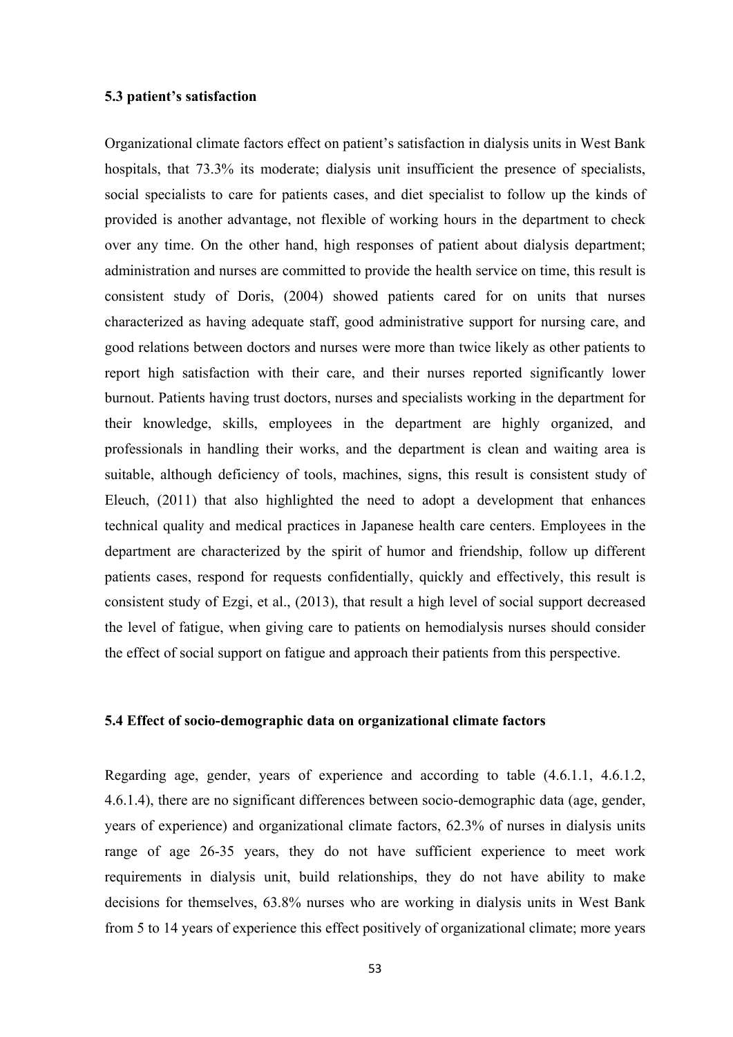### 5.3 patient's satisfaction

Organizational climate factors effect on patient's satisfaction in dialysis units in West Bank hospitals, that 73.3% its moderate; dialysis unit insufficient the presence of specialists, social specialists to care for patients cases, and diet specialist to follow up the kinds of provided is another advantage, not flexible of working hours in the department to check over any time. On the other hand, high responses of patient about dialysis department; administration and nurses are committed to provide the health service on time, this result is consistent study of Doris, (2004) showed patients cared for on units that nurses characterized as having adequate staff, good administrative support for nursing care, and good relations between doctors and nurses were more than twice likely as other patients to report high satisfaction with their care, and their nurses reported significantly lower burnout. Patients having trust doctors, nurses and specialists working in the department for their knowledge, skills, employees in the department are highly organized, and professionals in handling their works, and the department is clean and waiting area is suitable, although deficiency of tools, machines, signs, this result is consistent study of Eleuch, (2011) that also highlighted the need to adopt a development that enhances technical quality and medical practices in Japanese health care centers. Employees in the department are characterized by the spirit of humor and friendship, follow up different patients cases, respond for requests confidentially, quickly and effectively, this result is consistent study of Ezgi, et al., (2013), that result a high level of social support decreased the level of fatigue, when giving care to patients on hemodialysis nurses should consider the effect of social support on fatigue and approach their patients from this perspective.

### 5.4 Effect of socio-demographic data on organizational climate factors

Regarding age, gender, years of experience and according to table (4.6.1.1, 4.6.1.2, 4.6.1.4), there are no significant differences between socio-demographic data (age, gender, years of experience) and organizational climate factors, 62.3% of nurses in dialysis units range of age 26-35 years, they do not have sufficient experience to meet work requirements in dialysis unit, build relationships, they do not have ability to make decisions for themselves, 63.8% nurses who are working in dialysis units in West Bank from 5 to 14 years of experience this effect positively of organizational climate; more years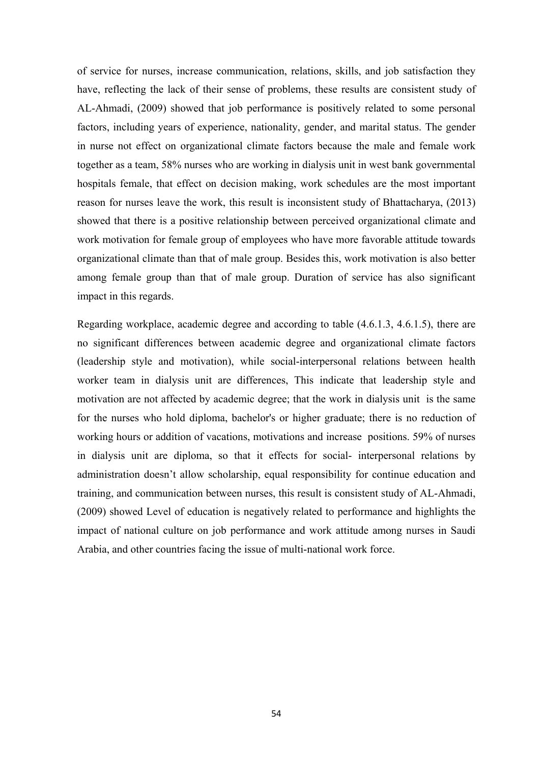of service for nurses, increase communication, relations, skills, and job satisfaction they have, reflecting the lack of their sense of problems, these results are consistent study of AL-Ahmadi, (2009) showed that job performance is positively related to some personal factors, including years of experience, nationality, gender, and marital status. The gender in nurse not effect on organizational climate factors because the male and female work together as a team, 58% nurses who are working in dialysis unit in west bank governmental hospitals female, that effect on decision making, work schedules are the most important reason for nurses leave the work, this result is inconsistent study of Bhattacharya, (2013) showed that there is a positive relationship between perceived organizational climate and work motivation for female group of employees who have more favorable attitude towards organizational climate than that of male group. Besides this, work motivation is also better among female group than that of male group. Duration of service has also significant impact in this regards.

Regarding workplace, academic degree and according to table (4.6.1.3, 4.6.1.5), there are no significant differences between academic degree and organizational climate factors (leadership style and motivation), while social-interpersonal relations between health worker team in dialysis unit are differences, This indicate that leadership style and motivation are not affected by academic degree; that the work in dialysis unit is the same for the nurses who hold diploma, bachelor's or higher graduate; there is no reduction of working hours or addition of vacations, motivations and increase positions. 59% of nurses in dialysis unit are diploma, so that it effects for social- interpersonal relations by administration doesn't allow scholarship, equal responsibility for continue education and training, and communication between nurses, this result is consistent study of AL-Ahmadi, (2009) showed Level of education is negatively related to performance and highlights the impact of national culture on job performance and work attitude among nurses in Saudi Arabia, and other countries facing the issue of multi-national work force.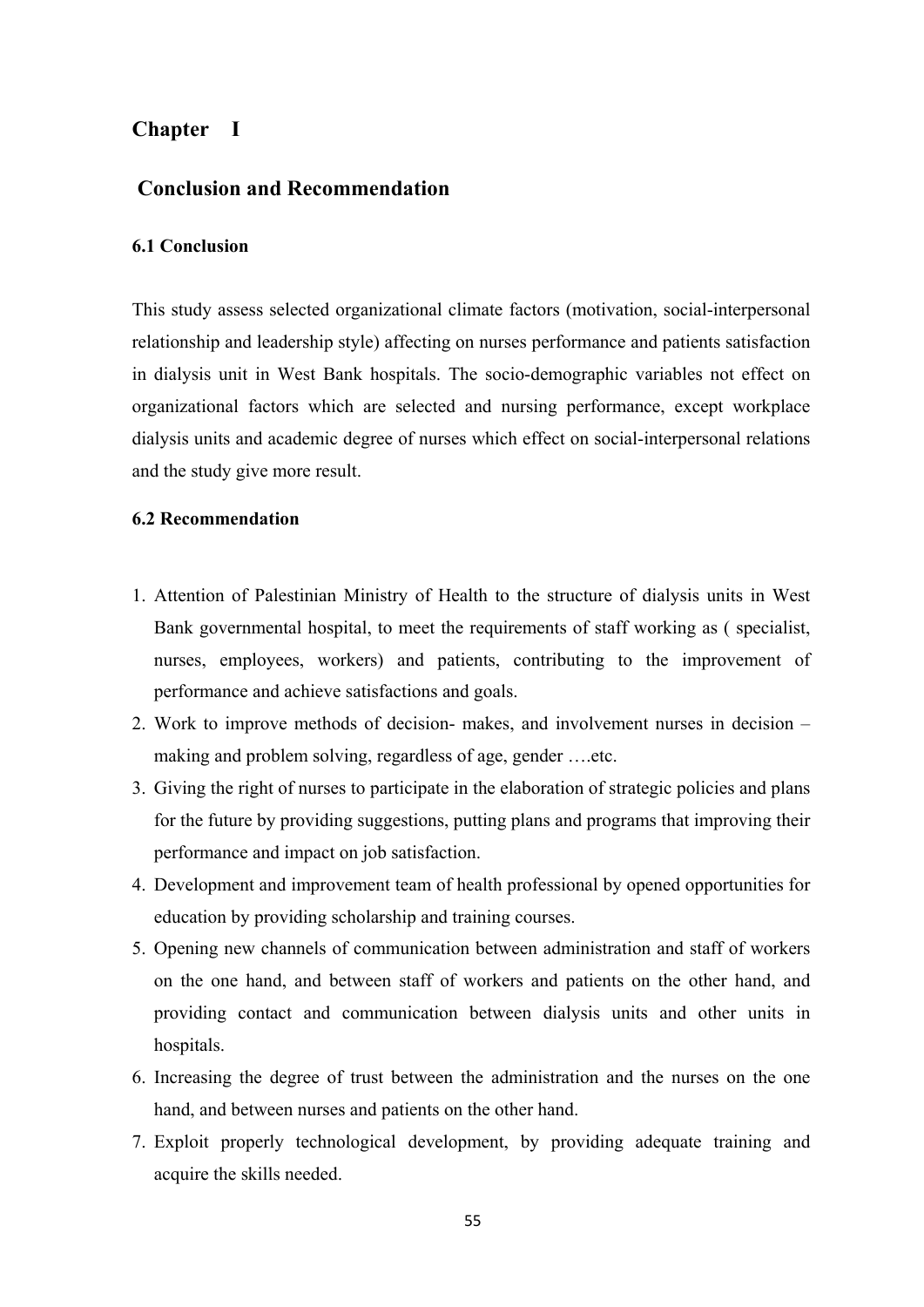# Chapter I

## Conclusion and Recommendation

### 6.1 Conclusion

This study assess selected organizational climate factors (motivation, social-interpersonal relationship and leadership style) affecting on nurses performance and patients satisfaction in dialysis unit in West Bank hospitals. The socio-demographic variables not effect on organizational factors which are selected and nursing performance, except workplace dialysis units and academic degree of nurses which effect on social-interpersonal relations and the study give more result.

### 6.2 Recommendation

1. Attention of Palestinian Ministry of Health to the structure of dialysis units in West Bank governmental hospital, to meet the requirements of staff working as ( specialist, nurses, employees, workers) and patients, contributing to the improvement of performance and achieve satisfactions and goals.
2. Work to improve methods of decision- makes, and involvement nurses in decision –making and problem solving, regardless of age, gender ….etc.
3. Giving the right of nurses to participate in the elaboration of strategic policies and plans for the future by providing suggestions, putting plans and programs that improving their performance and impact on job satisfaction.
4. Development and improvement team of health professional by opened opportunities for education by providing scholarship and training courses.
5. Opening new channels of communication between administration and staff of workers on the one hand, and between staff of workers and patients on the other hand, and providing contact and communication between dialysis units and other units in hospitals.
6. Increasing the degree of trust between the administration and the nurses on the one hand, and between nurses and patients on the other hand.
7. Exploit properly technological development, by providing adequate training and acquire the skills needed.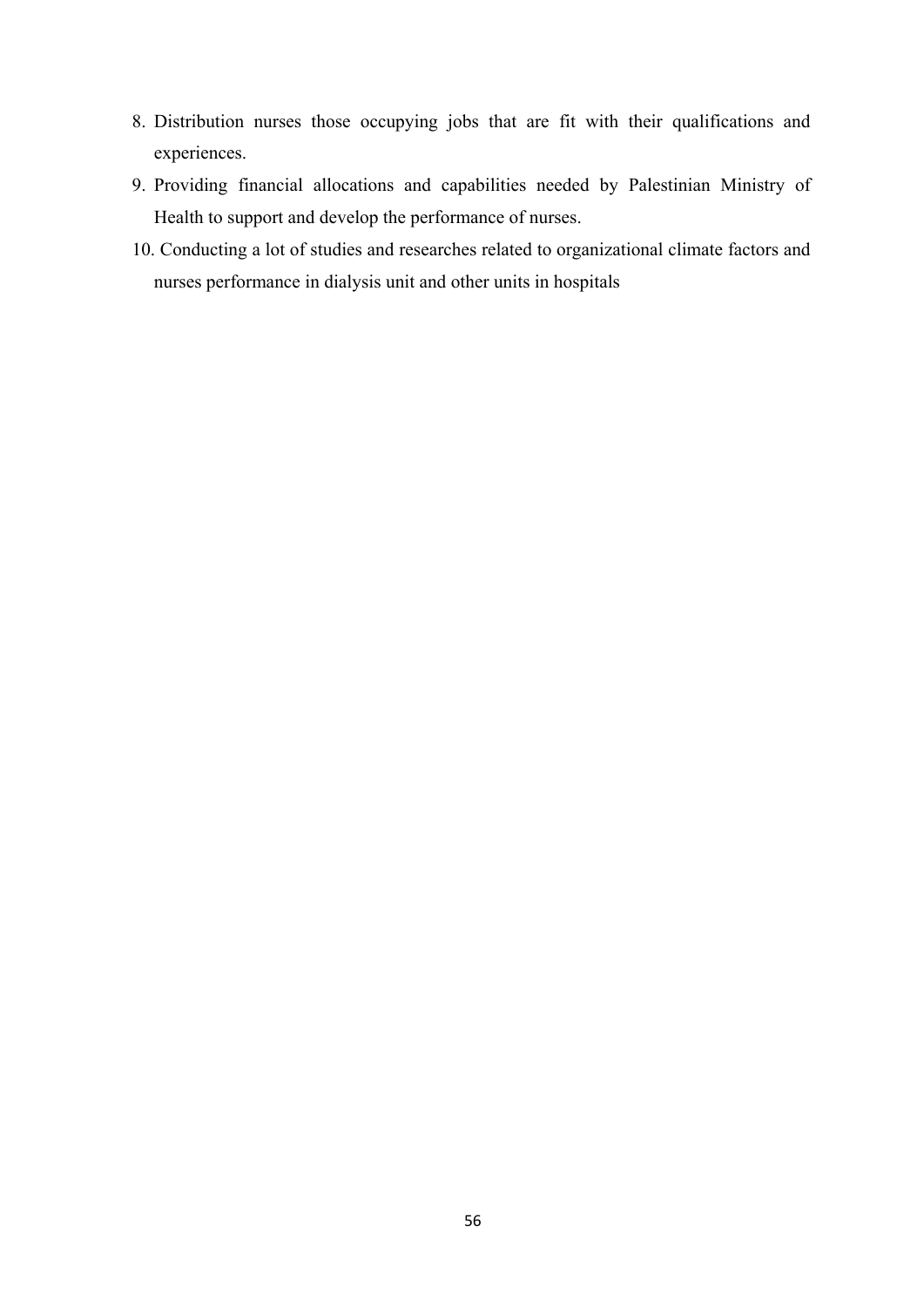8. Distribution nurses those occupying jobs that are fit with their qualifications and experiences.
9. Providing financial allocations and capabilities needed by Palestinian Ministry of Health to support and develop the performance of nurses.
10. Conducting a lot of studies and researches related to organizational climate factors and nurses performance in dialysis unit and other units in hospitals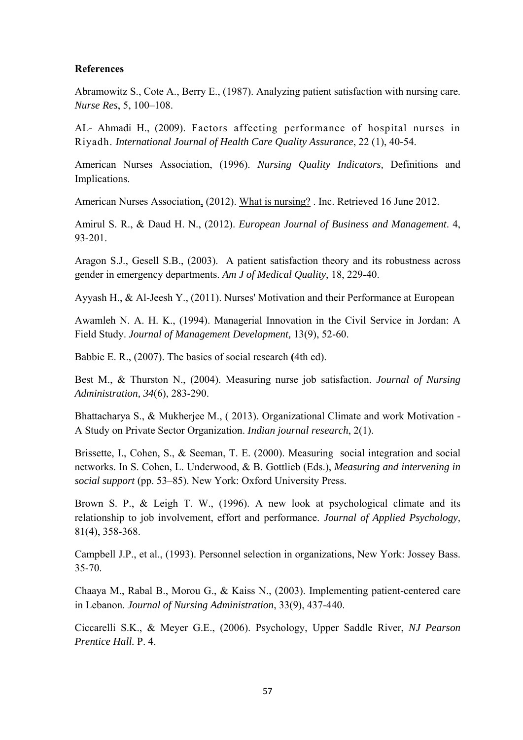**References**

Abramowitz S., Cote A., Berry E., (1987). Analyzing patient satisfaction with nursing care. *Nurse Res*, 5, 100–108.

AL- Ahmadi H., (2009). Factors affecting performance of hospital nurses in Riyadh. *International Journal of Health Care Quality Assurance*, 22 (1), 40-54.

American Nurses Association, (1996). *Nursing Quality Indicators,* Definitions and Implications.

American Nurses Association, (2012). What is nursing? . Inc. Retrieved 16 June 2012.

Amirul S. R., & Daud H. N., (2012). *European Journal of Business and Management*. 4, 93-201.

Aragon S.J., Gesell S.B., (2003). A patient satisfaction theory and its robustness across gender in emergency departments. *Am J of Medical Quality*, 18, 229-40.

Ayyash H., & Al-Jeesh Y., (2011). Nurses' Motivation and their Performance at European

Awamleh N. A. H. K., (1994). Managerial Innovation in the Civil Service in Jordan: A Field Study. *Journal of Management Development,* 13(9), 52-60.

Babbie E. R., (2007). The basics of social research **(**4th ed).

Best M., & Thurston N., (2004). Measuring nurse job satisfaction. *Journal of Nursing Administration, 34*(6), 283-290.

Bhattacharya S., & Mukherjee M., ( 2013). Organizational Climate and work Motivation - A Study on Private Sector Organization. *Indian journal research*, 2(1).

Brissette, I., Cohen, S., & Seeman, T. E. (2000). Measuring social integration and social networks. In S. Cohen, L. Underwood, & B. Gottlieb (Eds.), *Measuring and intervening in social support* (pp. 53–85). New York: Oxford University Press.

Brown S. P., & Leigh T. W., (1996). A new look at psychological climate and its relationship to job involvement, effort and performance. *Journal of Applied Psychology,* 81(4), 358-368.

Campbell J.P., et al., (1993). Personnel selection in organizations, New York: Jossey Bass. 35-70.

Chaaya M., Rabal B., Morou G., & Kaiss N., (2003). Implementing patient-centered care in Lebanon. *Journal of Nursing Administration*, 33(9), 437-440.

Ciccarelli S.K., & Meyer G.E., (2006). Psychology, Upper Saddle River, *NJ Pearson Prentice Hall.* P. 4.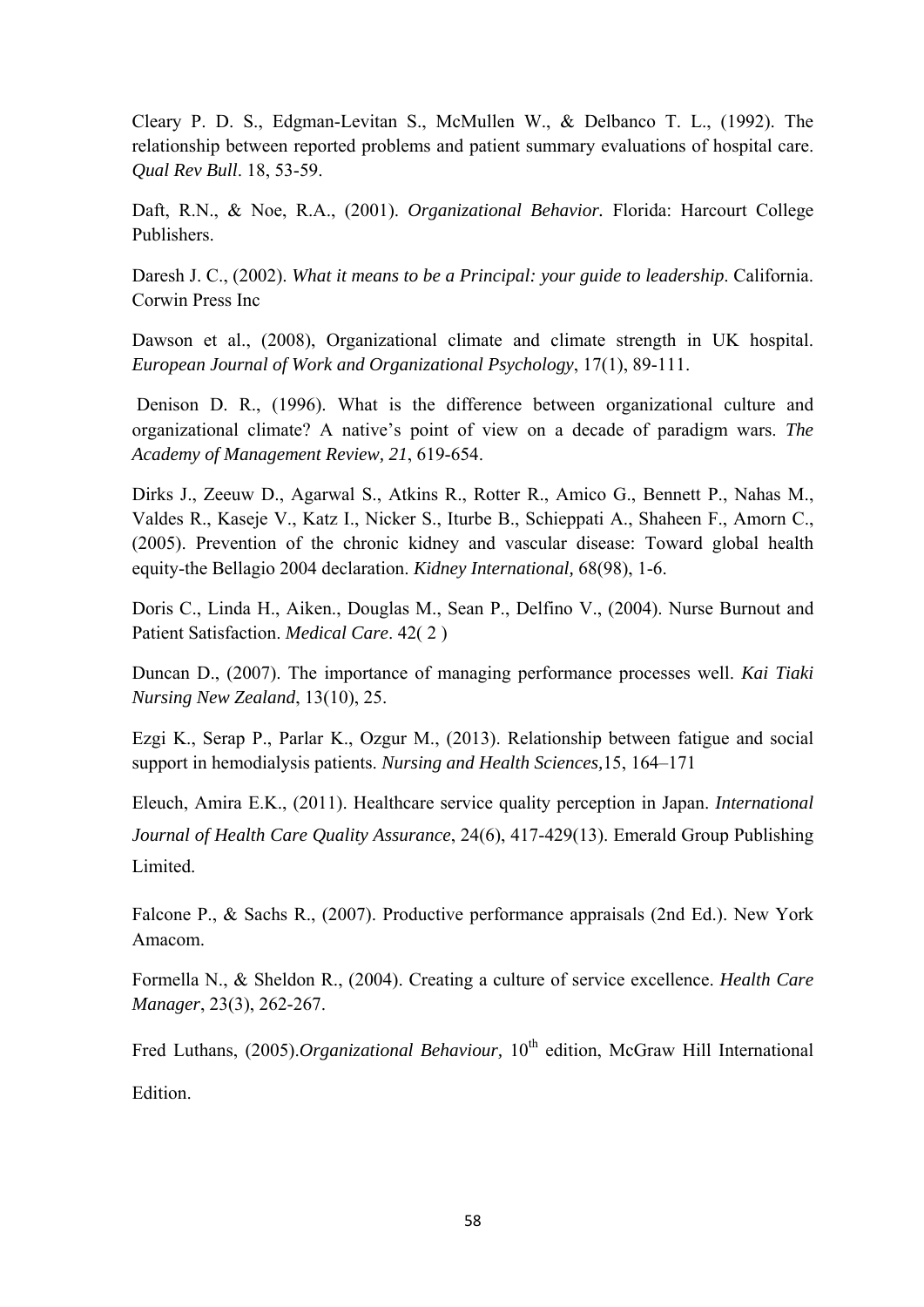Cleary P. D. S., Edgman-Levitan S., McMullen W., & Delbanco T. L., (1992). The relationship between reported problems and patient summary evaluations of hospital care. *Qual Rev Bull*. 18, 53-59.

Daft, R.N., & Noe, R.A., (2001). *Organizational Behavior.* Florida: Harcourt College Publishers.

Daresh J. C., (2002). *What it means to be a Principal: your guide to leadership*. California. Corwin Press Inc

Dawson et al., (2008), Organizational climate and climate strength in UK hospital. *European Journal of Work and Organizational Psychology*, 17(1), 89-111.

Denison D. R., (1996). What is the difference between organizational culture and organizational climate? A native's point of view on a decade of paradigm wars. *The Academy of Management Review, 21*, 619-654.

Dirks J., Zeeuw D., Agarwal S., Atkins R., Rotter R., Amico G., Bennett P., Nahas M., Valdes R., Kaseje V., Katz I., Nicker S., Iturbe B., Schieppati A., Shaheen F., Amorn C., (2005). Prevention of the chronic kidney and vascular disease: Toward global health equity-the Bellagio 2004 declaration. *Kidney International*, 68(98), 1-6.

Doris C., Linda H., Aiken., Douglas M., Sean P., Delfino V., (2004). Nurse Burnout and Patient Satisfaction. *Medical Care*. 42( 2 )

Duncan D., (2007). The importance of managing performance processes well. *Kai Tiaki Nursing New Zealand*, 13(10), 25.

Ezgi K., Serap P., Parlar K., Ozgur M., (2013). Relationship between fatigue and social support in hemodialysis patients. *Nursing and Health Sciences,*15, 164–171

Eleuch, Amira E.K., (2011). Healthcare service quality perception in Japan. *International Journal of Health Care Quality Assurance*, 24(6), 417-429(13). Emerald Group Publishing Limited.

Falcone P., & Sachs R., (2007). Productive performance appraisals (2nd Ed.). New York Amacom.

Formella N., & Sheldon R., (2004). Creating a culture of service excellence. *Health Care Manager*, 23(3), 262-267.

Fred Luthans, (2005).*Organizational Behaviour,* 10th edition, McGraw Hill International Edition.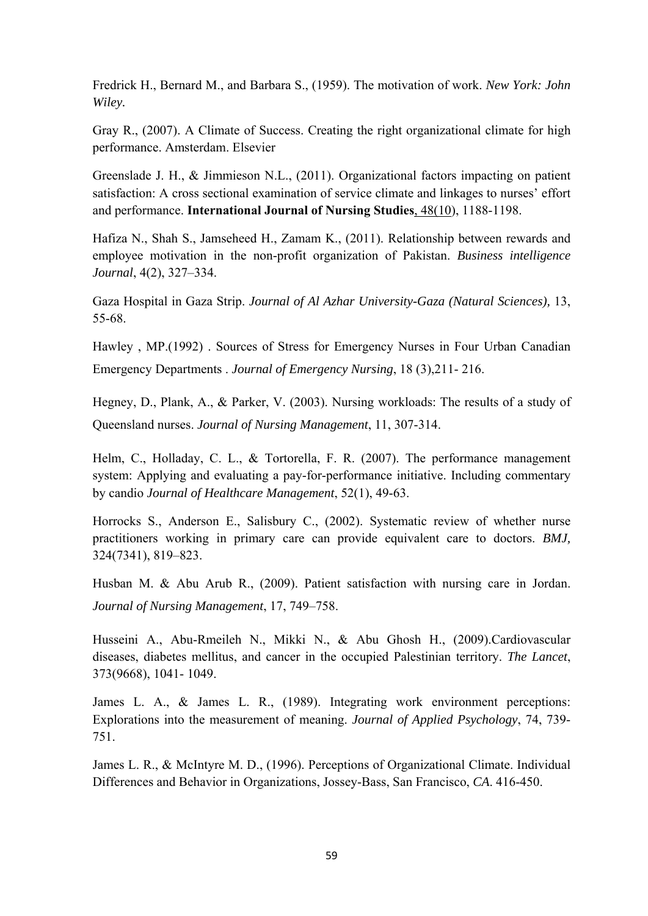Fredrick H., Bernard M., and Barbara S., (1959). The motivation of work. *New York: John Wiley.*

Gray R., (2007). A Climate of Success. Creating the right organizational climate for high performance. Amsterdam. Elsevier

Greenslade J. H., & Jimmieson N.L., (2011). Organizational factors impacting on patient satisfaction: A cross sectional examination of service climate and linkages to nurses' effort and performance. **International Journal of Nursing Studies**, 48(10), 1188-1198.

Hafiza N., Shah S., Jamseheed H., Zamam K., (2011). Relationship between rewards and employee motivation in the non-profit organization of Pakistan. *Business intelligence Journal*, 4(2), 327–334.

Gaza Hospital in Gaza Strip. *Journal of Al Azhar University-Gaza (Natural Sciences),* 13, 55-68.

Hawley , MP.(1992) . Sources of Stress for Emergency Nurses in Four Urban Canadian Emergency Departments . *Journal of Emergency Nursing*, 18 (3),211- 216.

Hegney, D., Plank, A., & Parker, V. (2003). Nursing workloads: The results of a study of Queensland nurses. *Journal of Nursing Management*, 11, 307-314.

Helm, C., Holladay, C. L., & Tortorella, F. R. (2007). The performance management system: Applying and evaluating a pay-for-performance initiative. Including commentary by candio *Journal of Healthcare Management*, 52(1), 49-63.

Horrocks S., Anderson E., Salisbury C., (2002). Systematic review of whether nurse practitioners working in primary care can provide equivalent care to doctors. *BMJ,* 324(7341), 819–823.

Husban M. & Abu Arub R., (2009). Patient satisfaction with nursing care in Jordan. *Journal of Nursing Management*, 17, 749–758.

Husseini A., Abu-Rmeileh N., Mikki N., & Abu Ghosh H., (2009).Cardiovascular diseases, diabetes mellitus, and cancer in the occupied Palestinian territory. *The Lancet*, 373(9668), 1041- 1049.

James L. A., & James L. R., (1989). Integrating work environment perceptions: Explorations into the measurement of meaning. *Journal of Applied Psychology*, 74, 739-751.

James L. R., & McIntyre M. D., (1996). Perceptions of Organizational Climate. Individual Differences and Behavior in Organizations, Jossey-Bass, San Francisco, *CA*. 416-450.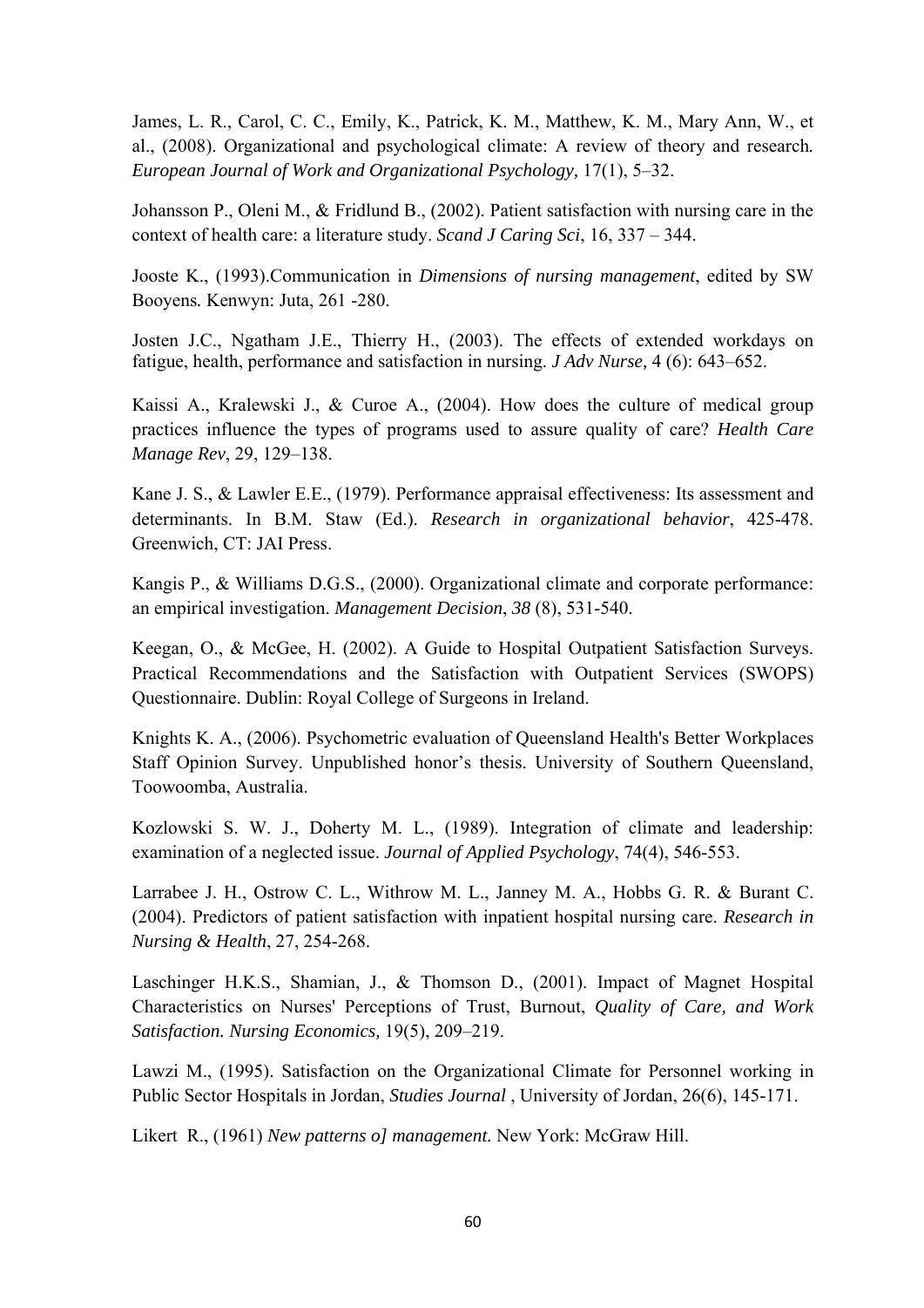James, L. R., Carol, C. C., Emily, K., Patrick, K. M., Matthew, K. M., Mary Ann, W., et al., (2008). Organizational and psychological climate: A review of theory and research. *European Journal of Work and Organizational Psychology,* 17(1), 5–32.

Johansson P., Oleni M., & Fridlund B., (2002). Patient satisfaction with nursing care in the context of health care: a literature study. *Scand J Caring Sci*, 16, 337 – 344.

Jooste K., (1993).Communication in *Dimensions of nursing management*, edited by SW Booyens. Kenwyn: Juta, 261 -280.

Josten J.C., Ngatham J.E., Thierry H., (2003). The effects of extended workdays on fatigue, health, performance and satisfaction in nursing. *J Adv Nurse,* 4 (6): 643–652.

Kaissi A., Kralewski J., & Curoe A., (2004). How does the culture of medical group practices influence the types of programs used to assure quality of care? *Health Care Manage Rev*, 29, 129–138.

Kane J. S., & Lawler E.E., (1979). Performance appraisal effectiveness: Its assessment and determinants. In B.M. Staw (Ed.). *Research in organizational behavior*, 425-478. Greenwich, CT: JAI Press.

Kangis P., & Williams D.G.S., (2000). Organizational climate and corporate performance: an empirical investigation. *Management Decision*, *38* (8), 531-540.

Keegan, O., & McGee, H. (2002). A Guide to Hospital Outpatient Satisfaction Surveys. Practical Recommendations and the Satisfaction with Outpatient Services (SWOPS) Questionnaire. Dublin: Royal College of Surgeons in Ireland.

Knights K. A., (2006). Psychometric evaluation of Queensland Health's Better Workplaces Staff Opinion Survey. Unpublished honor's thesis. University of Southern Queensland, Toowoomba, Australia.

Kozlowski S. W. J., Doherty M. L., (1989). Integration of climate and leadership: examination of a neglected issue. *Journal of Applied Psychology*, 74(4), 546-553.

Larrabee J. H., Ostrow C. L., Withrow M. L., Janney M. A., Hobbs G. R. & Burant C. (2004). Predictors of patient satisfaction with inpatient hospital nursing care. *Research in Nursing & Health*, 27, 254-268.

Laschinger H.K.S., Shamian, J., & Thomson D., (2001). Impact of Magnet Hospital Characteristics on Nurses' Perceptions of Trust, Burnout, *Quality of Care, and Work Satisfaction. Nursing Economics,* 19(5), 209–219.

Lawzi M., (1995). Satisfaction on the Organizational Climate for Personnel working in Public Sector Hospitals in Jordan, *Studies Journal* , University of Jordan, 26(6), 145-171.

Likert R., (1961) *New patterns o] management.* New York: McGraw Hill.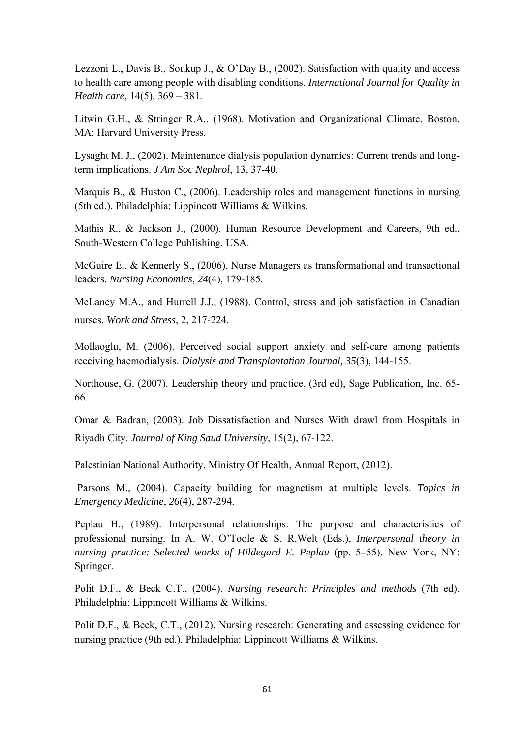Lezzoni L., Davis B., Soukup J., & O'Day B., (2002). Satisfaction with quality and access to health care among people with disabling conditions. *International Journal for Quality in Health care*, 14(5), 369 – 381.

Litwin G.H., & Stringer R.A., (1968). Motivation and Organizational Climate. Boston, MA: Harvard University Press.

Lysaght M. J., (2002). Maintenance dialysis population dynamics: Current trends and long-term implications. *J Am Soc Nephrol*, 13, 37-40.

Marquis B., & Huston C., (2006). Leadership roles and management functions in nursing (5th ed.). Philadelphia: Lippincott Williams & Wilkins.

Mathis R., & Jackson J., (2000). Human Resource Development and Careers, 9th ed., South-Western College Publishing, USA.

McGuire E., & Kennerly S., (2006). Nurse Managers as transformational and transactional leaders. *Nursing Economics*, *24*(4), 179-185.

McLaney M.A., and Hurrell J.J., (1988). Control, stress and job satisfaction in Canadian nurses. *Work and Stress*, 2, 217-224.

Mollaoglu, M. (2006). Perceived social support anxiety and self-care among patients receiving haemodialysis. *Dialysis and Transplantation Journal, 35*(3), 144-155.

Northouse, G. (2007). Leadership theory and practice, (3rd ed), Sage Publication, Inc. 65-66.

Omar & Badran, (2003). Job Dissatisfaction and Nurses With drawl from Hospitals in Riyadh City. *Journal of King Saud University*, 15(2), 67-122.

Palestinian National Authority. Ministry Of Health, Annual Report, (2012).

Parsons M., (2004). Capacity building for magnetism at multiple levels. *Topics in Emergency Medicine*, *26*(4), 287-294.

Peplau H., (1989). Interpersonal relationships: The purpose and characteristics of professional nursing. In A. W. O'Toole & S. R.Welt (Eds.), *Interpersonal theory in nursing practice: Selected works of Hildegard E. Peplau* (pp. 5–55). New York, NY: Springer.

Polit D.F., & Beck C.T., (2004). *Nursing research: Principles and methods* (7th ed). Philadelphia: Lippincott Williams & Wilkins.

Polit D.F., & Beck, C.T., (2012). Nursing research: Generating and assessing evidence for nursing practice (9th ed.). Philadelphia: Lippincott Williams & Wilkins.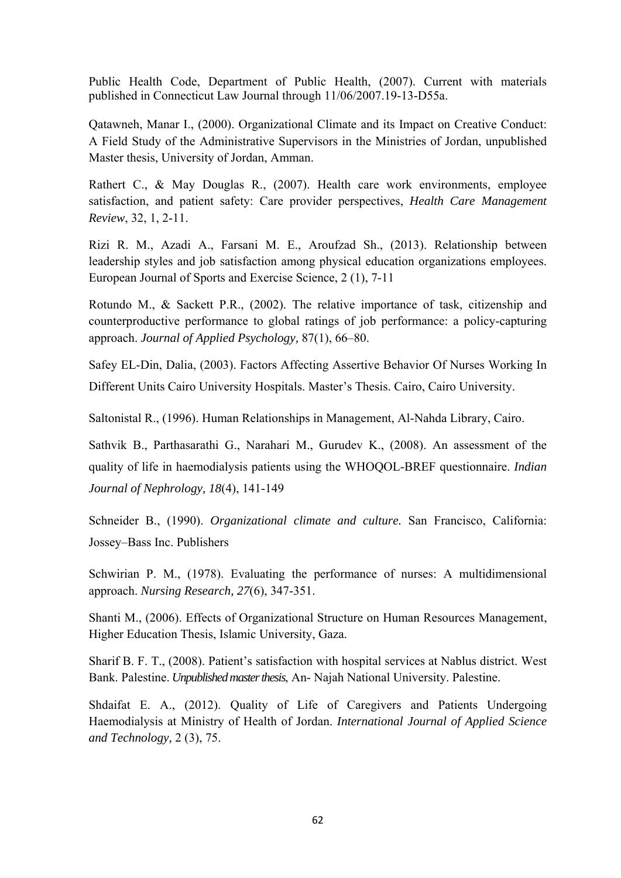Public Health Code, Department of Public Health, (2007). Current with materials published in Connecticut Law Journal through 11/06/2007.19-13-D55a.

Qatawneh, Manar I., (2000). Organizational Climate and its Impact on Creative Conduct: A Field Study of the Administrative Supervisors in the Ministries of Jordan, unpublished Master thesis, University of Jordan, Amman.

Rathert C., & May Douglas R., (2007). Health care work environments, employee satisfaction, and patient safety: Care provider perspectives, *Health Care Management Review*, 32, 1, 2-11.

Rizi R. M., Azadi A., Farsani M. E., Aroufzad Sh., (2013). Relationship between leadership styles and job satisfaction among physical education organizations employees. European Journal of Sports and Exercise Science, 2 (1), 7-11

Rotundo M., & Sackett P.R., (2002). The relative importance of task, citizenship and counterproductive performance to global ratings of job performance: a policy-capturing approach. *Journal of Applied Psychology,* 87(1), 66–80.

Safey EL-Din, Dalia, (2003). Factors Affecting Assertive Behavior Of Nurses Working In Different Units Cairo University Hospitals. Master's Thesis. Cairo, Cairo University.

Saltonistal R., (1996). Human Relationships in Management, Al-Nahda Library, Cairo.

Sathvik B., Parthasarathi G., Narahari M., Gurudev K., (2008). An assessment of the quality of life in haemodialysis patients using the WHOQOL-BREF questionnaire. *Indian Journal of Nephrology, 18*(4), 141-149

Schneider B., (1990). *Organizational climate and culture.* San Francisco, California: Jossey–Bass Inc. Publishers

Schwirian P. M., (1978). Evaluating the performance of nurses: A multidimensional approach. *Nursing Research, 27*(6), 347-351.

Shanti M., (2006). Effects of Organizational Structure on Human Resources Management, Higher Education Thesis, Islamic University, Gaza.

Sharif B. F. T., (2008). Patient's satisfaction with hospital services at Nablus district. West Bank. Palestine. *Unpublished master thesis*, An- Najah National University. Palestine.

Shdaifat E. A., (2012). Quality of Life of Caregivers and Patients Undergoing Haemodialysis at Ministry of Health of Jordan. *International Journal of Applied Science and Technology,* 2 (3), 75.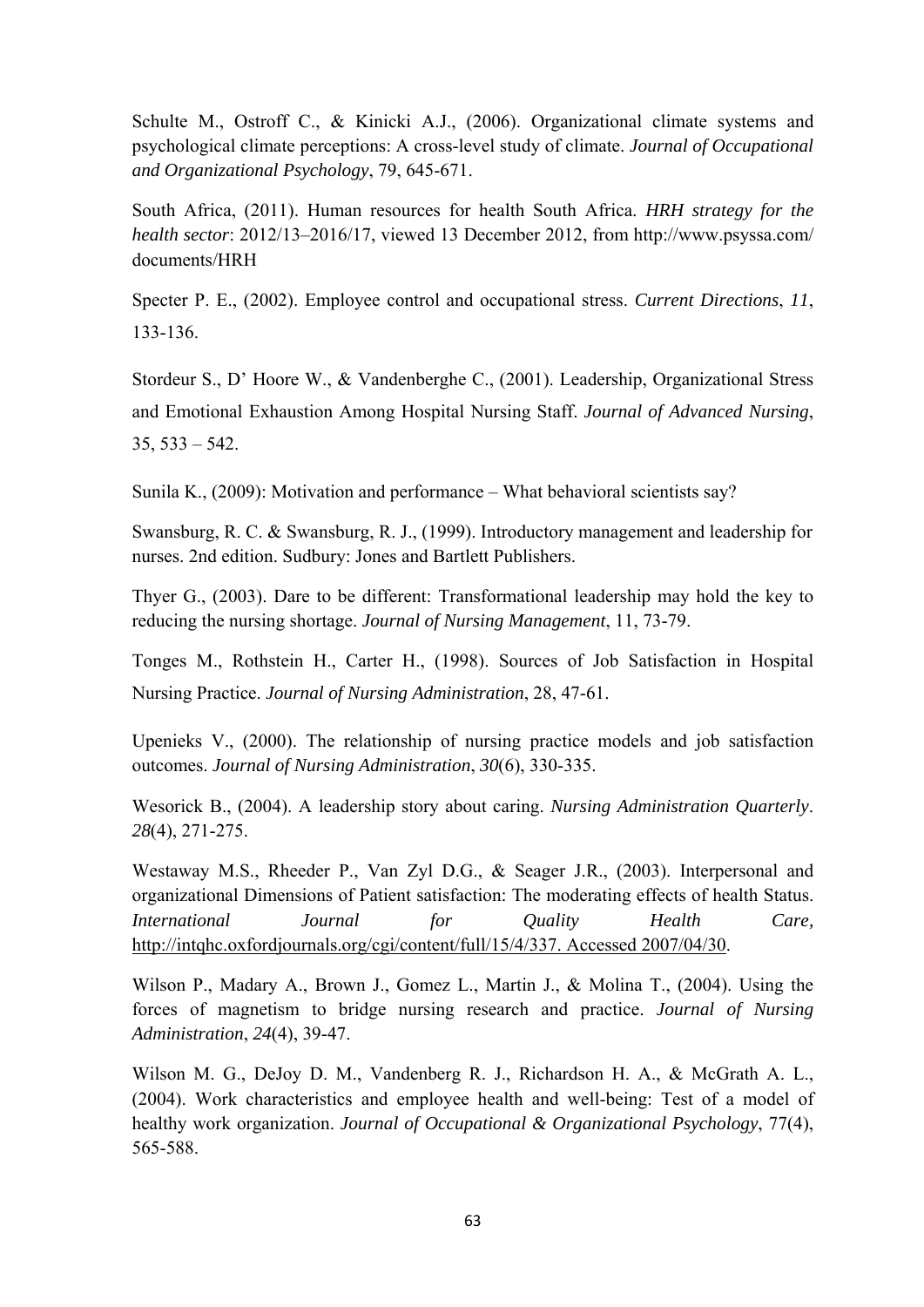Schulte M., Ostroff C., & Kinicki A.J., (2006). Organizational climate systems and psychological climate perceptions: A cross-level study of climate. *Journal of Occupational and Organizational Psychology*, 79, 645-671.

South Africa, (2011). Human resources for health South Africa. *HRH strategy for the health sector*: 2012/13–2016/17, viewed 13 December 2012, from http://www.psyssa.com/documents/HRH

Specter P. E., (2002). Employee control and occupational stress. *Current Directions*, *11*, 133-136.

Stordeur S., D' Hoore W., & Vandenberghe C., (2001). Leadership, Organizational Stress and Emotional Exhaustion Among Hospital Nursing Staff. *Journal of Advanced Nursing*, 35, 533 – 542.

Sunila K., (2009): Motivation and performance – What behavioral scientists say?

Swansburg, R. C. & Swansburg, R. J., (1999). Introductory management and leadership for nurses. 2nd edition. Sudbury: Jones and Bartlett Publishers.

Thyer G., (2003). Dare to be different: Transformational leadership may hold the key to reducing the nursing shortage. *Journal of Nursing Management*, 11, 73-79.

Tonges M., Rothstein H., Carter H., (1998). Sources of Job Satisfaction in Hospital Nursing Practice. *Journal of Nursing Administration*, 28, 47-61.

Upenieks V., (2000). The relationship of nursing practice models and job satisfaction outcomes. *Journal of Nursing Administration*, *30*(6), 330-335.

Wesorick B., (2004). A leadership story about caring. *Nursing Administration Quarterly*. *28*(4), 271-275.

Westaway M.S., Rheeder P., Van Zyl D.G., & Seager J.R., (2003). Interpersonal and organizational Dimensions of Patient satisfaction: The moderating effects of health Status. *International Journal for Quality Health Care,* http://intqhc.oxfordjournals.org/cgi/content/full/15/4/337. Accessed 2007/04/30.

Wilson P., Madary A., Brown J., Gomez L., Martin J., & Molina T., (2004). Using the forces of magnetism to bridge nursing research and practice. *Journal of Nursing Administration*, *24*(4), 39-47.

Wilson M. G., DeJoy D. M., Vandenberg R. J., Richardson H. A., & McGrath A. L., (2004). Work characteristics and employee health and well-being: Test of a model of healthy work organization. *Journal of Occupational & Organizational Psychology*, 77(4), 565-588.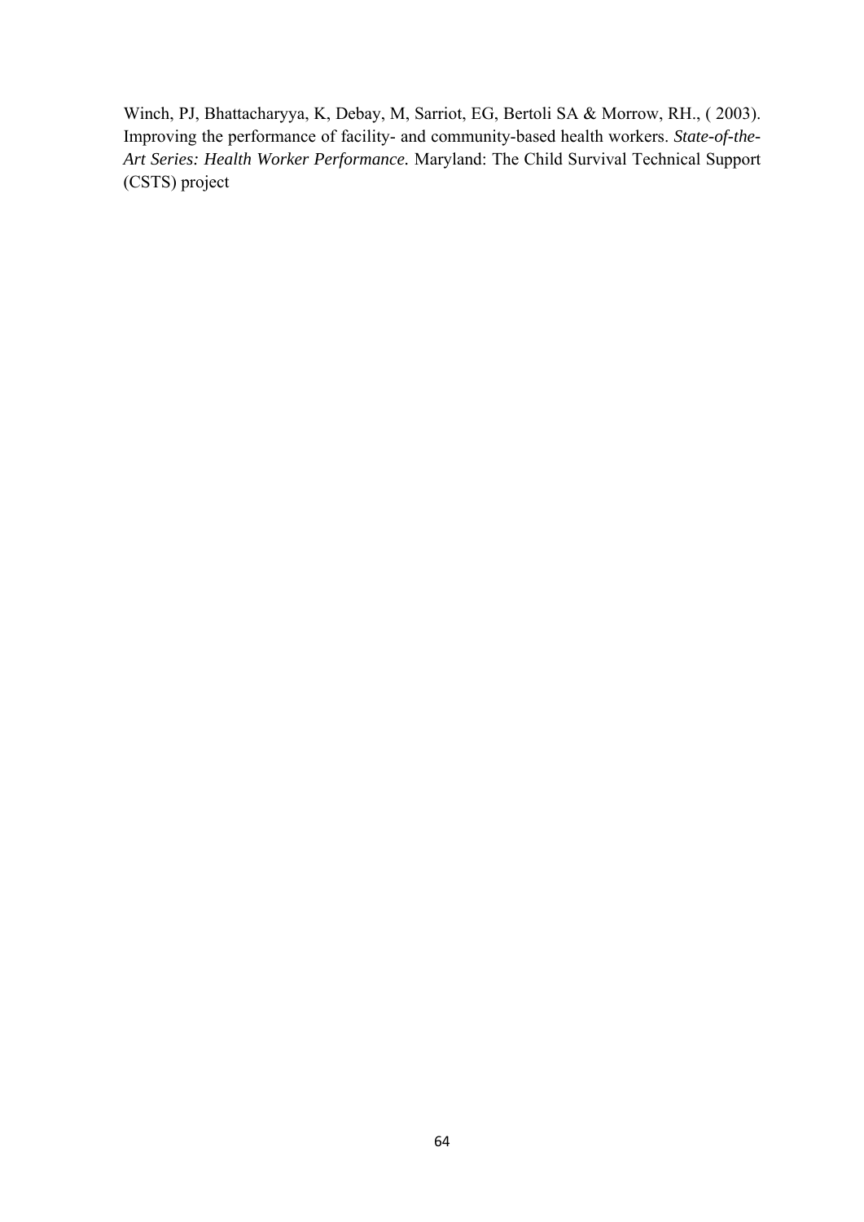Winch, PJ, Bhattacharyya, K, Debay, M, Sarriot, EG, Bertoli SA & Morrow, RH., ( 2003). Improving the performance of facility- and community-based health workers. *State-of-the-Art Series: Health Worker Performance.* Maryland: The Child Survival Technical Support (CSTS) project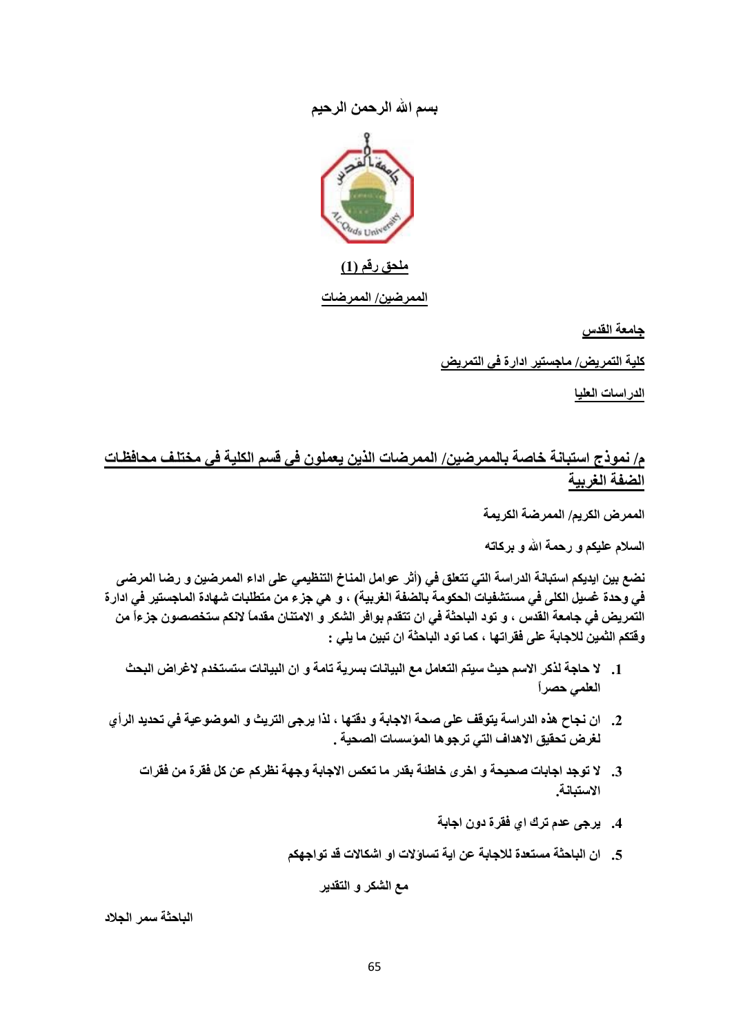**بسم الله الرحمن الرحيم**

**ملحق رقم (1)**

**المرضين/ الممرضات**

**جامعة القدس**

**كلية التمريض/ ماجستير ادارة في التمريض**

**الدراسات العليا**

## م/ نموذج استبانة خاصة بالممرضين/ الممرضات الذين يعملون في قسم الكلية في مختلف محافظات الضفة الغربية

**الممرض الكريم/ الممرضة الكريمة**

**السلام عليكم و رحمة الله و بركاته**

**نضع بين ايديكم استبانة الدراسة التي تتعلق في (أثر عوامل المناخ التنظيمي على اداء الممرضين و رضا المرضى في وحدة غسيل الكلى في مستشفيات الحكومة بالضفة الغربية) ، و هي جزء من متطلبات شهادة الماجستير في ادارة التمريض في جامعة القدس ، و تود الباحثة في ان تتقدم بوافر الشكر و الامتنان مقدماً لانكم ستخصصون جزءاً من وقتكم الثمين للاجابة على فقراتها ، كما تود الباحثة ان تبين ما يلي :**

1. **لا حاجة لذكر الاسم حيث سيتم التعامل مع البيانات بسرية تامة و ان البيانات ستستخدم لاغراض البحث العلمي حصراً**
2. **ان نجاح هذه الدراسة يتوقف على صحة الاجابة و دقتها ، لذا يرجى التريث و الموضوعية في تحديد الرأي لغرض تحقيق الاهداف التي ترجوها المؤسسات الصحية .**
3. **لا توجد اجابات صحيحة و اخرى خاطئة بقدر ما تعكس الاجابة وجهة نظركم عن كل فقرة من فقرات الاستبانة.**
4. **يرجى عدم ترك اي فقرة دون اجابة**
5. **ان الباحثة مستعدة للاجابة عن اية تساؤلات او اشكالات قد تواجهكم**

**مع الشكر و التقدير**

**الباحثة سمر الجلاد**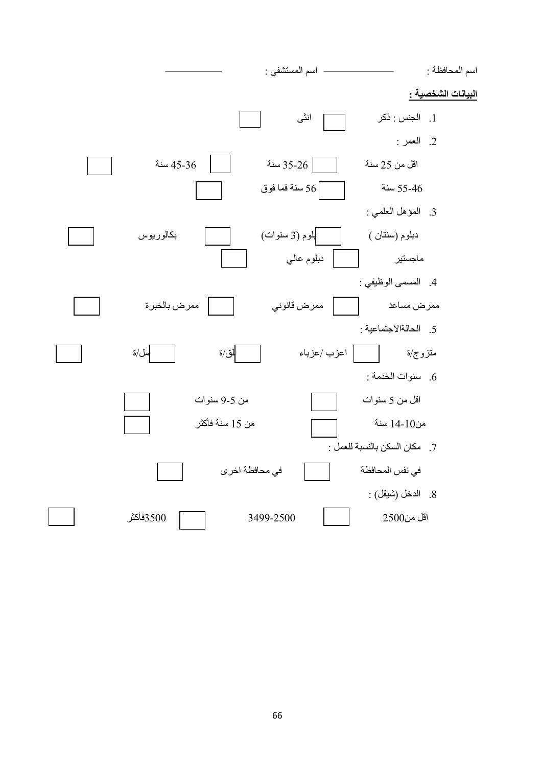اسم المحافظة : ــــــــــــــــ اسم المستشفى : ــــــــــــــــ

**البيانات الشخصية :**

1. الجنس : ذكر ☐ انثى ☐
2. العمر :

   اقل من 25 سنة ☐ 26-35 سنة ☐ 36-45 سنة ☐

   46-55 سنة ☐ 56 سنة فما فوق ☐
3. المؤهل العلمي :

   دبلوم (سنتان ) ☐ دبلوم (3 سنوات) ☐ بكالوريوس ☐

   ماجستير ☐ دبلوم عالي ☐
4. المسمى الوظيفي :

   ممرض مساعد ☐ ممرض قانوني ☐ ممرض بالخبرة ☐
5. الحالةالاجتماعية :

   متزوج/ة ☐ اعزب /عزباء ☐ مطلق/ة ☐ ارمل/ة ☐
6. سنوات الخدمة :

   اقل من 5 سنوات ☐ من 5-9 سنوات ☐

   من10-14 سنة ☐ من 15 سنة فأكثر ☐
7. مكان السكن بالنسبة للعمل :

   في نفس المحافظة ☐ في محافظة اخرى ☐
8. الدخل (شيقل) :

   اقل من2500 ☐ 2500-3499 ☐ 3500فأكثر ☐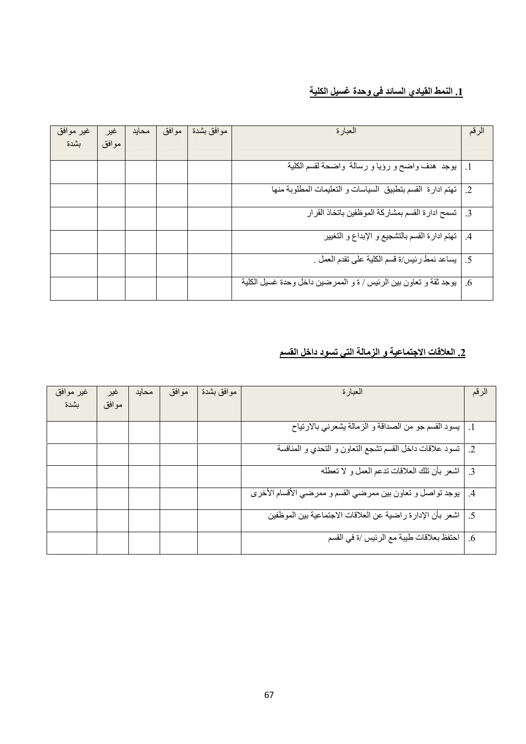## 1. النمط القيادي السائد في وحدة غسيل الكلية

| الرقم | العبارة | موافق بشدة | موافق | محايد | غير موافق | غير موافق بشدة |
|---|---|---|---|---|---|---|
| 1. | يوجد هدف واضح و رؤيا و رسالة واضحة لقسم الكلية | | | | | |
| 2. | تهتم ادارة القسم بتطبيق السياسات و التعليمات المطلوبة منها | | | | | |
| 3. | تسمح ادارة القسم بمشاركة الموظفين باتخاذ القرار | | | | | |
| 4. | تهتم ادارة القسم بالتشجيع و الإبداع و التغيير | | | | | |
| 5. | يساعد نمط رئيس/ة قسم الكلية على تقدم العمل . | | | | | |
| 6. | يوجد ثقة و تعاون بين الرئيس / ة و الممرضين داخل وحدة غسيل الكلية | | | | | |

## 2. العلاقات الاجتماعية و الزمالة التي تسود داخل القسم

| الرقم | العبارة | موافق بشدة | موافق | محايد | غير موافق | غير موافق بشدة |
|---|---|---|---|---|---|---|
| 1. | يسود القسم جو من الصداقة و الزمالة يشعرني بالارتياح | | | | | |
| 2. | تسود علاقات داخل القسم تشجع التعاون و التحدي و المنافسة | | | | | |
| 3. | اشعر بأن تلك العلاقات تدعم العمل و لا تعطله | | | | | |
| 4. | يوجد تواصل و تعاون بين ممرضي القسم و ممرضي الأقسام الأخرى | | | | | |
| 5. | اشعر بأن الإدارة راضية عن العلاقات الاجتماعية بين الموظفين | | | | | |
| 6. | احتفظ بعلاقات طيبة مع الرئيس /ة في القسم | | | | | |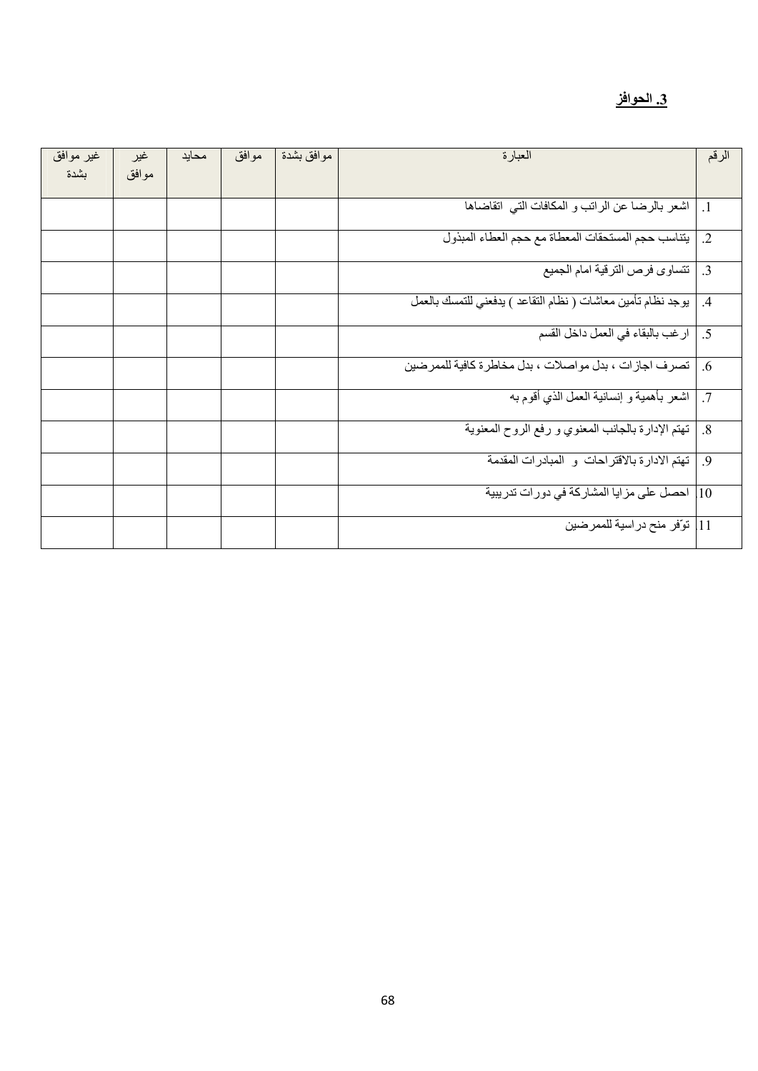## 3. الحوافز

| الرقم | العبارة | موافق بشدة | موافق | محايد | غير موافق | غير موافق بشدة |
|---|---|---|---|---|---|---|
| 1. | اشعر بالرضا عن الراتب و المكافات التي اتقاضاها | | | | | |
| 2. | يتناسب حجم المستحقات المعطاة مع حجم العطاء المبذول | | | | | |
| 3. | تتساوى فرص الترقية امام الجميع | | | | | |
| 4. | يوجد نظام تأمين معاشات ( نظام التقاعد ) يدفعني للتمسك بالعمل | | | | | |
| 5. | ارغب بالبقاء في العمل داخل القسم | | | | | |
| 6. | تصرف اجازات ، بدل مواصلات ، بدل مخاطرة كافية للممرضين | | | | | |
| 7. | اشعر بأهمية و إنسانية العمل الذي أقوم به | | | | | |
| 8. | تهتم الإدارة بالجانب المعنوي و رفع الروح المعنوية | | | | | |
| 9. | تهتم الادارة بالاقتراحات و المبادرات المقدمة | | | | | |
| 10. | احصل على مزايا المشاركة في دورات تدريبية | | | | | |
| 11. | توّفر منح دراسية للممرضين | | | | | |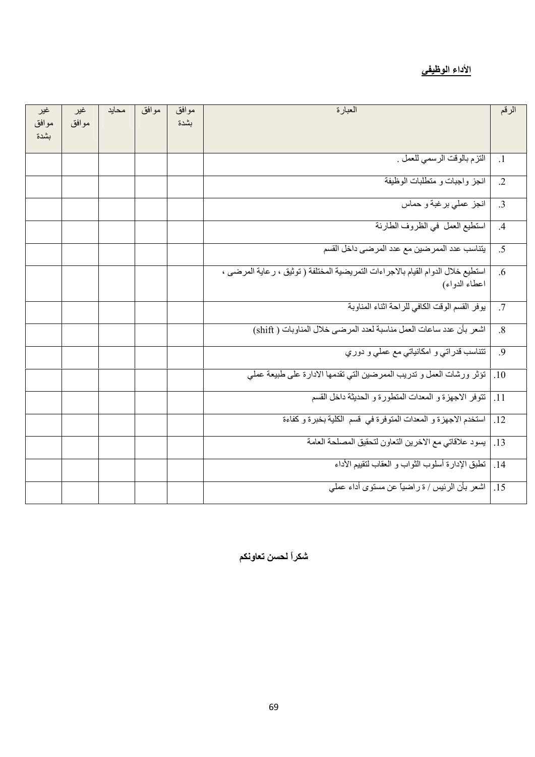## الأداء الوظيفي

| الرقم | العبارة | موافق بشدة | موافق | محايد | غير موافق | غير موافق بشدة |
|---|---|---|---|---|---|---|
| .1 | التزم بالوقت الرسمي للعمل . | | | | | |
| .2 | انجز واجبات و متطلبات الوظيفة | | | | | |
| .3 | انجز عملي برغبة و حماس | | | | | |
| .4 | استطيع العمل في الظروف الطارئة | | | | | |
| .5 | يتناسب عدد الممرضين مع عدد المرضى داخل القسم | | | | | |
| .6 | استطيع خلال الدوام القيام بالاجراءات التمريضية المختلفة ( توثيق ، رعاية المرضى ، اعطاء الدواء) | | | | | |
| .7 | يوفر القسم الوقت الكافي للراحة اثناء المناوبة | | | | | |
| .8 | اشعر بأن عدد ساعات العمل مناسبة لعدد المرضى خلال المناوبات ( shift) | | | | | |
| .9 | تتناسب قدراتي و امكانياتي مع عملي و دوري | | | | | |
| .10 | تؤثر ورشات العمل و تدريب الممرضين التي تقدمها الادارة على طبيعة عملي | | | | | |
| .11 | تتوفر الاجهزة و المعدات المتطورة و الحديثة داخل القسم | | | | | |
| .12 | استخدم الاجهزة و المعدات المتوفرة في قسم الكلية بخبرة و كفاءة | | | | | |
| .13 | يسود علاقاتي مع الاخرين التعاون لتحقيق المصلحة العامة | | | | | |
| .14 | تطبق الإدارة أسلوب الثواب و العقاب لتقييم الأداء | | | | | |
| .15 | اشعر بأن الرئيس / ة راضياً عن مستوى أداء عملي | | | | | |

**شكراً لحسن تعاونكم**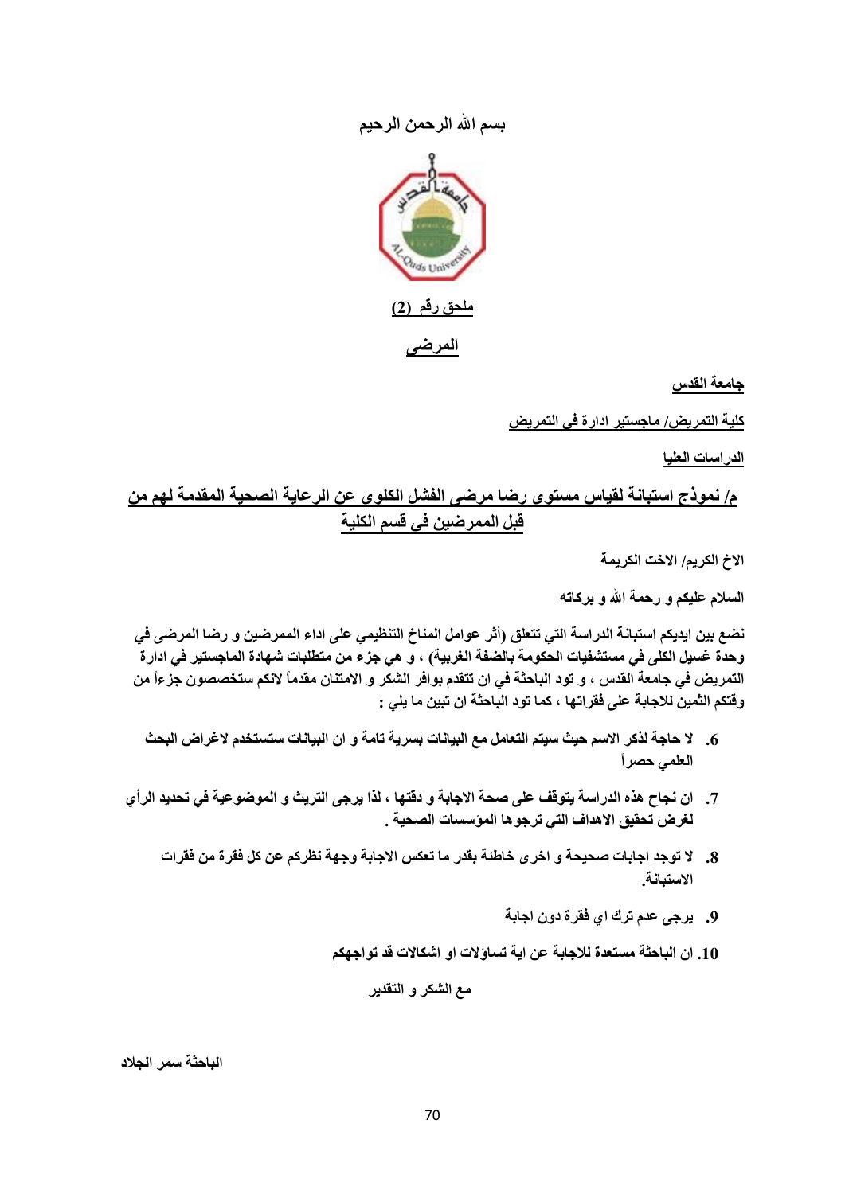بسم الله الرحمن الرحيم

**ملحق رقم (2)**

**المرضى**

**جامعة القدس**

**كلية التمريض/ ماجستير ادارة في التمريض**

**الدراسات العليا**

## م/ نموذج استبانة لقياس مستوى رضا مرضى الفشل الكلوي عن الرعاية الصحية المقدمة لهم من قبل الممرضين في قسم الكلية

**الاخ الكريم/ الاخت الكريمة**

**السلام عليكم و رحمة الله و بركاته**

**نضع بين ايديكم استبانة الدراسة التي تتعلق (أثر عوامل المناخ التنظيمي على اداء الممرضين و رضا المرضى في وحدة غسيل الكلى في مستشفيات الحكومة بالضفة الغربية) ، و هي جزء من متطلبات شهادة الماجستير في ادارة التمريض في جامعة القدس ، و تود الباحثة في ان تتقدم بوافر الشكر و الامتنان مقدماً لانكم ستخصصون جزءاً من وقتكم الثمين للاجابة على فقراتها ، كما تود الباحثة ان تبين ما يلي :**

6. **لا حاجة لذكر الاسم حيث سيتم التعامل مع البيانات بسرية تامة و ان البيانات ستستخدم لاغراض البحث العلمي حصراً**
7. **ان نجاح هذه الدراسة يتوقف على صحة الاجابة و دقتها ، لذا يرجى التريث و الموضوعية في تحديد الرأي لغرض تحقيق الاهداف التي ترجوها المؤسسات الصحية .**
8. **لا توجد اجابات صحيحة و اخرى خاطئة بقدر ما تعكس الاجابة وجهة نظركم عن كل فقرة من فقرات الاستبانة.**
9. **يرجى عدم ترك اي فقرة دون اجابة**
10. **ان الباحثة مستعدة للاجابة عن اية تساؤلات او اشكالات قد تواجهكم**

**مع الشكر و التقدير**

**الباحثة سمر الجلاد**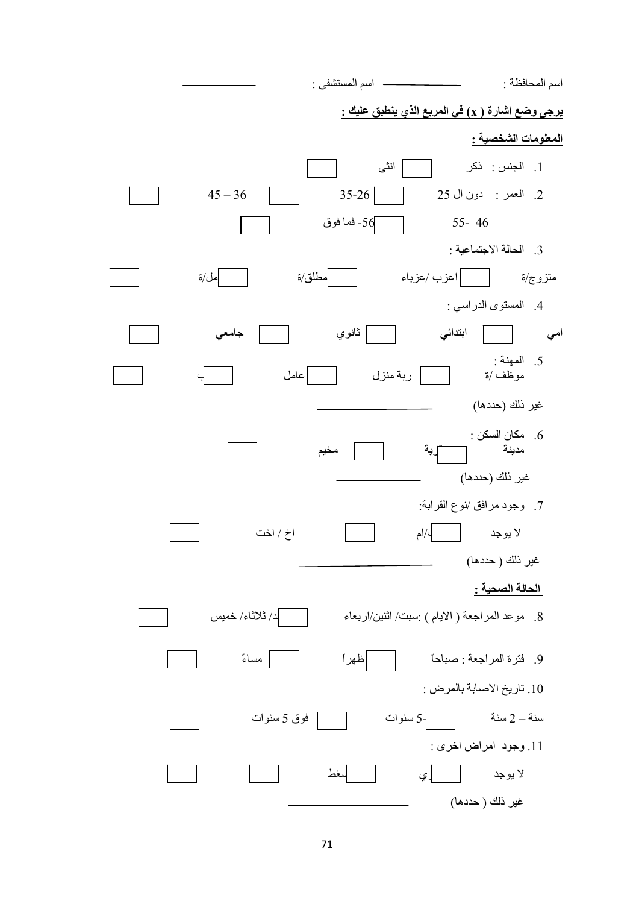اسم المحافظة : ____________ اسم المستشفى : ____________

**يرجى وضع اشارة ( x ) في المربع الذي ينطبق عليك :**

**المعلومات الشخصية :**

1. الجنس : ذكر ☐ انثى ☐
2. العمر : دون ال 25 ☐ 26-35 ☐ 36 – 45 ☐ 46 -55 ☐ 56- فما فوق ☐
3. الحالة الاجتماعية :
   متزوج/ة ☐ اعزب /عزباء ☐ مطلق/ة ☐ مل/ة ☐
4. المستوى الدراسي :
   امي ☐ ابتدائي ☐ ثانوي ☐ جامعي ☐
5. المهنة :
   موظف /ة ☐ ربة منزل ☐ عامل ☐ ب ☐
   غير ذلك (حددها) ____________
6. مكان السكن :
   مدينة ☐ ية ☐ مخيم ☐
   غير ذلك (حددها) ____________
7. وجود مرافق /نوع القرابة:
   لا يوجد ☐ /ام ☐ اخ / اخت ☐
   غير ذلك ( حددها) ____________

**الحالة الصحية :**

8. موعد المراجعة ( الايام ) :سبت/ اثنين/اربعاء ☐ د/ ثلاثاء/ خميس ☐
9. فترة المراجعة : صباحاً ☐ ظهراً ☐ مساءً ☐
10. تاريخ الاصابة بالمرض :
    سنة – 2 سنة ☐ -5 سنوات ☐ فوق 5 سنوات ☐
11. وجود امراض اخرى :
    لا يوجد ☐ ي ☐ ىغط ☐ ☐
    غير ذلك ( حددها) ____________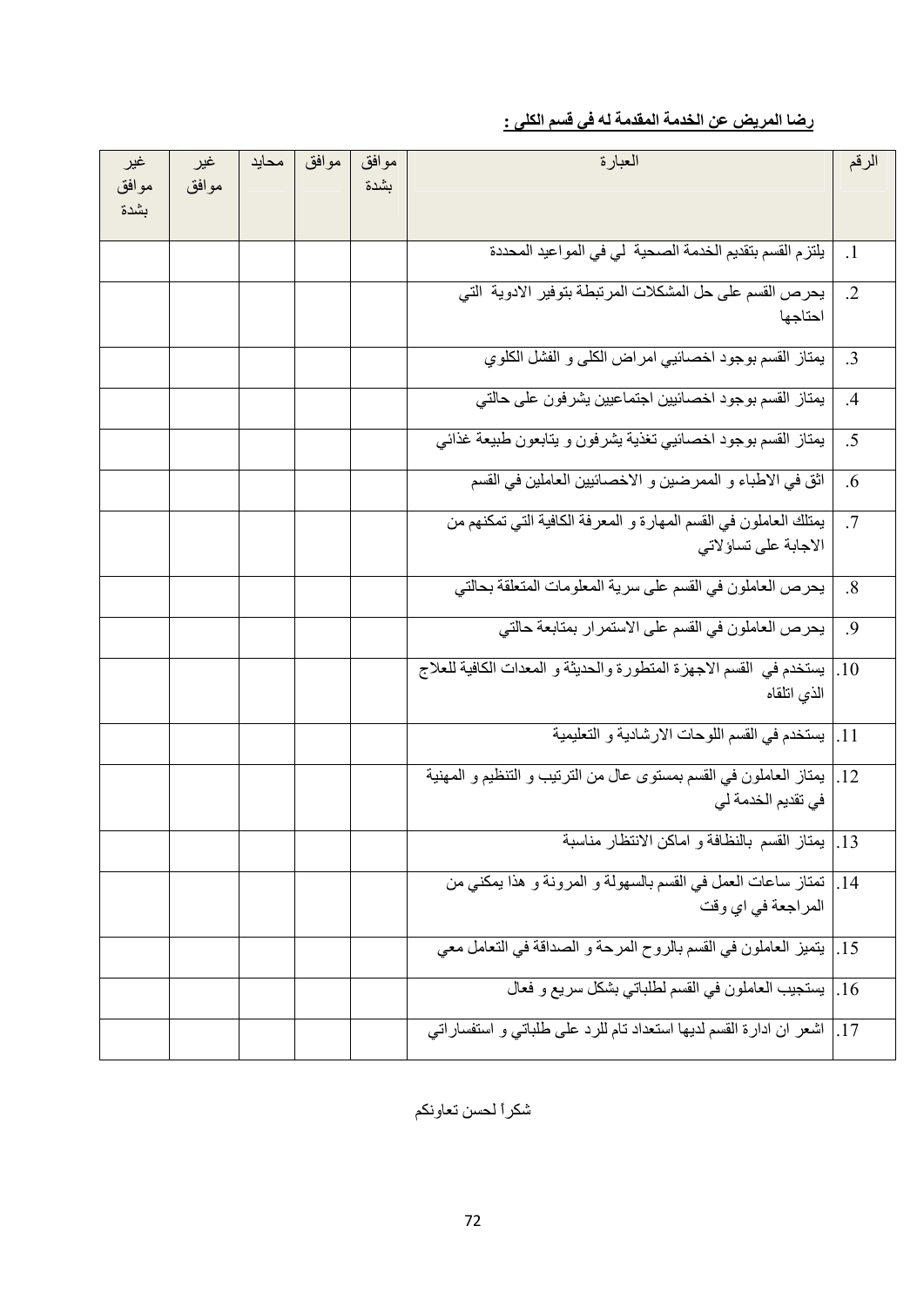**رضا المريض عن الخدمة المقدمة له في قسم الكلى :**

| الرقم | العبارة | موافق بشدة | موافق | محايد | غير موافق | غير موافق بشدة |
|---|---|---|---|---|---|---|
| .1 | يلتزم القسم بتقديم الخدمة الصحية لي في المواعيد المحددة | | | | | |
| .2 | يحرص القسم على حل المشكلات المرتبطة بتوفير الادوية التي احتاجها | | | | | |
| .3 | يمتاز القسم بوجود اخصائيي امراض الكلى و الفشل الكلوي | | | | | |
| .4 | يمتاز القسم بوجود اخصائيين اجتماعيين يشرفون على حالتي | | | | | |
| .5 | يمتاز القسم بوجود اخصائيي تغذية يشرفون و يتابعون طبيعة غذائي | | | | | |
| .6 | اثق في الاطباء و الممرضين و الاخصائيين العاملين في القسم | | | | | |
| .7 | يمتلك العاملون في القسم المهارة و المعرفة الكافية التي تمكنهم من الاجابة على تساؤلاتي | | | | | |
| .8 | يحرص العاملون في القسم على سرية المعلومات المتعلقة بحالتي | | | | | |
| .9 | يحرص العاملون في القسم على الاستمرار بمتابعة حالتي | | | | | |
| .10 | يستخدم في القسم الاجهزة المتطورة والحديثة و المعدات الكافية للعلاج الذي اتلقاه | | | | | |
| .11 | يستخدم في القسم اللوحات الارشادية و التعليمية | | | | | |
| .12 | يمتاز العاملون في القسم بمستوى عال من الترتيب و التنظيم و المهنية في تقديم الخدمة لي | | | | | |
| .13 | يمتاز القسم بالنظافة و اماكن الانتظار مناسبة | | | | | |
| .14 | تمتاز ساعات العمل في القسم بالسهولة و المرونة و هذا يمكني من المراجعة في اي وقت | | | | | |
| .15 | يتميز العاملون في القسم بالروح المرحة و الصداقة في التعامل معي | | | | | |
| .16 | يستجيب العاملون في القسم لطلباتي بشكل سريع و فعال | | | | | |
| .17 | اشعر ان ادارة القسم لديها استعداد تام للرد على طلباتي و استفساراتي | | | | | |

شكراً لحسن تعاونكم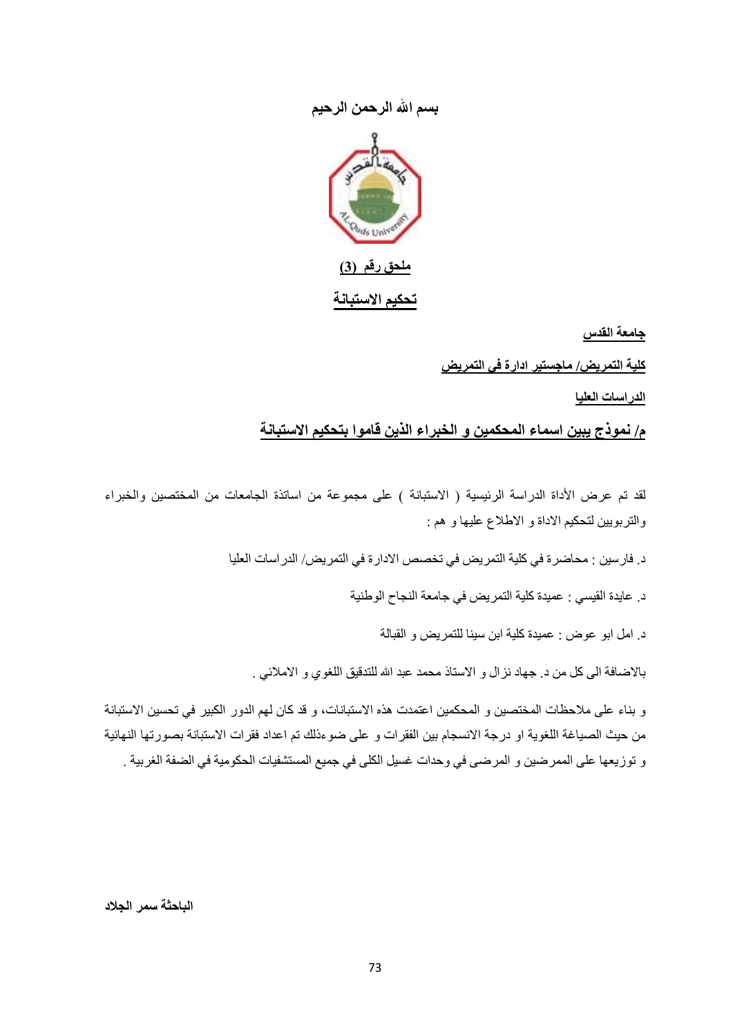**بسم الله الرحمن الرحيم**

**ملحق رقم (3)**

**تحكيم الاستبانة**

**جامعة القدس**

**كلية التمريض/ ماجستير ادارة في التمريض**

**الدراسات العليا**

**م/ نموذج يبين اسماء المحكمين و الخبراء الذين قاموا بتحكيم الاستبانة**

لقد تم عرض الأداة الدراسة الرئيسية ( الاستبانة ) على مجموعة من اساتذة الجامعات من المختصين والخبراء والتربويين لتحكيم الاداة و الاطلاع عليها و هم :

د. فارسين : محاضرة في كلية التمريض في تخصص الادارة في التمريض/ الدراسات العليا

د. عايدة القيسي : عميدة كلية التمريض في جامعة النجاح الوطنية

د. امل ابو عوض : عميدة كلية ابن سينا للتمريض و القبالة

بالاضافة الى كل من د. جهاد نزال و الاستاذ محمد عبد الله للتدقيق اللغوي و الاملائي .

و بناء على ملاحظات المختصين و المحكمين اعتمدت هذه الاستبانات، و قد كان لهم الدور الكبير في تحسين الاستبانة من حيث الصياغة اللغوية او درجة الانسجام بين الفقرات و على ضوءذلك تم اعداد فقرات الاستبانة بصورتها النهائية و توزيعها على الممرضين و المرضى في وحدات غسيل الكلى في جميع المستشفيات الحكومية في الضفة الغربية .

**الباحثة سمر الجلاد**